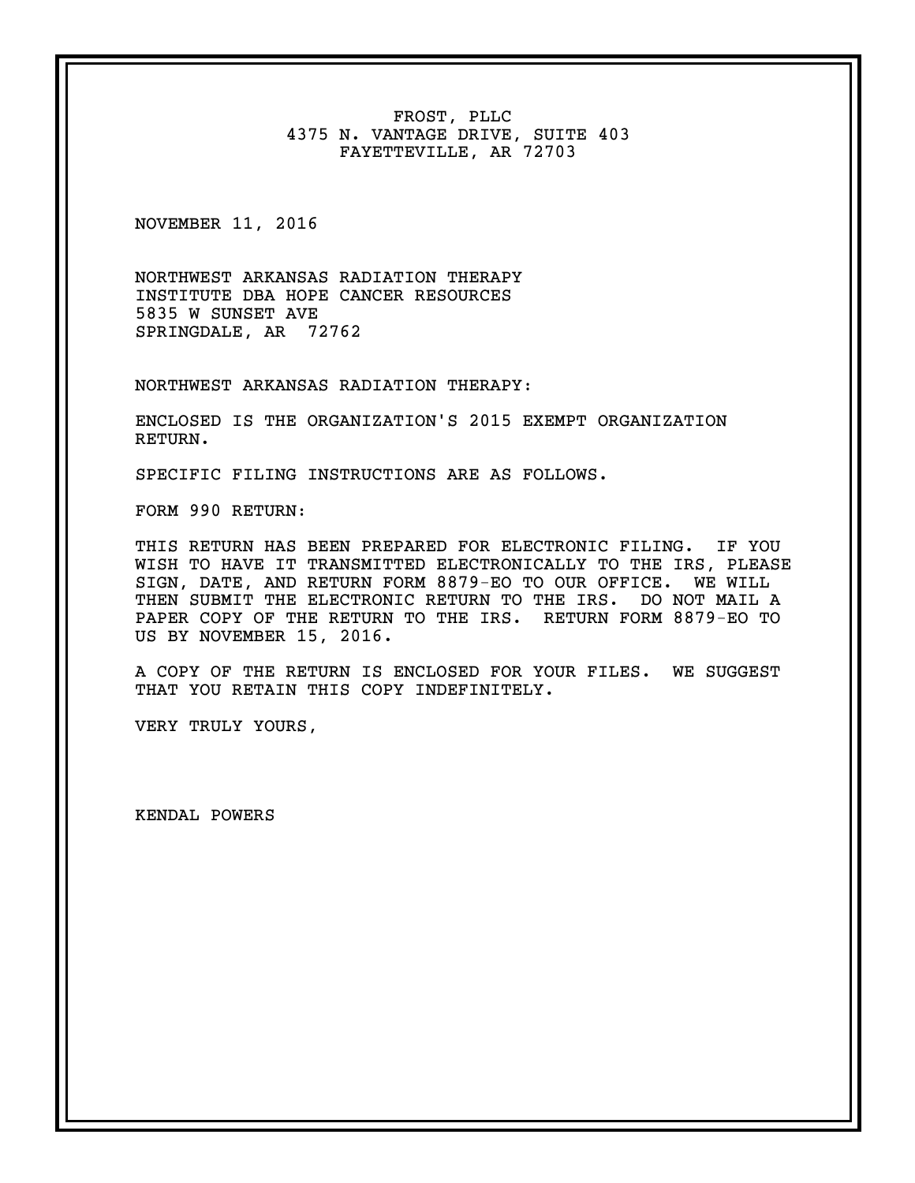FROST, PLLC
4375 N. VANTAGE DRIVE, SUITE 403
FAYETTEVILLE, AR 72703

NOVEMBER 11, 2016

NORTHWEST ARKANSAS RADIATION THERAPY
INSTITUTE DBA HOPE CANCER RESOURCES
5835 W SUNSET AVE
SPRINGDALE, AR 72762

NORTHWEST ARKANSAS RADIATION THERAPY:

ENCLOSED IS THE ORGANIZATION'S 2015 EXEMPT ORGANIZATION RETURN.

SPECIFIC FILING INSTRUCTIONS ARE AS FOLLOWS.

FORM 990 RETURN:

THIS RETURN HAS BEEN PREPARED FOR ELECTRONIC FILING. IF YOU WISH TO HAVE IT TRANSMITTED ELECTRONICALLY TO THE IRS, PLEASE SIGN, DATE, AND RETURN FORM 8879-EO TO OUR OFFICE. WE WILL THEN SUBMIT THE ELECTRONIC RETURN TO THE IRS. DO NOT MAIL A PAPER COPY OF THE RETURN TO THE IRS. RETURN FORM 8879-EO TO US BY NOVEMBER 15, 2016.

A COPY OF THE RETURN IS ENCLOSED FOR YOUR FILES. WE SUGGEST THAT YOU RETAIN THIS COPY INDEFINITELY.

VERY TRULY YOURS,

KENDAL POWERS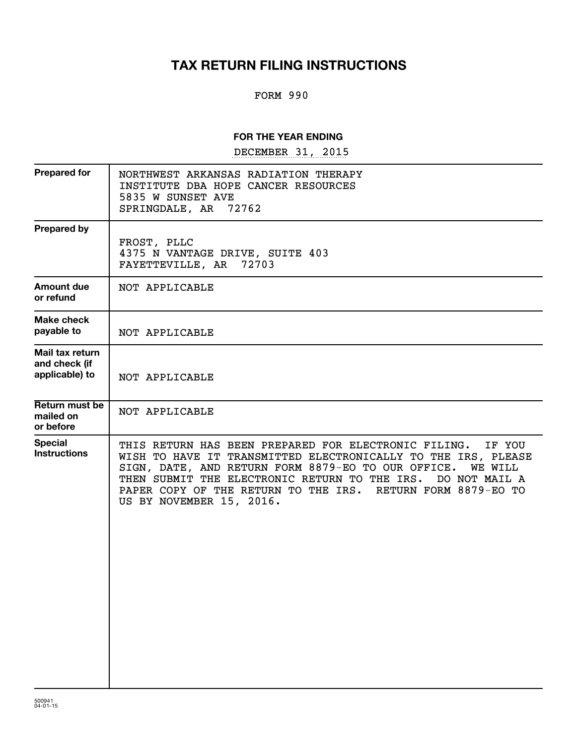# TAX RETURN FILING INSTRUCTIONS

FORM 990

**FOR THE YEAR ENDING**

DECEMBER 31, 2015

| | |
|---|---|
| **Prepared for** | NORTHWEST ARKANSAS RADIATION THERAPY INSTITUTE DBA HOPE CANCER RESOURCES<br>5835 W SUNSET AVE<br>SPRINGDALE, AR 72762 |
| **Prepared by** | FROST, PLLC<br>4375 N VANTAGE DRIVE, SUITE 403<br>FAYETTEVILLE, AR 72703 |
| **Amount due or refund** | NOT APPLICABLE |
| **Make check payable to** | NOT APPLICABLE |
| **Mail tax return and check (if applicable) to** | NOT APPLICABLE |
| **Return must be mailed on or before** | NOT APPLICABLE |
| **Special Instructions** | THIS RETURN HAS BEEN PREPARED FOR ELECTRONIC FILING. IF YOU WISH TO HAVE IT TRANSMITTED ELECTRONICALLY TO THE IRS, PLEASE SIGN, DATE, AND RETURN FORM 8879-EO TO OUR OFFICE. WE WILL THEN SUBMIT THE ELECTRONIC RETURN TO THE IRS. DO NOT MAIL A PAPER COPY OF THE RETURN TO THE IRS. RETURN FORM 8879-EO TO US BY NOVEMBER 15, 2016. |

500941
04-01-15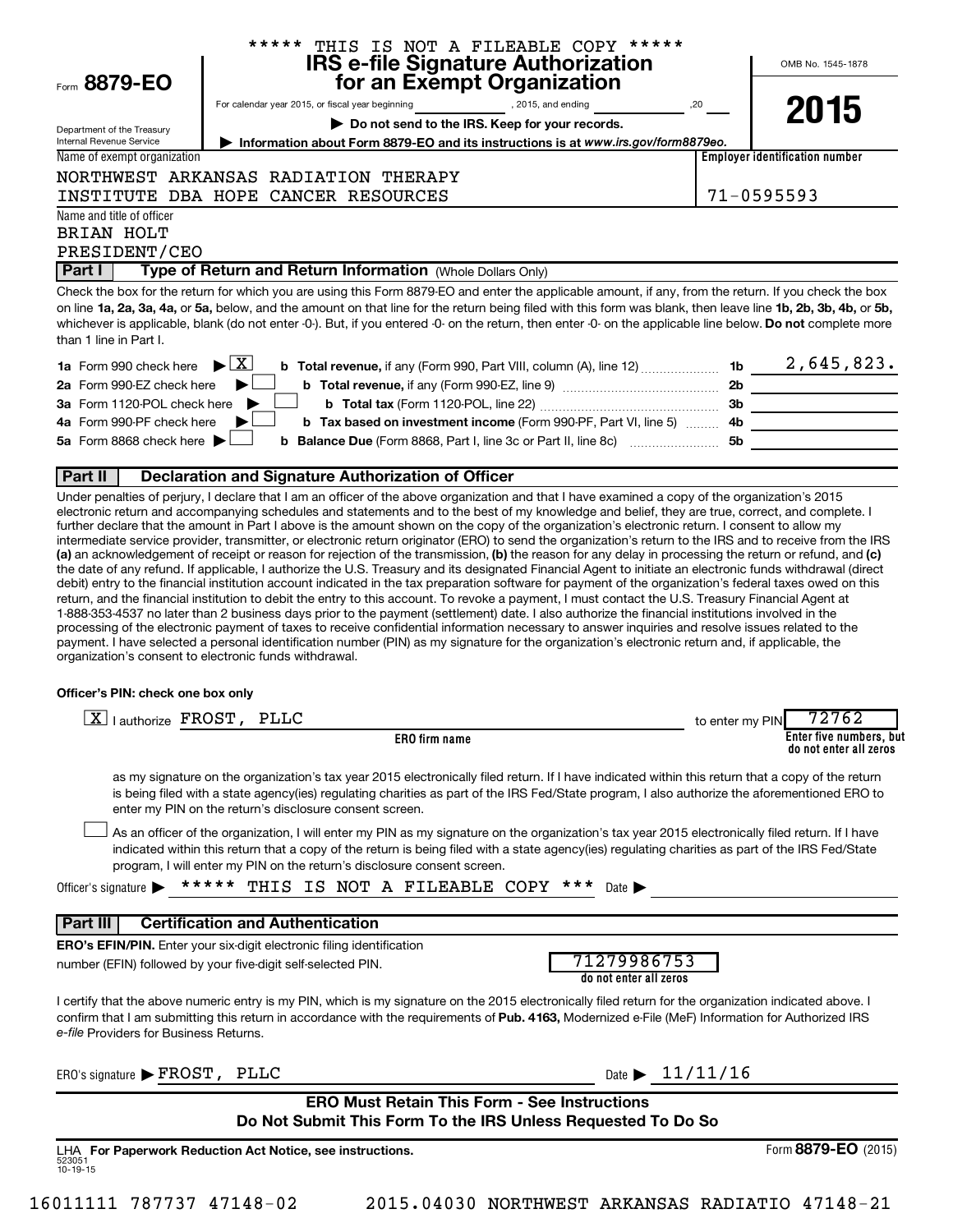***** THIS IS NOT A FILEABLE COPY *****

Form **8879-EO**

Department of the Treasury
Internal Revenue Service

# IRS e-file Signature Authorization for an Exempt Organization

For calendar year 2015, or fiscal year beginning \_\_\_\_\_\_\_\_, 2015, and ending \_\_\_\_\_\_\_\_, 20\_\_

▶ Do not send to the IRS. Keep for your records.

▶ Information about Form 8879-EO and its instructions is at *www.irs.gov/form8879eo.*

OMB No. 1545-1878

**2015**

| Name of exempt organization | Employer identification number |
|---|---|
| NORTHWEST ARKANSAS RADIATION THERAPY INSTITUTE DBA HOPE CANCER RESOURCES | 71-0595593 |

Name and title of officer
BRIAN HOLT
PRESIDENT/CEO

## Part I Type of Return and Return Information (Whole Dollars Only)

Check the box for the return for which you are using this Form 8879-EO and enter the applicable amount, if any, from the return. If you check the box on line **1a, 2a, 3a, 4a,** or **5a,** below, and the amount on that line for the return being filed with this form was blank, then leave line **1b, 2b, 3b, 4b,** or **5b,** whichever is applicable, blank (do not enter -0-). But, if you entered -0- on the return, then enter -0- on the applicable line below. **Do not** complete more than 1 line in Part I.

| | | | |
|---|---|---|---|
| **1a** Form 990 check here ▶ [X] | **b Total revenue,** if any (Form 990, Part VIII, column (A), line 12) | **1b** | 2,645,823. |
| **2a** Form 990-EZ check here ▶ [ ] | **b Total revenue,** if any (Form 990-EZ, line 9) | **2b** | |
| **3a** Form 1120-POL check here ▶ [ ] | **b Total tax** (Form 1120-POL, line 22) | **3b** | |
| **4a** Form 990-PF check here ▶ [ ] | **b Tax based on investment income** (Form 990-PF, Part VI, line 5) | **4b** | |
| **5a** Form 8868 check here ▶ [ ] | **b Balance Due** (Form 8868, Part I, line 3c or Part II, line 8c) | **5b** | |

## Part II Declaration and Signature Authorization of Officer

Under penalties of perjury, I declare that I am an officer of the above organization and that I have examined a copy of the organization's 2015 electronic return and accompanying schedules and statements and to the best of my knowledge and belief, they are true, correct, and complete. I further declare that the amount in Part I above is the amount shown on the copy of the organization's electronic return. I consent to allow my intermediate service provider, transmitter, or electronic return originator (ERO) to send the organization's return to the IRS and to receive from the IRS **(a)** an acknowledgement of receipt or reason for rejection of the transmission, **(b)** the reason for any delay in processing the return or refund, and **(c)** the date of any refund. If applicable, I authorize the U.S. Treasury and its designated Financial Agent to initiate an electronic funds withdrawal (direct debit) entry to the financial institution account indicated in the tax preparation software for payment of the organization's federal taxes owed on this return, and the financial institution to debit the entry to this account. To revoke a payment, I must contact the U.S. Treasury Financial Agent at 1-888-353-4537 no later than 2 business days prior to the payment (settlement) date. I also authorize the financial institutions involved in the processing of the electronic payment of taxes to receive confidential information necessary to answer inquiries and resolve issues related to the payment. I have selected a personal identification number (PIN) as my signature for the organization's electronic return and, if applicable, the organization's consent to electronic funds withdrawal.

**Officer's PIN: check one box only**

[X] I authorize FROST, PLLC (ERO firm name) to enter my PIN 72762 (Enter five numbers, but do not enter all zeros)

as my signature on the organization's tax year 2015 electronically filed return. If I have indicated within this return that a copy of the return is being filed with a state agency(ies) regulating charities as part of the IRS Fed/State program, I also authorize the aforementioned ERO to enter my PIN on the return's disclosure consent screen.

[ ] As an officer of the organization, I will enter my PIN as my signature on the organization's tax year 2015 electronically filed return. If I have indicated within this return that a copy of the return is being filed with a state agency(ies) regulating charities as part of the IRS Fed/State program, I will enter my PIN on the return's disclosure consent screen.

Officer's signature ▶ ***** THIS IS NOT A FILEABLE COPY *** Date ▶

## Part III Certification and Authentication

**ERO's EFIN/PIN.** Enter your six-digit electronic filing identification number (EFIN) followed by your five-digit self-selected PIN. 71279986753 (do not enter all zeros)

I certify that the above numeric entry is my PIN, which is my signature on the 2015 electronically filed return for the organization indicated above. I confirm that I am submitting this return in accordance with the requirements of **Pub. 4163,** Modernized e-File (MeF) Information for Authorized IRS *e-file* Providers for Business Returns.

ERO's signature ▶ FROST, PLLC Date ▶ 11/11/16

**ERO Must Retain This Form - See Instructions**
**Do Not Submit This Form To the IRS Unless Requested To Do So**

LHA **For Paperwork Reduction Act Notice, see instructions.** Form **8879-EO** (2015)

523051 10-19-15

16011111 787737 47148-02 2015.04030 NORTHWEST ARKANSAS RADIATIO 47148-21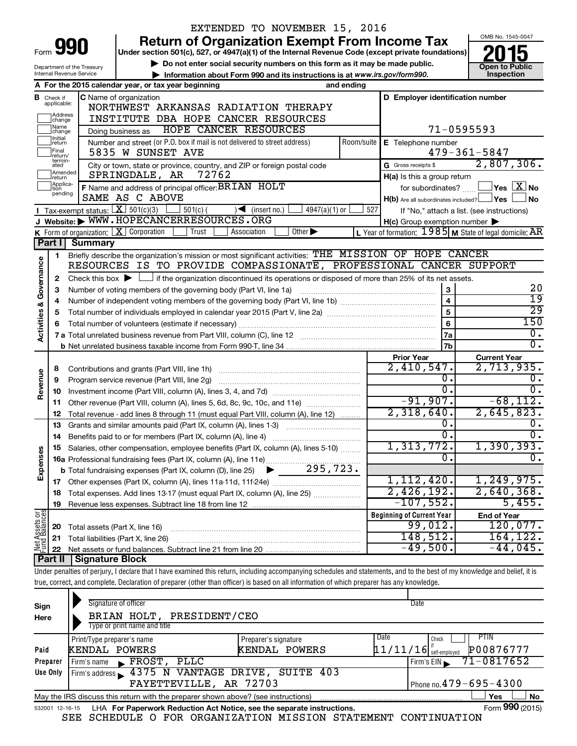EXTENDED TO NOVEMBER 15, 2016

# Form 990 Return of Organization Exempt From Income Tax

**Under section 501(c), 527, or 4947(a)(1) of the Internal Revenue Code (except private foundations)**

▶ Do not enter social security numbers on this form as it may be made public.

▶ Information about Form 990 and its instructions is at www.irs.gov/form990.

Department of the Treasury
Internal Revenue Service

OMB No. 1545-0047

**2015**

**Open to Public Inspection**

**A** For the 2015 calendar year, or tax year beginning and ending

**B** Check if applicable: Address change / Name change / Initial return / Final return/terminated / Amended return / Application pending

**C** Name of organization
NORTHWEST ARKANSAS RADIATION THERAPY INSTITUTE DBA HOPE CANCER RESOURCES

Doing business as HOPE CANCER RESOURCES

Number and street (or P.O. box if mail is not delivered to street address) Room/suite
5835 W SUNSET AVE

City or town, state or province, country, and ZIP or foreign postal code
SPRINGDALE, AR 72762

**D** Employer identification number: 71-0595593

**E** Telephone number: 479-361-5847

**G** Gross receipts $ 2,807,306.

**F** Name and address of principal officer: BRIAN HOLT
SAME AS C ABOVE

**H(a)** Is this a group return for subordinates? ☐ Yes ☒ No

**H(b)** Are all subordinates included? ☐ Yes ☐ No
If "No," attach a list. (see instructions)

**H(c)** Group exemption number ▶

**I** Tax-exempt status: ☒ 501(c)(3) ☐ 501(c) ( ) ◀ (insert no.) ☐ 4947(a)(1) or ☐ 527

**J** Website: ▶ WWW.HOPECANCERRESOURCES.ORG

**K** Form of organization: ☒ Corporation ☐ Trust ☐ Association ☐ Other ▶

**L** Year of formation: 1985 **M** State of legal domicile: AR

## Part I Summary

**Activities & Governance**

1. Briefly describe the organization's mission or most significant activities: THE MISSION OF HOPE CANCER RESOURCES IS TO PROVIDE COMPASSIONATE, PROFESSIONAL CANCER SUPPORT
2. Check this box ▶ ☐ if the organization discontinued its operations or disposed of more than 25% of its net assets.

| | | | |
|---|---|---|---|
| 3 | Number of voting members of the governing body (Part VI, line 1a) | 3 | 20 |
| 4 | Number of independent voting members of the governing body (Part VI, line 1b) | 4 | 19 |
| 5 | Total number of individuals employed in calendar year 2015 (Part V, line 2a) | 5 | 29 |
| 6 | Total number of volunteers (estimate if necessary) | 6 | 150 |
| 7a | Total unrelated business revenue from Part VIII, column (C), line 12 | 7a | 0. |
| b | Net unrelated business taxable income from Form 990-T, line 34 | 7b | 0. |

| | | Prior Year | Current Year |
|---|---|---|---|
| **Revenue** | | | |
| 8 | Contributions and grants (Part VIII, line 1h) | 2,410,547. | 2,713,935. |
| 9 | Program service revenue (Part VIII, line 2g) | 0. | 0. |
| 10 | Investment income (Part VIII, column (A), lines 3, 4, and 7d) | 0. | 0. |
| 11 | Other revenue (Part VIII, column (A), lines 5, 6d, 8c, 9c, 10c, and 11e) | -91,907. | -68,112. |
| 12 | Total revenue - add lines 8 through 11 (must equal Part VIII, column (A), line 12) | 2,318,640. | 2,645,823. |
| **Expenses** | | | |
| 13 | Grants and similar amounts paid (Part IX, column (A), lines 1-3) | 0. | 0. |
| 14 | Benefits paid to or for members (Part IX, column (A), line 4) | 0. | 0. |
| 15 | Salaries, other compensation, employee benefits (Part IX, column (A), lines 5-10) | 1,313,772. | 1,390,393. |
| 16a | Professional fundraising fees (Part IX, column (A), line 11e) | 0. | 0. |
| b | Total fundraising expenses (Part IX, column (D), line 25) ▶ 295,723. | | |
| 17 | Other expenses (Part IX, column (A), lines 11a-11d, 11f-24e) | 1,112,420. | 1,249,975. |
| 18 | Total expenses. Add lines 13-17 (must equal Part IX, column (A), line 25) | 2,426,192. | 2,640,368. |
| 19 | Revenue less expenses. Subtract line 18 from line 12 | -107,552. | 5,455. |

| **Net Assets or Fund Balances** | | Beginning of Current Year | End of Year |
|---|---|---|---|
| 20 | Total assets (Part X, line 16) | 99,012. | 120,077. |
| 21 | Total liabilities (Part X, line 26) | 148,512. | 164,122. |
| 22 | Net assets or fund balances. Subtract line 21 from line 20 | -49,500. | -44,045. |

## Part II Signature Block

Under penalties of perjury, I declare that I have examined this return, including accompanying schedules and statements, and to the best of my knowledge and belief, it is true, correct, and complete. Declaration of preparer (other than officer) is based on all information of which preparer has any knowledge.

**Sign Here**

Signature of officer — Date

BRIAN HOLT, PRESIDENT/CEO
Type or print name and title

| **Paid Preparer Use Only** | | | | |
|---|---|---|---|---|
| Print/Type preparer's name | Preparer's signature | Date | Check ☐ if self-employed | PTIN |
| KENDAL POWERS | KENDAL POWERS | 11/11/16 | | P00876777 |
| Firm's name ▶ FROST, PLLC | | | Firm's EIN ▶ 71-0817652 | |
| Firm's address ▶ 4375 N VANTAGE DRIVE, SUITE 403, FAYETTEVILLE, AR 72703 | | | Phone no. 479-695-4300 | |

May the IRS discuss this return with the preparer shown above? (see instructions) ☐ Yes ☐ No

532001 12-16-15 LHA For Paperwork Reduction Act Notice, see the separate instructions. Form **990** (2015)

SEE SCHEDULE O FOR ORGANIZATION MISSION STATEMENT CONTINUATION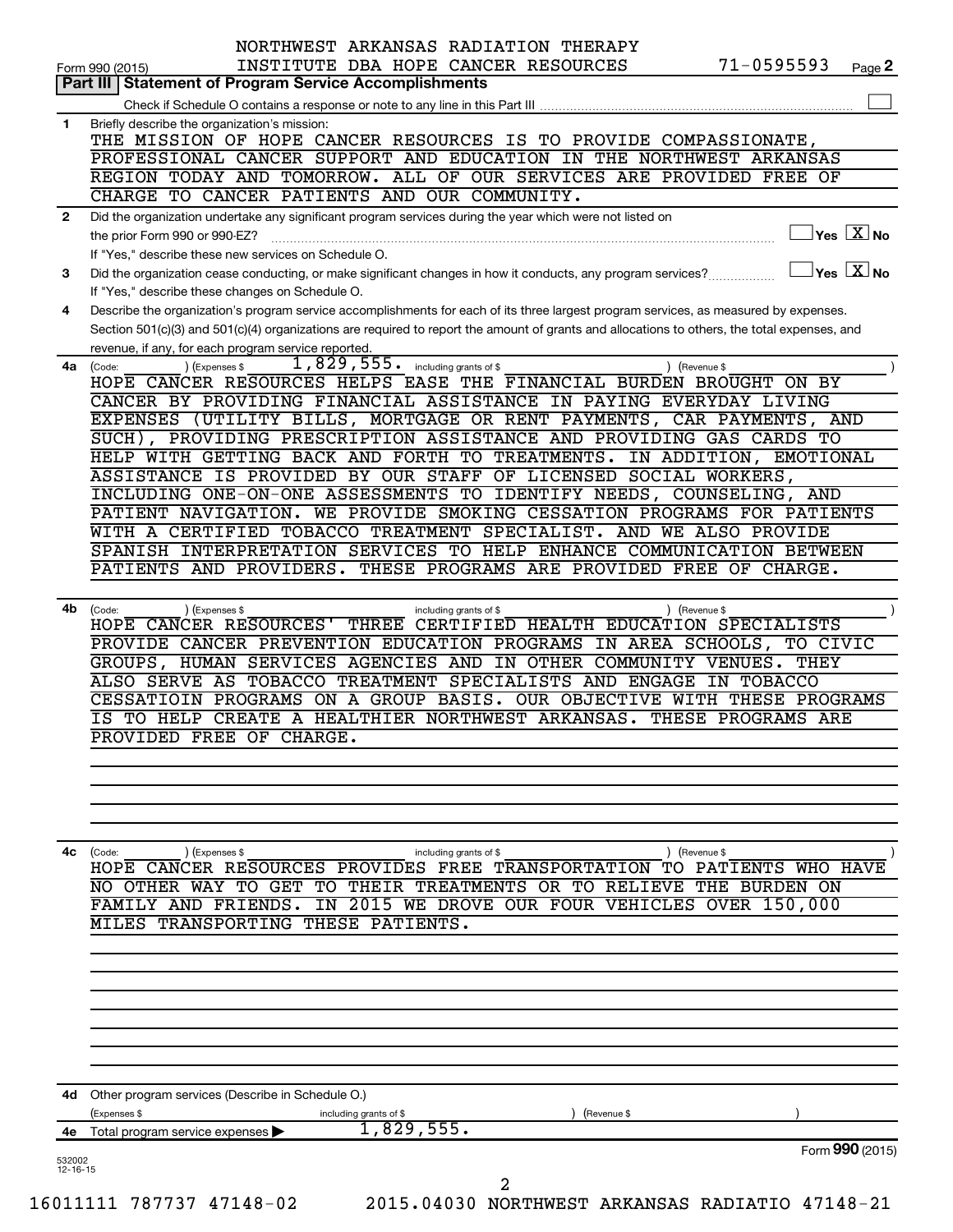NORTHWEST ARKANSAS RADIATION THERAPY INSTITUTE DBA HOPE CANCER RESOURCES 71-0595593

Form 990 (2015) Page 2

## Part III | Statement of Program Service Accomplishments

Check if Schedule O contains a response or note to any line in this Part III ☐

**1** Briefly describe the organization's mission:

THE MISSION OF HOPE CANCER RESOURCES IS TO PROVIDE COMPASSIONATE, PROFESSIONAL CANCER SUPPORT AND EDUCATION IN THE NORTHWEST ARKANSAS REGION TODAY AND TOMORROW. ALL OF OUR SERVICES ARE PROVIDED FREE OF CHARGE TO CANCER PATIENTS AND OUR COMMUNITY.

**2** Did the organization undertake any significant program services during the year which were not listed on the prior Form 990 or 990-EZ? ☐ Yes ☒ No

If "Yes," describe these new services on Schedule O.

**3** Did the organization cease conducting, or make significant changes in how it conducts, any program services? ☐ Yes ☒ No

If "Yes," describe these changes on Schedule O.

**4** Describe the organization's program service accomplishments for each of its three largest program services, as measured by expenses. Section 501(c)(3) and 501(c)(4) organizations are required to report the amount of grants and allocations to others, the total expenses, and revenue, if any, for each program service reported.

**4a** (Code: ) (Expenses $ 1,829,555. including grants of $ ) (Revenue $ )

HOPE CANCER RESOURCES HELPS EASE THE FINANCIAL BURDEN BROUGHT ON BY CANCER BY PROVIDING FINANCIAL ASSISTANCE IN PAYING EVERYDAY LIVING EXPENSES (UTILITY BILLS, MORTGAGE OR RENT PAYMENTS, CAR PAYMENTS, AND SUCH), PROVIDING PRESCRIPTION ASSISTANCE AND PROVIDING GAS CARDS TO HELP WITH GETTING BACK AND FORTH TO TREATMENTS. IN ADDITION, EMOTIONAL ASSISTANCE IS PROVIDED BY OUR STAFF OF LICENSED SOCIAL WORKERS, INCLUDING ONE-ON-ONE ASSESSMENTS TO IDENTIFY NEEDS, COUNSELING, AND PATIENT NAVIGATION. WE PROVIDE SMOKING CESSATION PROGRAMS FOR PATIENTS WITH A CERTIFIED TOBACCO TREATMENT SPECIALIST. AND WE ALSO PROVIDE SPANISH INTERPRETATION SERVICES TO HELP ENHANCE COMMUNICATION BETWEEN PATIENTS AND PROVIDERS. THESE PROGRAMS ARE PROVIDED FREE OF CHARGE.

**4b** (Code: ) (Expenses $ including grants of $ ) (Revenue $ )

HOPE CANCER RESOURCES' THREE CERTIFIED HEALTH EDUCATION SPECIALISTS PROVIDE CANCER PREVENTION EDUCATION PROGRAMS IN AREA SCHOOLS, TO CIVIC GROUPS, HUMAN SERVICES AGENCIES AND IN OTHER COMMUNITY VENUES. THEY ALSO SERVE AS TOBACCO TREATMENT SPECIALISTS AND ENGAGE IN TOBACCO CESSATIOIN PROGRAMS ON A GROUP BASIS. OUR OBJECTIVE WITH THESE PROGRAMS IS TO HELP CREATE A HEALTHIER NORTHWEST ARKANSAS. THESE PROGRAMS ARE PROVIDED FREE OF CHARGE.

**4c** (Code: ) (Expenses $ including grants of $ ) (Revenue $ )

HOPE CANCER RESOURCES PROVIDES FREE TRANSPORTATION TO PATIENTS WHO HAVE NO OTHER WAY TO GET TO THEIR TREATMENTS OR TO RELIEVE THE BURDEN ON FAMILY AND FRIENDS. IN 2015 WE DROVE OUR FOUR VEHICLES OVER 150,000 MILES TRANSPORTING THESE PATIENTS.

**4d** Other program services (Describe in Schedule O.)

(Expenses $ including grants of $ ) (Revenue $ )

**4e** Total program service expenses ▶ 1,829,555.

Form **990** (2015)

532002 12-16-15

16011111 787737 47148-02 2015.04030 NORTHWEST ARKANSAS RADIATIO 47148-21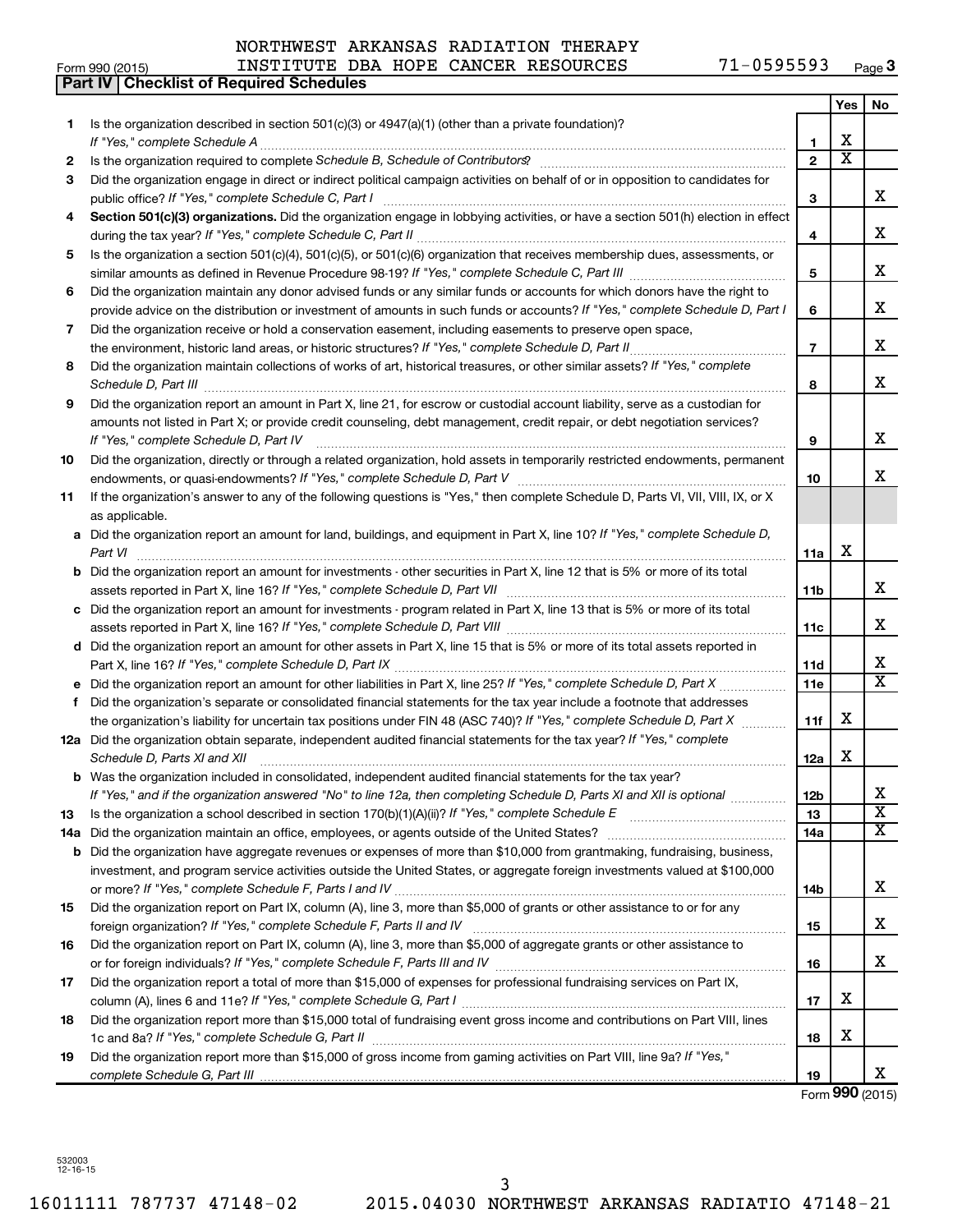NORTHWEST ARKANSAS RADIATION THERAPY

Form 990 (2015) INSTITUTE DBA HOPE CANCER RESOURCES 71-0595593 Page 3

**Part IV | Checklist of Required Schedules**

| | | | Yes | No |
|---|---|---|---|---|
| 1 | Is the organization described in section 501(c)(3) or 4947(a)(1) (other than a private foundation)? *If "Yes," complete Schedule A* | 1 | X | |
| 2 | Is the organization required to complete *Schedule B, Schedule of Contributors*? | 2 | X | |
| 3 | Did the organization engage in direct or indirect political campaign activities on behalf of or in opposition to candidates for public office? *If "Yes," complete Schedule C, Part I* | 3 | | X |
| 4 | **Section 501(c)(3) organizations.** Did the organization engage in lobbying activities, or have a section 501(h) election in effect during the tax year? *If "Yes," complete Schedule C, Part II* | 4 | | X |
| 5 | Is the organization a section 501(c)(4), 501(c)(5), or 501(c)(6) organization that receives membership dues, assessments, or similar amounts as defined in Revenue Procedure 98-19? *If "Yes," complete Schedule C, Part III* | 5 | | X |
| 6 | Did the organization maintain any donor advised funds or any similar funds or accounts for which donors have the right to provide advice on the distribution or investment of amounts in such funds or accounts? *If "Yes," complete Schedule D, Part I* | 6 | | X |
| 7 | Did the organization receive or hold a conservation easement, including easements to preserve open space, the environment, historic land areas, or historic structures? *If "Yes," complete Schedule D, Part II* | 7 | | X |
| 8 | Did the organization maintain collections of works of art, historical treasures, or other similar assets? *If "Yes," complete Schedule D, Part III* | 8 | | X |
| 9 | Did the organization report an amount in Part X, line 21, for escrow or custodial account liability, serve as a custodian for amounts not listed in Part X; or provide credit counseling, debt management, credit repair, or debt negotiation services? *If "Yes," complete Schedule D, Part IV* | 9 | | X |
| 10 | Did the organization, directly or through a related organization, hold assets in temporarily restricted endowments, permanent endowments, or quasi-endowments? *If "Yes," complete Schedule D, Part V* | 10 | | X |
| 11 | If the organization's answer to any of the following questions is "Yes," then complete Schedule D, Parts VI, VII, VIII, IX, or X as applicable. | | | |
| a | Did the organization report an amount for land, buildings, and equipment in Part X, line 10? *If "Yes," complete Schedule D, Part VI* | 11a | X | |
| b | Did the organization report an amount for investments - other securities in Part X, line 12 that is 5% or more of its total assets reported in Part X, line 16? *If "Yes," complete Schedule D, Part VII* | 11b | | X |
| c | Did the organization report an amount for investments - program related in Part X, line 13 that is 5% or more of its total assets reported in Part X, line 16? *If "Yes," complete Schedule D, Part VIII* | 11c | | X |
| d | Did the organization report an amount for other assets in Part X, line 15 that is 5% or more of its total assets reported in Part X, line 16? *If "Yes," complete Schedule D, Part IX* | 11d | | X |
| e | Did the organization report an amount for other liabilities in Part X, line 25? *If "Yes," complete Schedule D, Part X* | 11e | | X |
| f | Did the organization's separate or consolidated financial statements for the tax year include a footnote that addresses the organization's liability for uncertain tax positions under FIN 48 (ASC 740)? *If "Yes," complete Schedule D, Part X* | 11f | X | |
| 12a | Did the organization obtain separate, independent audited financial statements for the tax year? *If "Yes," complete Schedule D, Parts XI and XII* | 12a | X | |
| b | Was the organization included in consolidated, independent audited financial statements for the tax year? *If "Yes," and if the organization answered "No" to line 12a, then completing Schedule D, Parts XI and XII is optional* | 12b | | X |
| 13 | Is the organization a school described in section 170(b)(1)(A)(ii)? *If "Yes," complete Schedule E* | 13 | | X |
| 14a | Did the organization maintain an office, employees, or agents outside of the United States? | 14a | | X |
| b | Did the organization have aggregate revenues or expenses of more than $10,000 from grantmaking, fundraising, business, investment, and program service activities outside the United States, or aggregate foreign investments valued at $100,000 or more? *If "Yes," complete Schedule F, Parts I and IV* | 14b | | X |
| 15 | Did the organization report on Part IX, column (A), line 3, more than $5,000 of grants or other assistance to or for any foreign organization? *If "Yes," complete Schedule F, Parts II and IV* | 15 | | X |
| 16 | Did the organization report on Part IX, column (A), line 3, more than $5,000 of aggregate grants or other assistance to or for foreign individuals? *If "Yes," complete Schedule F, Parts III and IV* | 16 | | X |
| 17 | Did the organization report a total of more than $15,000 of expenses for professional fundraising services on Part IX, column (A), lines 6 and 11e? *If "Yes," complete Schedule G, Part I* | 17 | X | |
| 18 | Did the organization report more than $15,000 total of fundraising event gross income and contributions on Part VIII, lines 1c and 8a? *If "Yes," complete Schedule G, Part II* | 18 | X | |
| 19 | Did the organization report more than $15,000 of gross income from gaming activities on Part VIII, line 9a? *If "Yes," complete Schedule G, Part III* | 19 | | X |

Form **990** (2015)

532003 12-16-15

16011111 787737 47148-02 2015.04030 NORTHWEST ARKANSAS RADIATIO 47148-21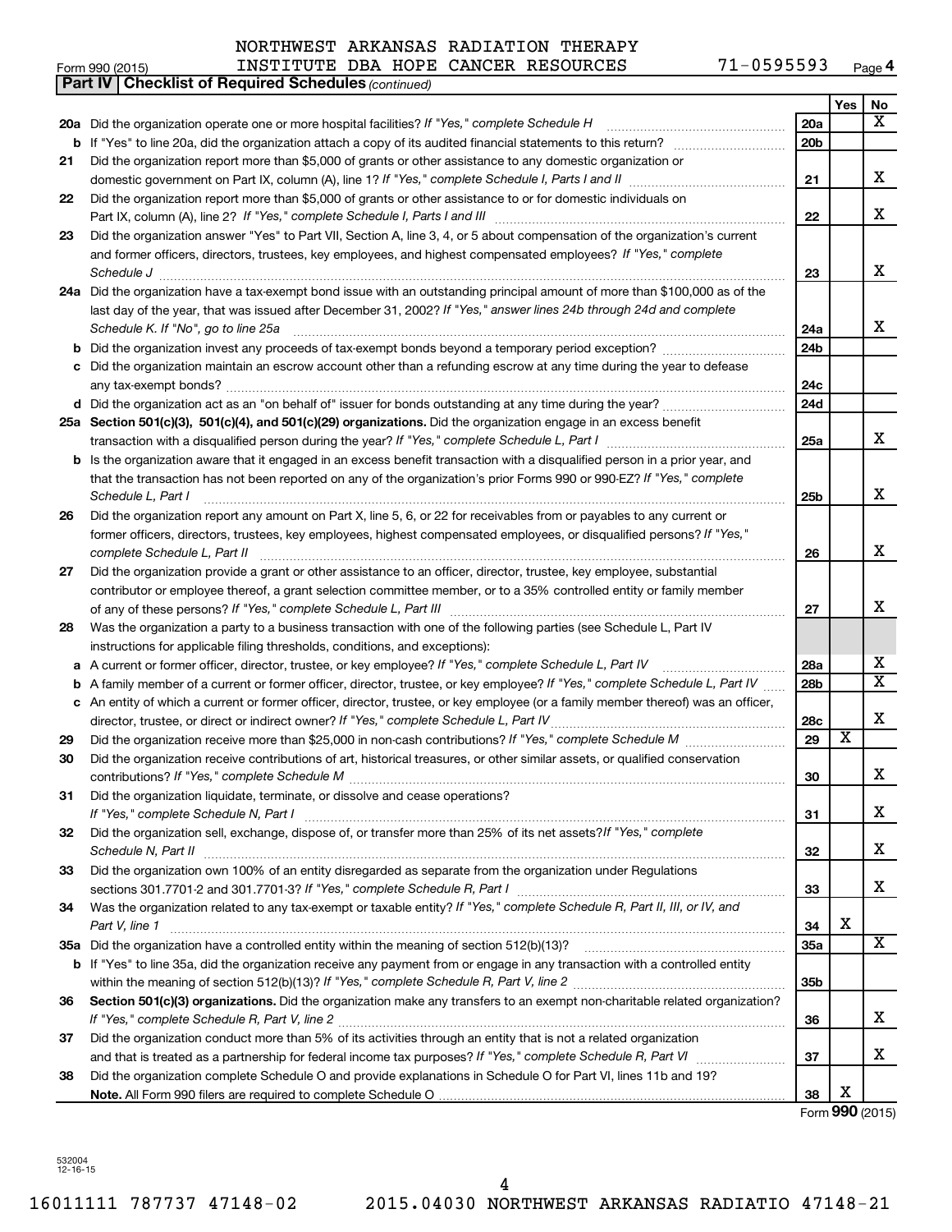NORTHWEST ARKANSAS RADIATION THERAPY

Form 990 (2015) INSTITUTE DBA HOPE CANCER RESOURCES 71-0595593 Page 4

**Part IV | Checklist of Required Schedules** *(continued)*

| | | | Yes | No |
|---|---|---|---|---|
| 20a | Did the organization operate one or more hospital facilities? *If "Yes," complete Schedule H* | 20a | | X |
| b | If "Yes" to line 20a, did the organization attach a copy of its audited financial statements to this return? | 20b | | |
| 21 | Did the organization report more than $5,000 of grants or other assistance to any domestic organization or domestic government on Part IX, column (A), line 1? *If "Yes," complete Schedule I, Parts I and II* | 21 | | X |
| 22 | Did the organization report more than $5,000 of grants or other assistance to or for domestic individuals on Part IX, column (A), line 2? *If "Yes," complete Schedule I, Parts I and III* | 22 | | X |
| 23 | Did the organization answer "Yes" to Part VII, Section A, line 3, 4, or 5 about compensation of the organization's current and former officers, directors, trustees, key employees, and highest compensated employees? *If "Yes," complete Schedule J* | 23 | | X |
| 24a | Did the organization have a tax-exempt bond issue with an outstanding principal amount of more than $100,000 as of the last day of the year, that was issued after December 31, 2002? *If "Yes," answer lines 24b through 24d and complete Schedule K. If "No", go to line 25a* | 24a | | X |
| b | Did the organization invest any proceeds of tax-exempt bonds beyond a temporary period exception? | 24b | | |
| c | Did the organization maintain an escrow account other than a refunding escrow at any time during the year to defease any tax-exempt bonds? | 24c | | |
| d | Did the organization act as an "on behalf of" issuer for bonds outstanding at any time during the year? | 24d | | |
| 25a | **Section 501(c)(3), 501(c)(4), and 501(c)(29) organizations.** Did the organization engage in an excess benefit transaction with a disqualified person during the year? *If "Yes," complete Schedule L, Part I* | 25a | | X |
| b | Is the organization aware that it engaged in an excess benefit transaction with a disqualified person in a prior year, and that the transaction has not been reported on any of the organization's prior Forms 990 or 990-EZ? *If "Yes," complete Schedule L, Part I* | 25b | | X |
| 26 | Did the organization report any amount on Part X, line 5, 6, or 22 for receivables from or payables to any current or former officers, directors, trustees, key employees, highest compensated employees, or disqualified persons? *If "Yes," complete Schedule L, Part II* | 26 | | X |
| 27 | Did the organization provide a grant or other assistance to an officer, director, trustee, key employee, substantial contributor or employee thereof, a grant selection committee member, or to a 35% controlled entity or family member of any of these persons? *If "Yes," complete Schedule L, Part III* | 27 | | X |
| 28 | Was the organization a party to a business transaction with one of the following parties (see Schedule L, Part IV instructions for applicable filing thresholds, conditions, and exceptions): | | | |
| a | A current or former officer, director, trustee, or key employee? *If "Yes," complete Schedule L, Part IV* | 28a | | X |
| b | A family member of a current or former officer, director, trustee, or key employee? *If "Yes," complete Schedule L, Part IV* | 28b | | X |
| c | An entity of which a current or former officer, director, trustee, or key employee (or a family member thereof) was an officer, director, trustee, or direct or indirect owner? *If "Yes," complete Schedule L, Part IV* | 28c | | X |
| 29 | Did the organization receive more than $25,000 in non-cash contributions? *If "Yes," complete Schedule M* | 29 | X | |
| 30 | Did the organization receive contributions of art, historical treasures, or other similar assets, or qualified conservation contributions? *If "Yes," complete Schedule M* | 30 | | X |
| 31 | Did the organization liquidate, terminate, or dissolve and cease operations? *If "Yes," complete Schedule N, Part I* | 31 | | X |
| 32 | Did the organization sell, exchange, dispose of, or transfer more than 25% of its net assets? *If "Yes," complete Schedule N, Part II* | 32 | | X |
| 33 | Did the organization own 100% of an entity disregarded as separate from the organization under Regulations sections 301.7701-2 and 301.7701-3? *If "Yes," complete Schedule R, Part I* | 33 | | X |
| 34 | Was the organization related to any tax-exempt or taxable entity? *If "Yes," complete Schedule R, Part II, III, or IV, and Part V, line 1* | 34 | X | |
| 35a | Did the organization have a controlled entity within the meaning of section 512(b)(13)? | 35a | | X |
| b | If "Yes" to line 35a, did the organization receive any payment from or engage in any transaction with a controlled entity within the meaning of section 512(b)(13)? *If "Yes," complete Schedule R, Part V, line 2* | 35b | | |
| 36 | **Section 501(c)(3) organizations.** Did the organization make any transfers to an exempt non-charitable related organization? *If "Yes," complete Schedule R, Part V, line 2* | 36 | | X |
| 37 | Did the organization conduct more than 5% of its activities through an entity that is not a related organization and that is treated as a partnership for federal income tax purposes? *If "Yes," complete Schedule R, Part VI* | 37 | | X |
| 38 | Did the organization complete Schedule O and provide explanations in Schedule O for Part VI, lines 11b and 19? **Note.** All Form 990 filers are required to complete Schedule O | 38 | X | |

Form **990** (2015)

532004 12-16-15

16011111 787737 47148-02 2015.04030 NORTHWEST ARKANSAS RADIATIO 47148-21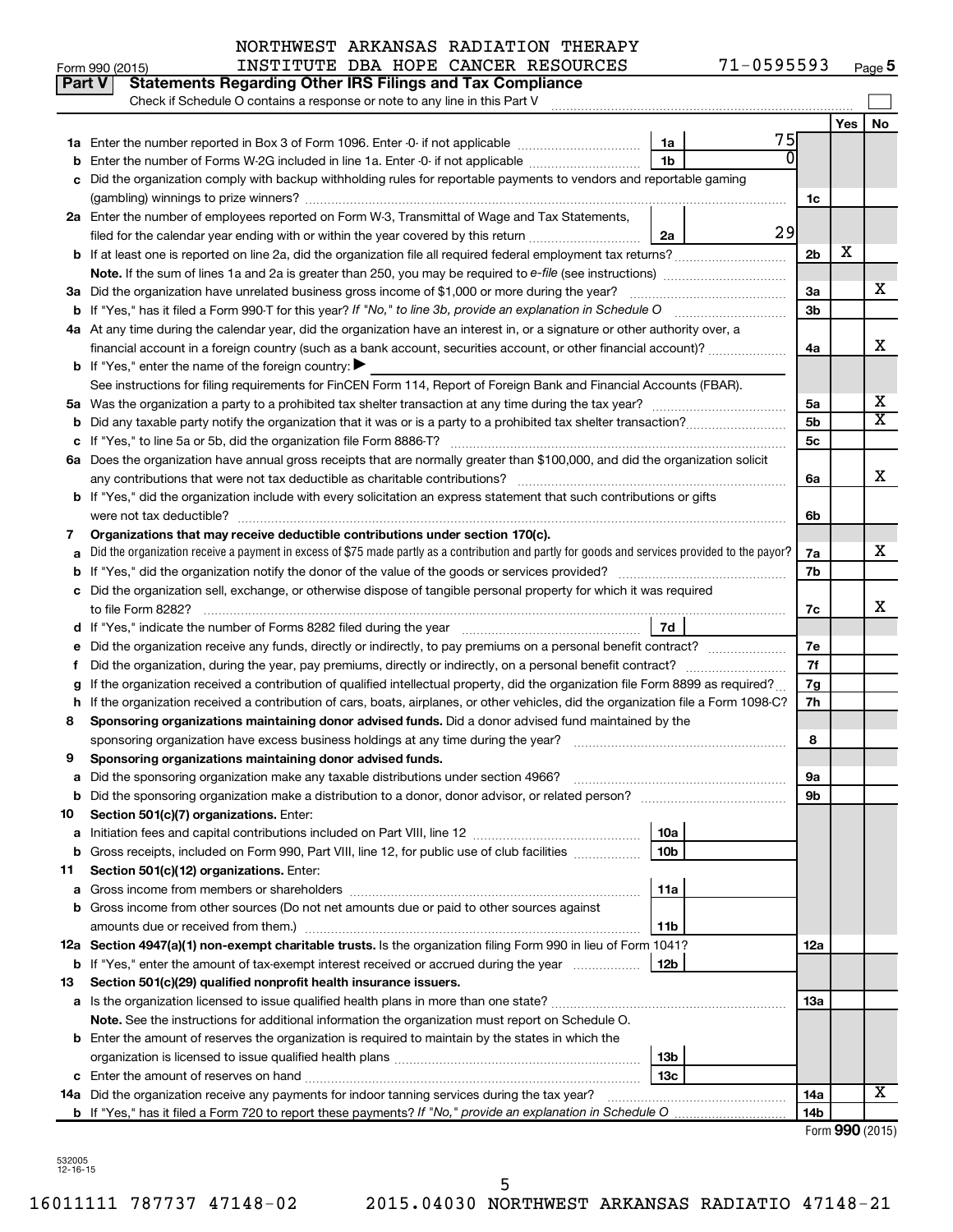NORTHWEST ARKANSAS RADIATION THERAPY INSTITUTE DBA HOPE CANCER RESOURCES 71-0595593

Form 990 (2015) Page 5

## Part V Statements Regarding Other IRS Filings and Tax Compliance

Check if Schedule O contains a response or note to any line in this Part V

| | | | | | Yes | No |
|---|---|---|---|---|---|---|
| 1a | Enter the number reported in Box 3 of Form 1096. Enter -0- if not applicable | 1a | 75 | | | |
| b | Enter the number of Forms W-2G included in line 1a. Enter -0- if not applicable | 1b | 0 | | | |
| c | Did the organization comply with backup withholding rules for reportable payments to vendors and reportable gaming (gambling) winnings to prize winners? | | | 1c | | |
| 2a | Enter the number of employees reported on Form W-3, Transmittal of Wage and Tax Statements, filed for the calendar year ending with or within the year covered by this return | 2a | 29 | | | |
| b | If at least one is reported on line 2a, did the organization file all required federal employment tax returns? | | | 2b | X | |
| | **Note.** If the sum of lines 1a and 2a is greater than 250, you may be required to *e-file* (see instructions) | | | | | |
| 3a | Did the organization have unrelated business gross income of $1,000 or more during the year? | | | 3a | | X |
| b | If "Yes," has it filed a Form 990-T for this year? *If "No," to line 3b, provide an explanation in Schedule O* | | | 3b | | |
| 4a | At any time during the calendar year, did the organization have an interest in, or a signature or other authority over, a financial account in a foreign country (such as a bank account, securities account, or other financial account)? | | | 4a | | X |
| b | If "Yes," enter the name of the foreign country: ▶ | | | | | |
| | See instructions for filing requirements for FinCEN Form 114, Report of Foreign Bank and Financial Accounts (FBAR). | | | | | |
| 5a | Was the organization a party to a prohibited tax shelter transaction at any time during the tax year? | | | 5a | | X |
| b | Did any taxable party notify the organization that it was or is a party to a prohibited tax shelter transaction? | | | 5b | | X |
| c | If "Yes," to line 5a or 5b, did the organization file Form 8886-T? | | | 5c | | |
| 6a | Does the organization have annual gross receipts that are normally greater than $100,000, and did the organization solicit any contributions that were not tax deductible as charitable contributions? | | | 6a | | X |
| b | If "Yes," did the organization include with every solicitation an express statement that such contributions or gifts were not tax deductible? | | | 6b | | |
| 7 | **Organizations that may receive deductible contributions under section 170(c).** | | | | | |
| a | Did the organization receive a payment in excess of $75 made partly as a contribution and partly for goods and services provided to the payor? | | | 7a | | X |
| b | If "Yes," did the organization notify the donor of the value of the goods or services provided? | | | 7b | | |
| c | Did the organization sell, exchange, or otherwise dispose of tangible personal property for which it was required to file Form 8282? | | | 7c | | X |
| d | If "Yes," indicate the number of Forms 8282 filed during the year | 7d | | | | |
| e | Did the organization receive any funds, directly or indirectly, to pay premiums on a personal benefit contract? | | | 7e | | |
| f | Did the organization, during the year, pay premiums, directly or indirectly, on a personal benefit contract? | | | 7f | | |
| g | If the organization received a contribution of qualified intellectual property, did the organization file Form 8899 as required? | | | 7g | | |
| h | If the organization received a contribution of cars, boats, airplanes, or other vehicles, did the organization file a Form 1098-C? | | | 7h | | |
| 8 | **Sponsoring organizations maintaining donor advised funds.** Did a donor advised fund maintained by the sponsoring organization have excess business holdings at any time during the year? | | | 8 | | |
| 9 | **Sponsoring organizations maintaining donor advised funds.** | | | | | |
| a | Did the sponsoring organization make any taxable distributions under section 4966? | | | 9a | | |
| b | Did the sponsoring organization make a distribution to a donor, donor advisor, or related person? | | | 9b | | |
| 10 | **Section 501(c)(7) organizations.** Enter: | | | | | |
| a | Initiation fees and capital contributions included on Part VIII, line 12 | 10a | | | | |
| b | Gross receipts, included on Form 990, Part VIII, line 12, for public use of club facilities | 10b | | | | |
| 11 | **Section 501(c)(12) organizations.** Enter: | | | | | |
| a | Gross income from members or shareholders | 11a | | | | |
| b | Gross income from other sources (Do not net amounts due or paid to other sources against amounts due or received from them.) | 11b | | | | |
| 12a | **Section 4947(a)(1) non-exempt charitable trusts.** Is the organization filing Form 990 in lieu of Form 1041? | | | 12a | | |
| b | If "Yes," enter the amount of tax-exempt interest received or accrued during the year | 12b | | | | |
| 13 | **Section 501(c)(29) qualified nonprofit health insurance issuers.** | | | | | |
| a | Is the organization licensed to issue qualified health plans in more than one state? | | | 13a | | |
| | **Note.** See the instructions for additional information the organization must report on Schedule O. | | | | | |
| b | Enter the amount of reserves the organization is required to maintain by the states in which the organization is licensed to issue qualified health plans | 13b | | | | |
| c | Enter the amount of reserves on hand | 13c | | | | |
| 14a | Did the organization receive any payments for indoor tanning services during the tax year? | | | 14a | | X |
| b | If "Yes," has it filed a Form 720 to report these payments? *If "No," provide an explanation in Schedule O* | | | 14b | | |

Form **990** (2015)

532005 12-16-15

16011111 787737 47148-02 2015.04030 NORTHWEST ARKANSAS RADIATIO 47148-21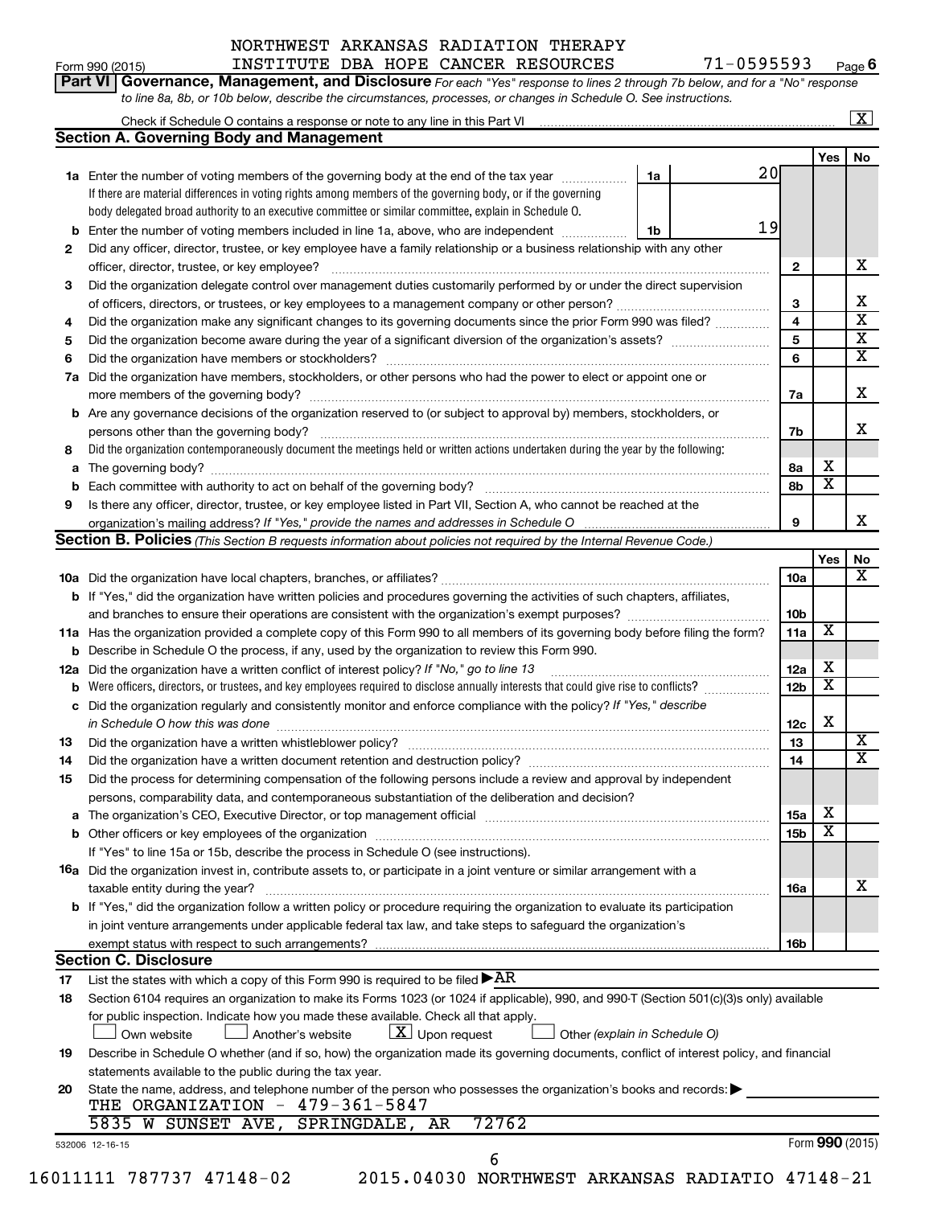NORTHWEST ARKANSAS RADIATION THERAPY
INSTITUTE DBA HOPE CANCER RESOURCES 71-0595593

Form 990 (2015) Page 6

**Part VI** **Governance, Management, and Disclosure** *For each "Yes" response to lines 2 through 7b below, and for a "No" response to line 8a, 8b, or 10b below, describe the circumstances, processes, or changes in Schedule O. See instructions.*

Check if Schedule O contains a response or note to any line in this Part VI .......... [X]

## Section A. Governing Body and Management

| | | | | Yes | No |
|---|---|---|---|---|---|
| **1a** | Enter the number of voting members of the governing body at the end of the tax year ... **1a** 20 <br> If there are material differences in voting rights among members of the governing body, or if the governing body delegated broad authority to an executive committee or similar committee, explain in Schedule O. | | | | |
| **b** | Enter the number of voting members included in line 1a, above, who are independent ... **1b** 19 | | | | |
| **2** | Did any officer, director, trustee, or key employee have a family relationship or a business relationship with any other officer, director, trustee, or key employee? | | **2** | | X |
| **3** | Did the organization delegate control over management duties customarily performed by or under the direct supervision of officers, directors, or trustees, or key employees to a management company or other person? | | **3** | | X |
| **4** | Did the organization make any significant changes to its governing documents since the prior Form 990 was filed? | | **4** | | X |
| **5** | Did the organization become aware during the year of a significant diversion of the organization's assets? | | **5** | | X |
| **6** | Did the organization have members or stockholders? | | **6** | | X |
| **7a** | Did the organization have members, stockholders, or other persons who had the power to elect or appoint one or more members of the governing body? | | **7a** | | X |
| **b** | Are any governance decisions of the organization reserved to (or subject to approval by) members, stockholders, or persons other than the governing body? | | **7b** | | X |
| **8** | Did the organization contemporaneously document the meetings held or written actions undertaken during the year by the following: | | | | |
| **a** | The governing body? | | **8a** | X | |
| **b** | Each committee with authority to act on behalf of the governing body? | | **8b** | X | |
| **9** | Is there any officer, director, trustee, or key employee listed in Part VII, Section A, who cannot be reached at the organization's mailing address? *If "Yes," provide the names and addresses in Schedule O* | | **9** | | X |

## Section B. Policies *(This Section B requests information about policies not required by the Internal Revenue Code.)*

| | | | Yes | No |
|---|---|---|---|---|
| **10a** | Did the organization have local chapters, branches, or affiliates? | **10a** | | X |
| **b** | If "Yes," did the organization have written policies and procedures governing the activities of such chapters, affiliates, and branches to ensure their operations are consistent with the organization's exempt purposes? | **10b** | | |
| **11a** | Has the organization provided a complete copy of this Form 990 to all members of its governing body before filing the form? | **11a** | X | |
| **b** | Describe in Schedule O the process, if any, used by the organization to review this Form 990. | | | |
| **12a** | Did the organization have a written conflict of interest policy? *If "No," go to line 13* | **12a** | X | |
| **b** | Were officers, directors, or trustees, and key employees required to disclose annually interests that could give rise to conflicts? | **12b** | X | |
| **c** | Did the organization regularly and consistently monitor and enforce compliance with the policy? *If "Yes," describe in Schedule O how this was done* | **12c** | X | |
| **13** | Did the organization have a written whistleblower policy? | **13** | | X |
| **14** | Did the organization have a written document retention and destruction policy? | **14** | | X |
| **15** | Did the process for determining compensation of the following persons include a review and approval by independent persons, comparability data, and contemporaneous substantiation of the deliberation and decision? | | | |
| **a** | The organization's CEO, Executive Director, or top management official | **15a** | X | |
| **b** | Other officers or key employees of the organization <br> If "Yes" to line 15a or 15b, describe the process in Schedule O (see instructions). | **15b** | X | |
| **16a** | Did the organization invest in, contribute assets to, or participate in a joint venture or similar arrangement with a taxable entity during the year? | **16a** | | X |
| **b** | If "Yes," did the organization follow a written policy or procedure requiring the organization to evaluate its participation in joint venture arrangements under applicable federal tax law, and take steps to safeguard the organization's exempt status with respect to such arrangements? | **16b** | | |

## Section C. Disclosure

**17** List the states with which a copy of this Form 990 is required to be filed ▶AR

**18** Section 6104 requires an organization to make its Forms 1023 (or 1024 if applicable), 990, and 990-T (Section 501(c)(3)s only) available for public inspection. Indicate how you made these available. Check all that apply.

[ ] Own website [ ] Another's website [X] Upon request [ ] Other *(explain in Schedule O)*

**19** Describe in Schedule O whether (and if so, how) the organization made its governing documents, conflict of interest policy, and financial statements available to the public during the tax year.

**20** State the name, address, and telephone number of the person who possesses the organization's books and records: ▶
THE ORGANIZATION - 479-361-5847
5835 W SUNSET AVE, SPRINGDALE, AR 72762

532006 12-16-15 Form **990** (2015)

16011111 787737 47148-02 2015.04030 NORTHWEST ARKANSAS RADIATIO 47148-21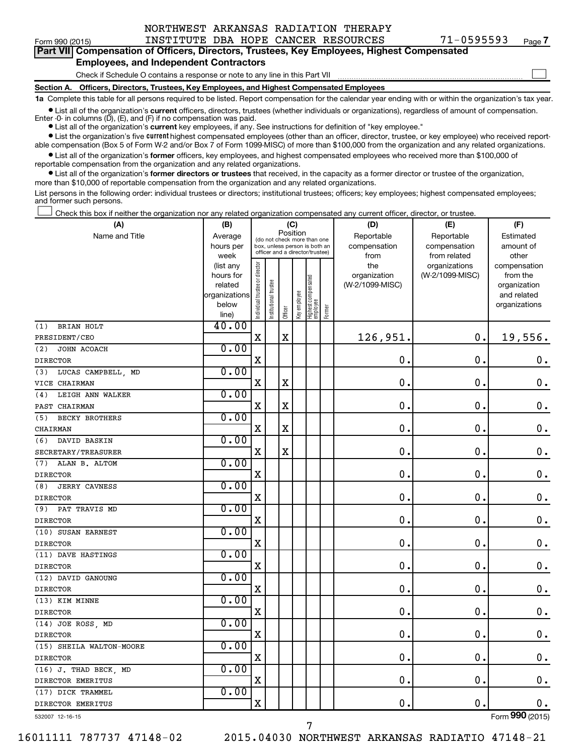NORTHWEST ARKANSAS RADIATION THERAPY INSTITUTE DBA HOPE CANCER RESOURCES 71-0595593

## Part VII Compensation of Officers, Directors, Trustees, Key Employees, Highest Compensated Employees, and Independent Contractors

Check if Schedule O contains a response or note to any line in this Part VII

### Section A. Officers, Directors, Trustees, Key Employees, and Highest Compensated Employees

**1a** Complete this table for all persons required to be listed. Report compensation for the calendar year ending with or within the organization's tax year.

- List all of the organization's **current** officers, directors, trustees (whether individuals or organizations), regardless of amount of compensation. Enter -0- in columns (D), (E), and (F) if no compensation was paid.
- List all of the organization's **current** key employees, if any. See instructions for definition of "key employee."
- List the organization's five **current** highest compensated employees (other than an officer, director, trustee, or key employee) who received reportable compensation (Box 5 of Form W-2 and/or Box 7 of Form 1099-MISC) of more than $100,000 from the organization and any related organizations.
- List all of the organization's **former** officers, key employees, and highest compensated employees who received more than $100,000 of reportable compensation from the organization and any related organizations.
- List all of the organization's **former directors or trustees** that received, in the capacity as a former director or trustee of the organization, more than $10,000 of reportable compensation from the organization and any related organizations.

List persons in the following order: individual trustees or directors; institutional trustees; officers; key employees; highest compensated employees; and former such persons.

Check this box if neither the organization nor any related organization compensated any current officer, director, or trustee.

| (A) Name and Title | (B) Average hours per week (list any hours for related organizations below line) | (C) Position: Individual trustee or director | Institutional trustee | Officer | Key employee | Highest compensated employee | Former | (D) Reportable compensation from the organization (W-2/1099-MISC) | (E) Reportable compensation from related organizations (W-2/1099-MISC) | (F) Estimated amount of other compensation from the organization and related organizations |
|---|---|---|---|---|---|---|---|---|---|---|
| (1) BRIAN HOLT PRESIDENT/CEO | 40.00 | X | | X | | | | 126,951. | 0. | 19,556. |
| (2) JOHN ACOACH DIRECTOR | 0.00 | X | | | | | | 0. | 0. | 0. |
| (3) LUCAS CAMPBELL, MD VICE CHAIRMAN | 0.00 | X | | X | | | | 0. | 0. | 0. |
| (4) LEIGH ANN WALKER PAST CHAIRMAN | 0.00 | X | | X | | | | 0. | 0. | 0. |
| (5) BECKY BROTHERS CHAIRMAN | 0.00 | X | | X | | | | 0. | 0. | 0. |
| (6) DAVID BASKIN SECRETARY/TREASURER | 0.00 | X | | X | | | | 0. | 0. | 0. |
| (7) ALAN B. ALTOM DIRECTOR | 0.00 | X | | | | | | 0. | 0. | 0. |
| (8) JERRY CAVNESS DIRECTOR | 0.00 | X | | | | | | 0. | 0. | 0. |
| (9) PAT TRAVIS MD DIRECTOR | 0.00 | X | | | | | | 0. | 0. | 0. |
| (10) SUSAN EARNEST DIRECTOR | 0.00 | X | | | | | | 0. | 0. | 0. |
| (11) DAVE HASTINGS DIRECTOR | 0.00 | X | | | | | | 0. | 0. | 0. |
| (12) DAVID GANOUNG DIRECTOR | 0.00 | X | | | | | | 0. | 0. | 0. |
| (13) KIM MINNE DIRECTOR | 0.00 | X | | | | | | 0. | 0. | 0. |
| (14) JOE ROSS, MD DIRECTOR | 0.00 | X | | | | | | 0. | 0. | 0. |
| (15) SHEILA WALTON-MOORE DIRECTOR | 0.00 | X | | | | | | 0. | 0. | 0. |
| (16) J. THAD BECK, MD DIRECTOR EMERITUS | 0.00 | X | | | | | | 0. | 0. | 0. |
| (17) DICK TRAMMEL DIRECTOR EMERITUS | 0.00 | X | | | | | | 0. | 0. | 0. |

532007 12-16-15

Form 990 (2015)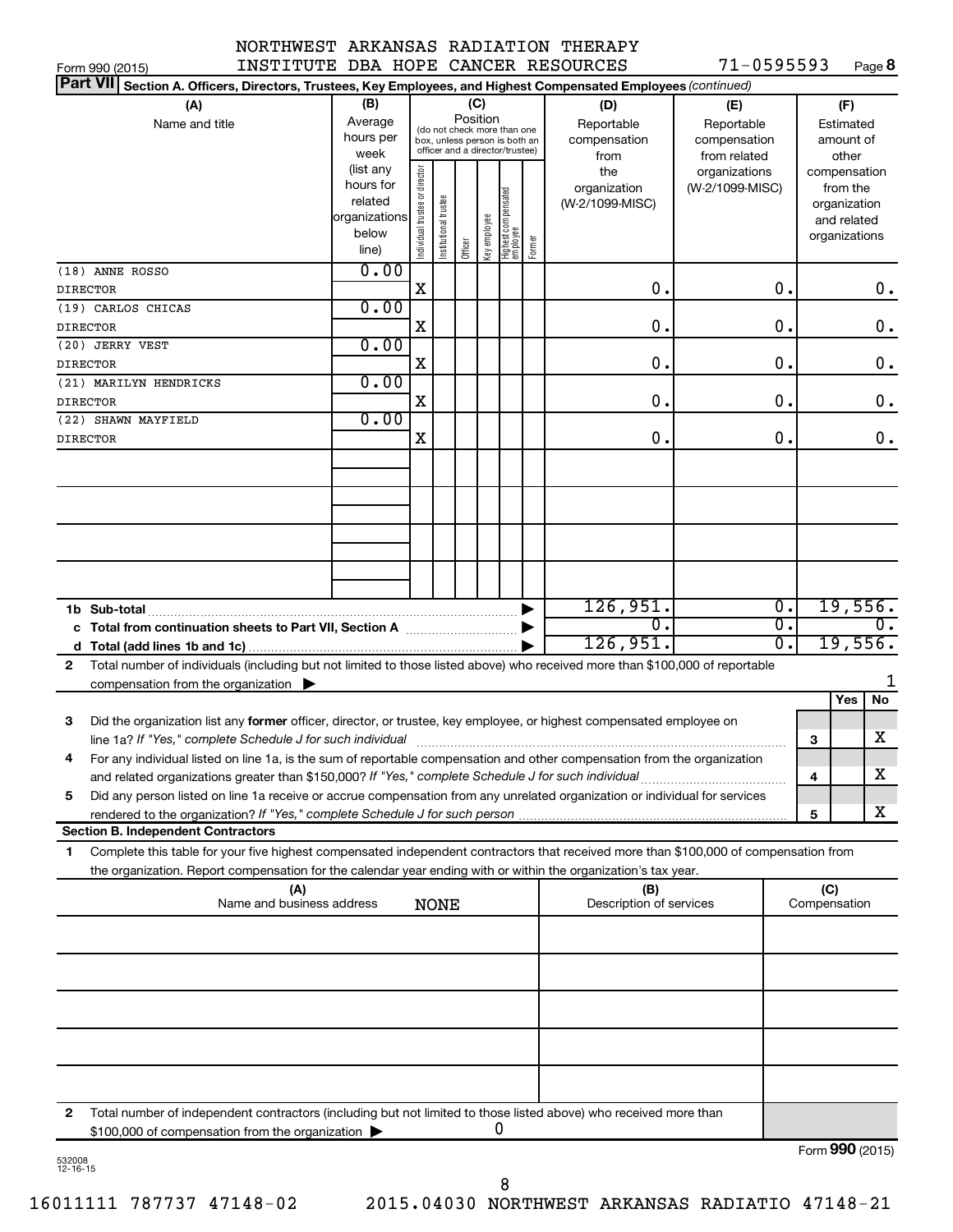Form 990 (2015) NORTHWEST ARKANSAS RADIATION THERAPY INSTITUTE DBA HOPE CANCER RESOURCES 71-0595593 Page 8

**Part VII Section A. Officers, Directors, Trustees, Key Employees, and Highest Compensated Employees** *(continued)*

| (A) Name and title | (B) Average hours per week (list any hours for related organizations below line) | (C) Position: Individual trustee or director | Institutional trustee | Officer | Key employee | Highest compensated employee | Former | (D) Reportable compensation from the organization (W-2/1099-MISC) | (E) Reportable compensation from related organizations (W-2/1099-MISC) | (F) Estimated amount of other compensation from the organization and related organizations |
|---|---|---|---|---|---|---|---|---|---|---|
| (18) ANNE ROSSO DIRECTOR | 0.00 | X | | | | | | 0. | 0. | 0. |
| (19) CARLOS CHICAS DIRECTOR | 0.00 | X | | | | | | 0. | 0. | 0. |
| (20) JERRY VEST DIRECTOR | 0.00 | X | | | | | | 0. | 0. | 0. |
| (21) MARILYN HENDRICKS DIRECTOR | 0.00 | X | | | | | | 0. | 0. | 0. |
| (22) SHAWN MAYFIELD DIRECTOR | 0.00 | X | | | | | | 0. | 0. | 0. |
| 1b Sub-total | | | | | | | | 126,951. | 0. | 19,556. |
| c Total from continuation sheets to Part VII, Section A | | | | | | | | 0. | 0. | 0. |
| d Total (add lines 1b and 1c) | | | | | | | | 126,951. | 0. | 19,556. |

2 Total number of individuals (including but not limited to those listed above) who received more than $100,000 of reportable compensation from the organization ▶ 1

| | | Yes | No |
|---|---|---|---|
| 3 Did the organization list any **former** officer, director, or trustee, key employee, or highest compensated employee on line 1a? *If "Yes," complete Schedule J for such individual* | 3 | | X |
| 4 For any individual listed on line 1a, is the sum of reportable compensation and other compensation from the organization and related organizations greater than $150,000? *If "Yes," complete Schedule J for such individual* | 4 | | X |
| 5 Did any person listed on line 1a receive or accrue compensation from any unrelated organization or individual for services rendered to the organization? *If "Yes," complete Schedule J for such person* | 5 | | X |

**Section B. Independent Contractors**

1 Complete this table for your five highest compensated independent contractors that received more than $100,000 of compensation from the organization. Report compensation for the calendar year ending with or within the organization's tax year.

| (A) Name and business address | (B) Description of services | (C) Compensation |
|---|---|---|
| NONE | | |
| | | |
| | | |
| | | |
| | | |

2 Total number of independent contractors (including but not limited to those listed above) who received more than $100,000 of compensation from the organization ▶ 0

Form **990** (2015)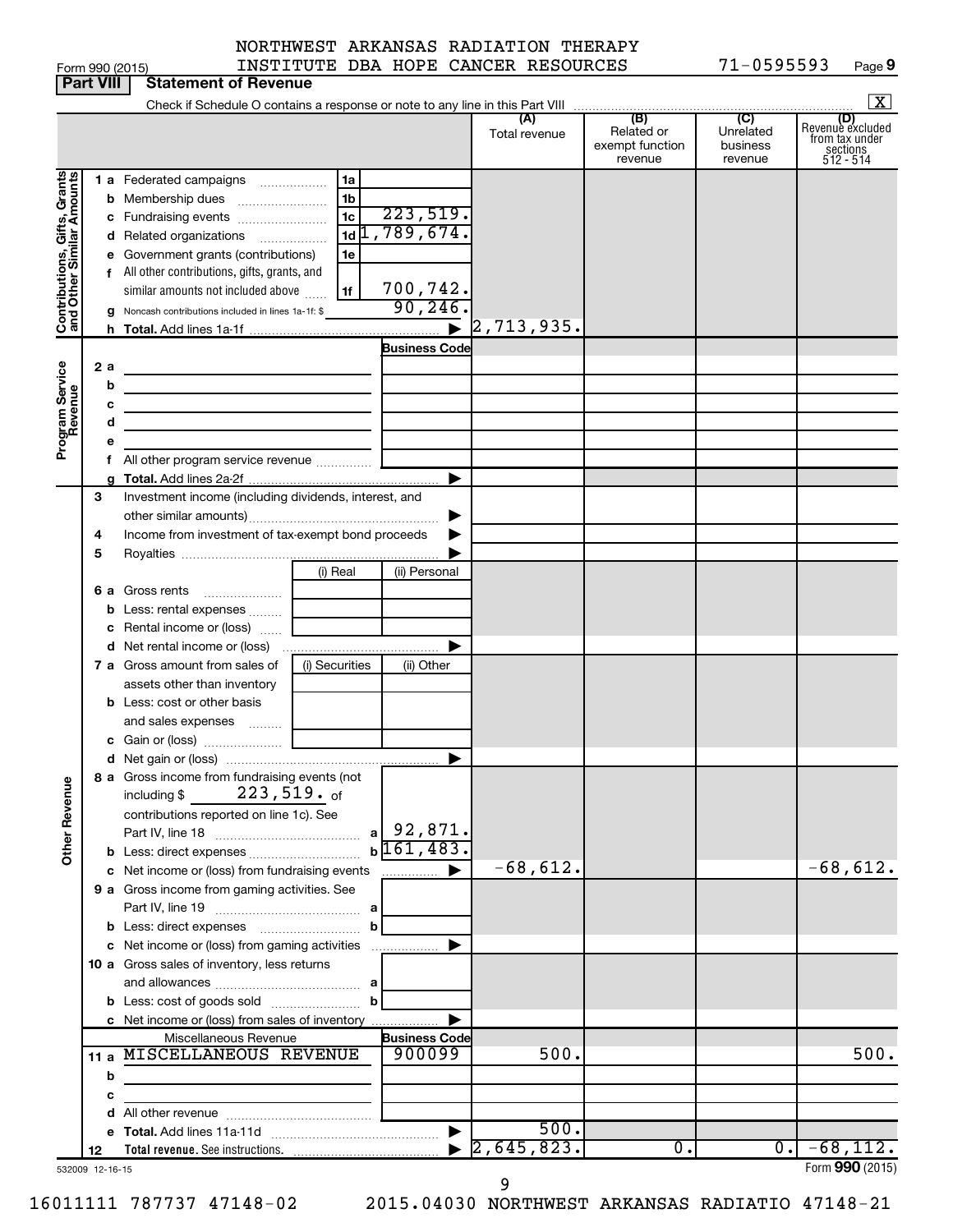Form 990 (2015) NORTHWEST ARKANSAS RADIATION THERAPY INSTITUTE DBA HOPE CANCER RESOURCES 71-0595593 Page 9

**Part VIII Statement of Revenue**

Check if Schedule O contains a response or note to any line in this Part VIII [X]

| | | | (A) Total revenue | (B) Related or exempt function revenue | (C) Unrelated business revenue | (D) Revenue excluded from tax under sections 512 - 514 |
|---|---|---|---|---|---|---|
| **Contributions, Gifts, Grants and Other Similar Amounts** | 1a Federated campaigns | 1a | | | | |
| | b Membership dues | 1b | | | | |
| | c Fundraising events | 1c 223,519. | | | | |
| | d Related organizations | 1d 1,789,674. | | | | |
| | e Government grants (contributions) | 1e | | | | |
| | f All other contributions, gifts, grants, and similar amounts not included above | 1f 700,742. | | | | |
| | g Noncash contributions included in lines 1a-1f: $ | 90,246. | | | | |
| | h Total. Add lines 1a-1f | ▶ | 2,713,935. | | | |
| **Program Service Revenue** | | Business Code | | | | |
| | 2a | | | | | |
| | b | | | | | |
| | c | | | | | |
| | d | | | | | |
| | e | | | | | |
| | f All other program service revenue | | | | | |
| | g Total. Add lines 2a-2f | ▶ | | | | |
| **Other Revenue** | 3 Investment income (including dividends, interest, and other similar amounts) | ▶ | | | | |
| | 4 Income from investment of tax-exempt bond proceeds | ▶ | | | | |
| | 5 Royalties | ▶ | | | | |
| | | (i) Real / (ii) Personal | | | | |
| | 6a Gross rents | | | | | |
| | b Less: rental expenses | | | | | |
| | c Rental income or (loss) | | | | | |
| | d Net rental income or (loss) | ▶ | | | | |
| | | (i) Securities / (ii) Other | | | | |
| | 7a Gross amount from sales of assets other than inventory | | | | | |
| | b Less: cost or other basis and sales expenses | | | | | |
| | c Gain or (loss) | | | | | |
| | d Net gain or (loss) | ▶ | | | | |
| | 8a Gross income from fundraising events (not including $ 223,519. of contributions reported on line 1c). See Part IV, line 18 | a 92,871. | | | | |
| | b Less: direct expenses | b 161,483. | | | | |
| | c Net income or (loss) from fundraising events | ▶ | -68,612. | | | -68,612. |
| | 9a Gross income from gaming activities. See Part IV, line 19 | a | | | | |
| | b Less: direct expenses | b | | | | |
| | c Net income or (loss) from gaming activities | ▶ | | | | |
| | 10a Gross sales of inventory, less returns and allowances | a | | | | |
| | b Less: cost of goods sold | b | | | | |
| | c Net income or (loss) from sales of inventory | ▶ | | | | |
| | Miscellaneous Revenue | Business Code | | | | |
| | 11a MISCELLANEOUS REVENUE | 900099 | 500. | | | 500. |
| | b | | | | | |
| | c | | | | | |
| | d All other revenue | | | | | |
| | e Total. Add lines 11a-11d | ▶ | 500. | | | |
| | 12 Total revenue. See instructions. | ▶ | 2,645,823. | 0. | 0. | -68,112. |

532009 12-16-15

Form **990** (2015)

16011111 787737 47148-02 2015.04030 NORTHWEST ARKANSAS RADIATIO 47148-21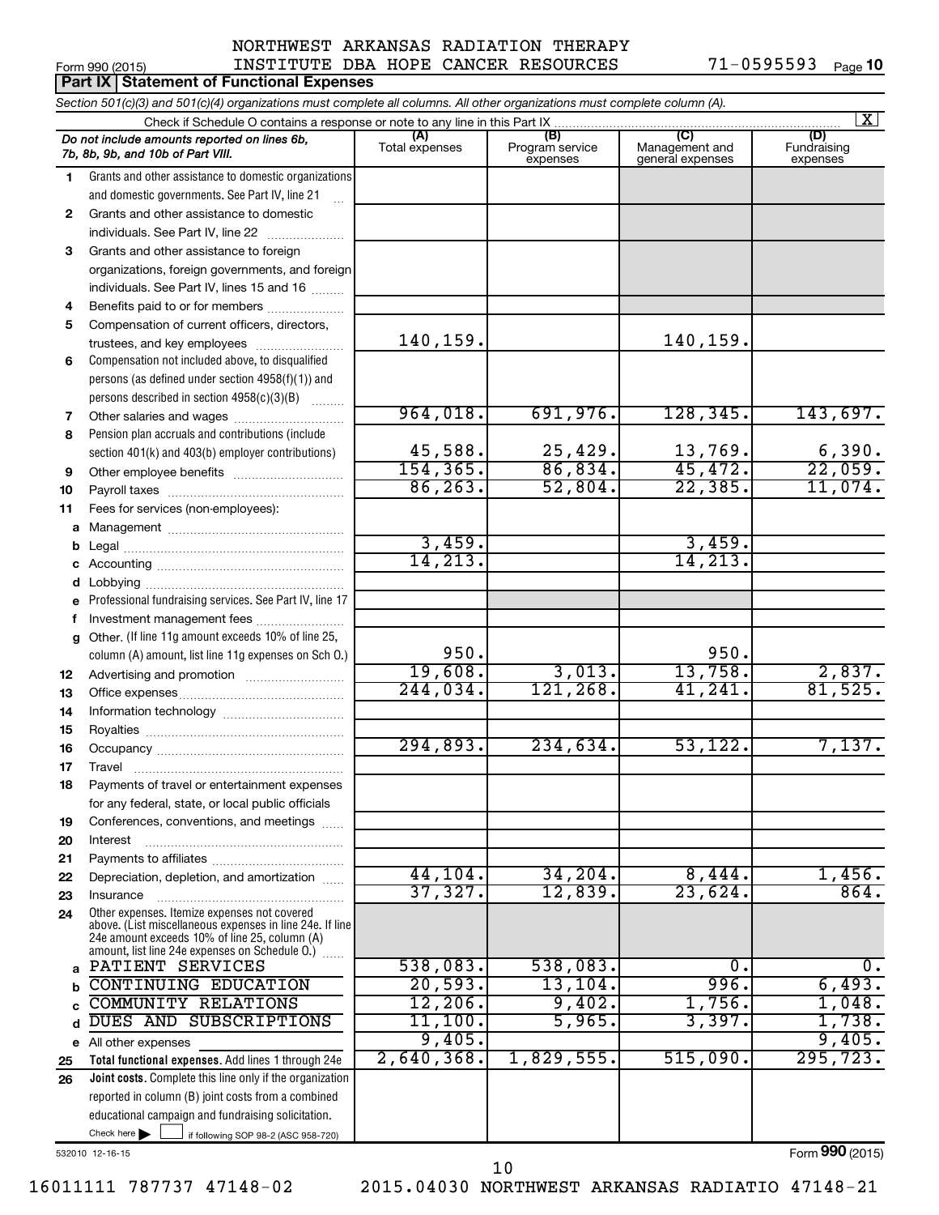NORTHWEST ARKANSAS RADIATION THERAPY
INSTITUTE DBA HOPE CANCER RESOURCES 71-0595593

Form 990 (2015)

## Part IX Statement of Functional Expenses

*Section 501(c)(3) and 501(c)(4) organizations must complete all columns. All other organizations must complete column (A).*

Check if Schedule O contains a response or note to any line in this Part IX [X]

| | *Do not include amounts reported on lines 6b, 7b, 8b, 9b, and 10b of Part VIII.* | (A) Total expenses | (B) Program service expenses | (C) Management and general expenses | (D) Fundraising expenses |
|---|---|---|---|---|---|
| 1 | Grants and other assistance to domestic organizations and domestic governments. See Part IV, line 21 | | | | |
| 2 | Grants and other assistance to domestic individuals. See Part IV, line 22 | | | | |
| 3 | Grants and other assistance to foreign organizations, foreign governments, and foreign individuals. See Part IV, lines 15 and 16 | | | | |
| 4 | Benefits paid to or for members | | | | |
| 5 | Compensation of current officers, directors, trustees, and key employees | 140,159. | | 140,159. | |
| 6 | Compensation not included above, to disqualified persons (as defined under section 4958(f)(1)) and persons described in section 4958(c)(3)(B) | | | | |
| 7 | Other salaries and wages | 964,018. | 691,976. | 128,345. | 143,697. |
| 8 | Pension plan accruals and contributions (include section 401(k) and 403(b) employer contributions) | 45,588. | 25,429. | 13,769. | 6,390. |
| 9 | Other employee benefits | 154,365. | 86,834. | 45,472. | 22,059. |
| 10 | Payroll taxes | 86,263. | 52,804. | 22,385. | 11,074. |
| 11 | Fees for services (non-employees): | | | | |
| a | Management | | | | |
| b | Legal | 3,459. | | 3,459. | |
| c | Accounting | 14,213. | | 14,213. | |
| d | Lobbying | | | | |
| e | Professional fundraising services. See Part IV, line 17 | | | | |
| f | Investment management fees | | | | |
| g | Other. (If line 11g amount exceeds 10% of line 25, column (A) amount, list line 11g expenses on Sch O.) | 950. | | 950. | |
| 12 | Advertising and promotion | 19,608. | 3,013. | 13,758. | 2,837. |
| 13 | Office expenses | 244,034. | 121,268. | 41,241. | 81,525. |
| 14 | Information technology | | | | |
| 15 | Royalties | | | | |
| 16 | Occupancy | 294,893. | 234,634. | 53,122. | 7,137. |
| 17 | Travel | | | | |
| 18 | Payments of travel or entertainment expenses for any federal, state, or local public officials | | | | |
| 19 | Conferences, conventions, and meetings | | | | |
| 20 | Interest | | | | |
| 21 | Payments to affiliates | | | | |
| 22 | Depreciation, depletion, and amortization | 44,104. | 34,204. | 8,444. | 1,456. |
| 23 | Insurance | 37,327. | 12,839. | 23,624. | 864. |
| 24 | Other expenses. Itemize expenses not covered above. (List miscellaneous expenses in line 24e. If line 24e amount exceeds 10% of line 25, column (A) amount, list line 24e expenses on Schedule O.) | | | | |
| a | PATIENT SERVICES | 538,083. | 538,083. | 0. | 0. |
| b | CONTINUING EDUCATION | 20,593. | 13,104. | 996. | 6,493. |
| c | COMMUNITY RELATIONS | 12,206. | 9,402. | 1,756. | 1,048. |
| d | DUES AND SUBSCRIPTIONS | 11,100. | 5,965. | 3,397. | 1,738. |
| e | All other expenses | 9,405. | | | 9,405. |
| 25 | **Total functional expenses.** Add lines 1 through 24e | 2,640,368. | 1,829,555. | 515,090. | 295,723. |
| 26 | **Joint costs.** Complete this line only if the organization reported in column (B) joint costs from a combined educational campaign and fundraising solicitation. Check here [ ] if following SOP 98-2 (ASC 958-720) | | | | |

532010 12-16-15

Form **990** (2015)

16011111 787737 47148-02 2015.04030 NORTHWEST ARKANSAS RADIATIO 47148-21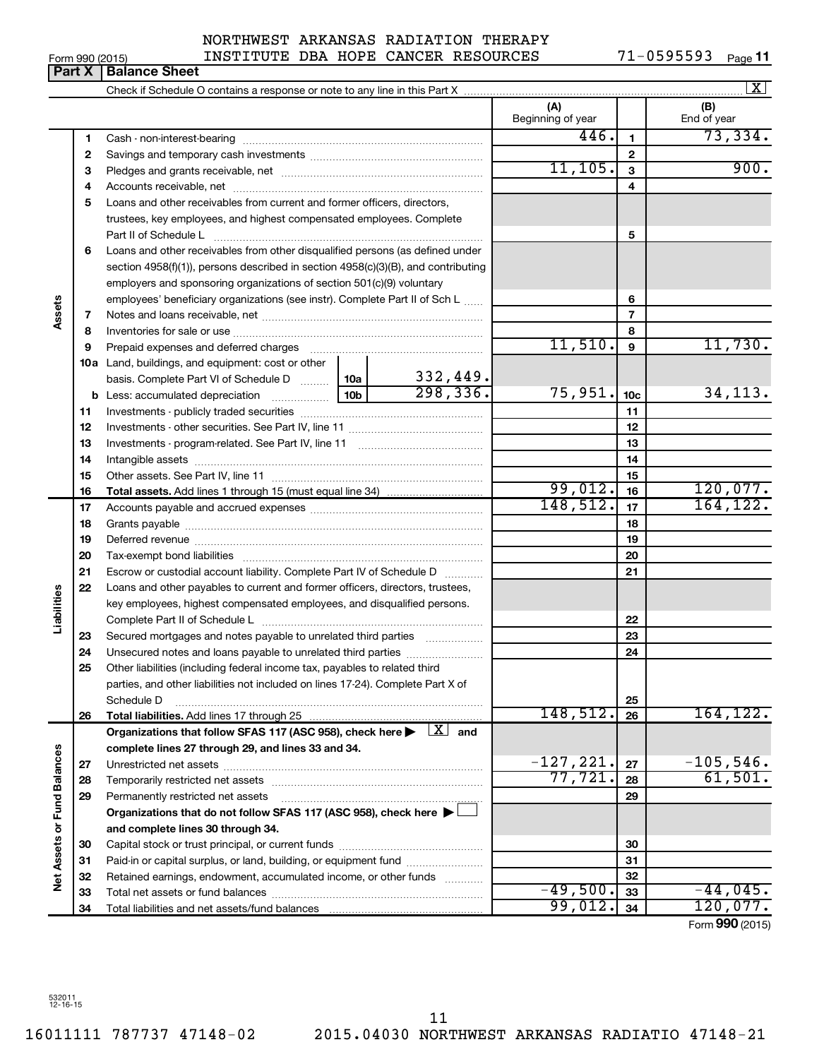NORTHWEST ARKANSAS RADIATION THERAPY INSTITUTE DBA HOPE CANCER RESOURCES 71-0595593

Form 990 (2015)

## Part X Balance Sheet

Check if Schedule O contains a response or note to any line in this Part X [X]

| | | | | (A) Beginning of year | | (B) End of year |
|---|---|---|---|---|---|---|
| **Assets** | 1 | Cash - non-interest-bearing | | 446. | 1 | 73,334. |
| | 2 | Savings and temporary cash investments | | | 2 | |
| | 3 | Pledges and grants receivable, net | | 11,105. | 3 | 900. |
| | 4 | Accounts receivable, net | | | 4 | |
| | 5 | Loans and other receivables from current and former officers, directors, trustees, key employees, and highest compensated employees. Complete Part II of Schedule L | | | 5 | |
| | 6 | Loans and other receivables from other disqualified persons (as defined under section 4958(f)(1)), persons described in section 4958(c)(3)(B), and contributing employers and sponsoring organizations of section 501(c)(9) voluntary employees' beneficiary organizations (see instr). Complete Part II of Sch L | | | 6 | |
| | 7 | Notes and loans receivable, net | | | 7 | |
| | 8 | Inventories for sale or use | | | 8 | |
| | 9 | Prepaid expenses and deferred charges | | 11,510. | 9 | 11,730. |
| | 10a | Land, buildings, and equipment: cost or other basis. Complete Part VI of Schedule D | 10a 332,449. | | | |
| | b | Less: accumulated depreciation | 10b 298,336. | 75,951. | 10c | 34,113. |
| | 11 | Investments - publicly traded securities | | | 11 | |
| | 12 | Investments - other securities. See Part IV, line 11 | | | 12 | |
| | 13 | Investments - program-related. See Part IV, line 11 | | | 13 | |
| | 14 | Intangible assets | | | 14 | |
| | 15 | Other assets. See Part IV, line 11 | | | 15 | |
| | 16 | **Total assets.** Add lines 1 through 15 (must equal line 34) | | 99,012. | 16 | 120,077. |
| **Liabilities** | 17 | Accounts payable and accrued expenses | | 148,512. | 17 | 164,122. |
| | 18 | Grants payable | | | 18 | |
| | 19 | Deferred revenue | | | 19 | |
| | 20 | Tax-exempt bond liabilities | | | 20 | |
| | 21 | Escrow or custodial account liability. Complete Part IV of Schedule D | | | 21 | |
| | 22 | Loans and other payables to current and former officers, directors, trustees, key employees, highest compensated employees, and disqualified persons. Complete Part II of Schedule L | | | 22 | |
| | 23 | Secured mortgages and notes payable to unrelated third parties | | | 23 | |
| | 24 | Unsecured notes and loans payable to unrelated third parties | | | 24 | |
| | 25 | Other liabilities (including federal income tax, payables to related third parties, and other liabilities not included on lines 17-24). Complete Part X of Schedule D | | | 25 | |
| | 26 | **Total liabilities.** Add lines 17 through 25 | | 148,512. | 26 | 164,122. |
| **Net Assets or Fund Balances** | | **Organizations that follow SFAS 117 (ASC 958), check here [X] and complete lines 27 through 29, and lines 33 and 34.** | | | | |
| | 27 | Unrestricted net assets | | -127,221. | 27 | -105,546. |
| | 28 | Temporarily restricted net assets | | 77,721. | 28 | 61,501. |
| | 29 | Permanently restricted net assets | | | 29 | |
| | | **Organizations that do not follow SFAS 117 (ASC 958), check here [ ] and complete lines 30 through 34.** | | | | |
| | 30 | Capital stock or trust principal, or current funds | | | 30 | |
| | 31 | Paid-in or capital surplus, or land, building, or equipment fund | | | 31 | |
| | 32 | Retained earnings, endowment, accumulated income, or other funds | | | 32 | |
| | 33 | Total net assets or fund balances | | -49,500. | 33 | -44,045. |
| | 34 | Total liabilities and net assets/fund balances | | 99,012. | 34 | 120,077. |

Form **990** (2015)

532011 12-16-15

16011111 787737 47148-02 2015.04030 NORTHWEST ARKANSAS RADIATIO 47148-21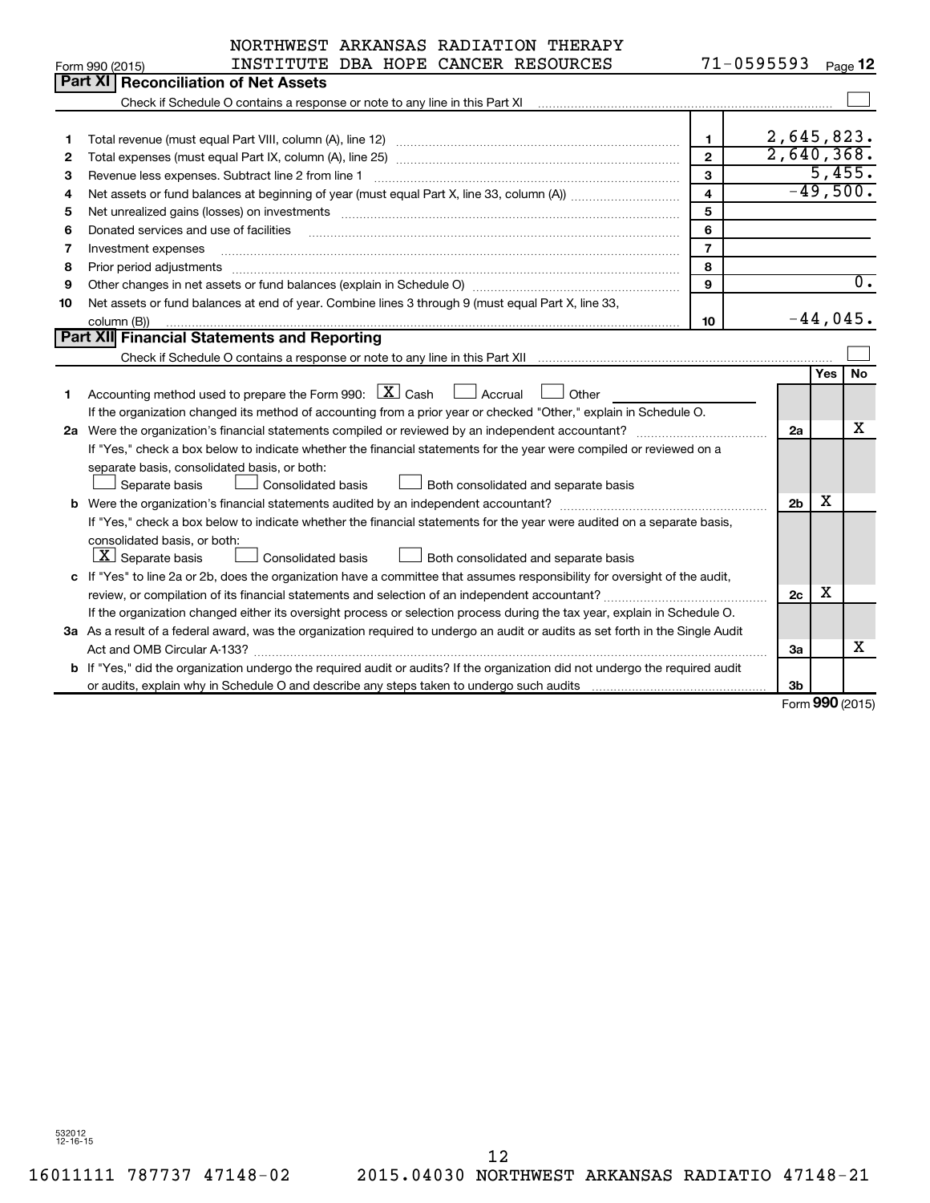NORTHWEST ARKANSAS RADIATION THERAPY INSTITUTE DBA HOPE CANCER RESOURCES 71-0595593

Form 990 (2015) Page **12**

## Part XI Reconciliation of Net Assets

Check if Schedule O contains a response or note to any line in this Part XI ☐

| | | | |
|---|---|---|---|
| 1 | Total revenue (must equal Part VIII, column (A), line 12) | 1 | 2,645,823. |
| 2 | Total expenses (must equal Part IX, column (A), line 25) | 2 | 2,640,368. |
| 3 | Revenue less expenses. Subtract line 2 from line 1 | 3 | 5,455. |
| 4 | Net assets or fund balances at beginning of year (must equal Part X, line 33, column (A)) | 4 | -49,500. |
| 5 | Net unrealized gains (losses) on investments | 5 | |
| 6 | Donated services and use of facilities | 6 | |
| 7 | Investment expenses | 7 | |
| 8 | Prior period adjustments | 8 | |
| 9 | Other changes in net assets or fund balances (explain in Schedule O) | 9 | 0. |
| 10 | Net assets or fund balances at end of year. Combine lines 3 through 9 (must equal Part X, line 33, column (B)) | 10 | -44,045. |

## Part XII Financial Statements and Reporting

Check if Schedule O contains a response or note to any line in this Part XII ☐

| | | | Yes | No |
|---|---|---|---|---|
| 1 | Accounting method used to prepare the Form 990: [X] Cash ☐ Accrual ☐ Other<br>If the organization changed its method of accounting from a prior year or checked "Other," explain in Schedule O. | | | |
| 2a | Were the organization's financial statements compiled or reviewed by an independent accountant?<br>If "Yes," check a box below to indicate whether the financial statements for the year were compiled or reviewed on a separate basis, consolidated basis, or both:<br>☐ Separate basis ☐ Consolidated basis ☐ Both consolidated and separate basis | 2a | | X |
| b | Were the organization's financial statements audited by an independent accountant?<br>If "Yes," check a box below to indicate whether the financial statements for the year were audited on a separate basis, consolidated basis, or both:<br>[X] Separate basis ☐ Consolidated basis ☐ Both consolidated and separate basis | 2b | X | |
| c | If "Yes" to line 2a or 2b, does the organization have a committee that assumes responsibility for oversight of the audit, review, or compilation of its financial statements and selection of an independent accountant?<br>If the organization changed either its oversight process or selection process during the tax year, explain in Schedule O. | 2c | X | |
| 3a | As a result of a federal award, was the organization required to undergo an audit or audits as set forth in the Single Audit Act and OMB Circular A-133? | 3a | | X |
| b | If "Yes," did the organization undergo the required audit or audits? If the organization did not undergo the required audit or audits, explain why in Schedule O and describe any steps taken to undergo such audits | 3b | | |

Form **990** (2015)

532012 12-16-15

16011111 787737 47148-02 2015.04030 NORTHWEST ARKANSAS RADIATIO 47148-21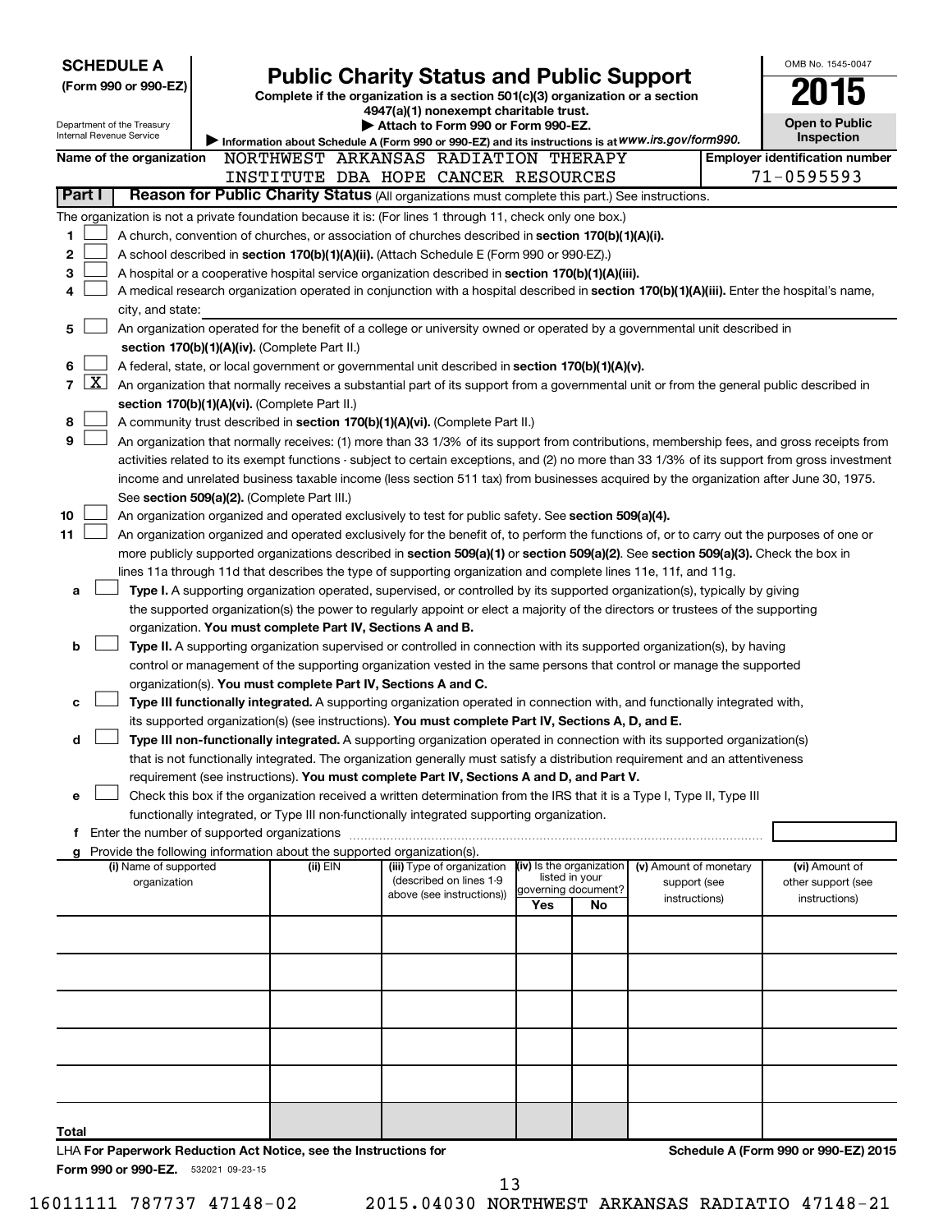**SCHEDULE A**
**(Form 990 or 990-EZ)**

Department of the Treasury
Internal Revenue Service

# Public Charity Status and Public Support

**Complete if the organization is a section 501(c)(3) organization or a section 4947(a)(1) nonexempt charitable trust.**
**▶ Attach to Form 990 or Form 990-EZ.**
**▶ Information about Schedule A (Form 990 or 990-EZ) and its instructions is at** *www.irs.gov/form990.*

OMB No. 1545-0047
**2015**
**Open to Public Inspection**

**Name of the organization** NORTHWEST ARKANSAS RADIATION THERAPY INSTITUTE DBA HOPE CANCER RESOURCES

**Employer identification number** 71-0595593

**Part I** **Reason for Public Charity Status** (All organizations must complete this part.) See instructions.

The organization is not a private foundation because it is: (For lines 1 through 11, check only one box.)

1 ☐ A church, convention of churches, or association of churches described in **section 170(b)(1)(A)(i).**

2 ☐ A school described in **section 170(b)(1)(A)(ii).** (Attach Schedule E (Form 990 or 990-EZ).)

3 ☐ A hospital or a cooperative hospital service organization described in **section 170(b)(1)(A)(iii).**

4 ☐ A medical research organization operated in conjunction with a hospital described in **section 170(b)(1)(A)(iii).** Enter the hospital's name, city, and state:

5 ☐ An organization operated for the benefit of a college or university owned or operated by a governmental unit described in **section 170(b)(1)(A)(iv).** (Complete Part II.)

6 ☐ A federal, state, or local government or governmental unit described in **section 170(b)(1)(A)(v).**

7 ☒ An organization that normally receives a substantial part of its support from a governmental unit or from the general public described in **section 170(b)(1)(A)(vi).** (Complete Part II.)

8 ☐ A community trust described in **section 170(b)(1)(A)(vi).** (Complete Part II.)

9 ☐ An organization that normally receives: (1) more than 33 1/3% of its support from contributions, membership fees, and gross receipts from activities related to its exempt functions - subject to certain exceptions, and (2) no more than 33 1/3% of its support from gross investment income and unrelated business taxable income (less section 511 tax) from businesses acquired by the organization after June 30, 1975. See **section 509(a)(2).** (Complete Part III.)

10 ☐ An organization organized and operated exclusively to test for public safety. See **section 509(a)(4).**

11 ☐ An organization organized and operated exclusively for the benefit of, to perform the functions of, or to carry out the purposes of one or more publicly supported organizations described in **section 509(a)(1)** or **section 509(a)(2).** See **section 509(a)(3).** Check the box in lines 11a through 11d that describes the type of supporting organization and complete lines 11e, 11f, and 11g.

a ☐ **Type I.** A supporting organization operated, supervised, or controlled by its supported organization(s), typically by giving the supported organization(s) the power to regularly appoint or elect a majority of the directors or trustees of the supporting organization. **You must complete Part IV, Sections A and B.**

b ☐ **Type II.** A supporting organization supervised or controlled in connection with its supported organization(s), by having control or management of the supporting organization vested in the same persons that control or manage the supported organization(s). **You must complete Part IV, Sections A and C.**

c ☐ **Type III functionally integrated.** A supporting organization operated in connection with, and functionally integrated with, its supported organization(s) (see instructions). **You must complete Part IV, Sections A, D, and E.**

d ☐ **Type III non-functionally integrated.** A supporting organization operated in connection with its supported organization(s) that is not functionally integrated. The organization generally must satisfy a distribution requirement and an attentiveness requirement (see instructions). **You must complete Part IV, Sections A and D, and Part V.**

e ☐ Check this box if the organization received a written determination from the IRS that it is a Type I, Type II, Type III functionally integrated, or Type III non-functionally integrated supporting organization.

f Enter the number of supported organizations

g Provide the following information about the supported organization(s).

| (i) Name of supported organization | (ii) EIN | (iii) Type of organization (described on lines 1-9 above (see instructions)) | (iv) Is the organization listed in your governing document? Yes | No | (v) Amount of monetary support (see instructions) | (vi) Amount of other support (see instructions) |
|---|---|---|---|---|---|---|
| | | | | | | |
| | | | | | | |
| | | | | | | |
| | | | | | | |
| | | | | | | |
| **Total** | | | | | | |

LHA **For Paperwork Reduction Act Notice, see the Instructions for Form 990 or 990-EZ.** 532021 09-23-15

**Schedule A (Form 990 or 990-EZ) 2015**

16011111 787737 47148-02 2015.04030 NORTHWEST ARKANSAS RADIATIO 47148-21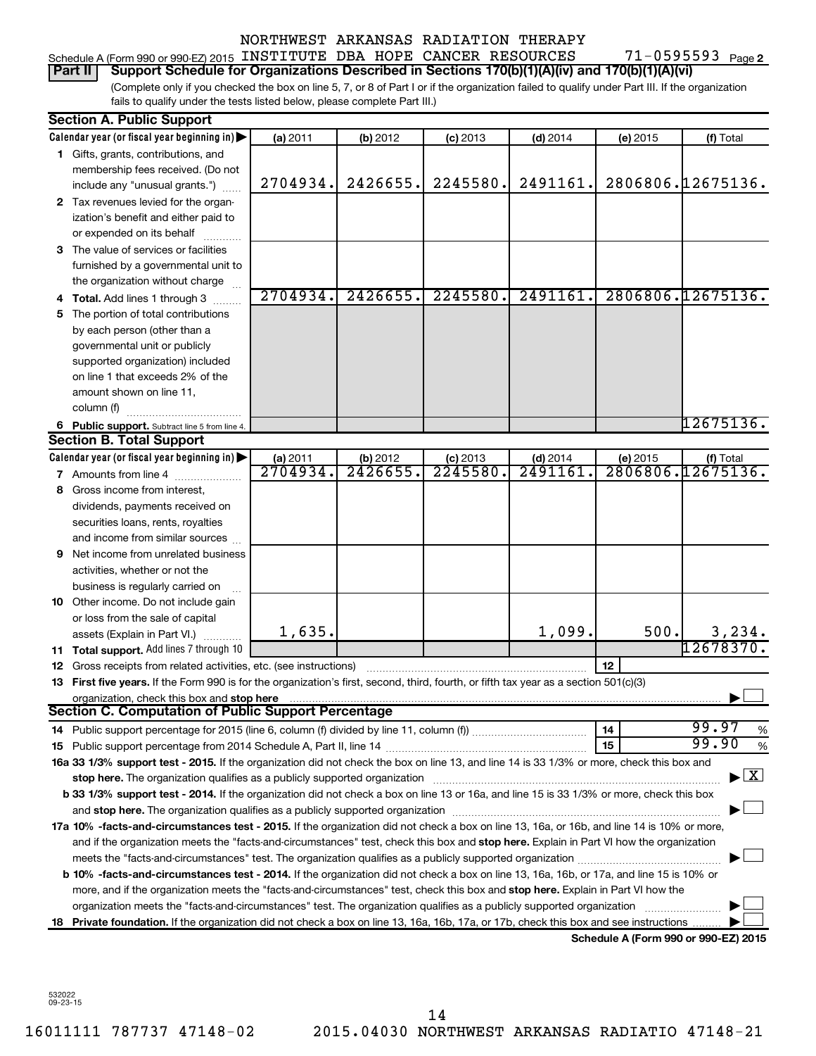NORTHWEST ARKANSAS RADIATION THERAPY

Schedule A (Form 990 or 990-EZ) 2015 INSTITUTE DBA HOPE CANCER RESOURCES 71-0595593 Page 2

**Part II Support Schedule for Organizations Described in Sections 170(b)(1)(A)(iv) and 170(b)(1)(A)(vi)**

(Complete only if you checked the box on line 5, 7, or 8 of Part I or if the organization failed to qualify under Part III. If the organization fails to qualify under the tests listed below, please complete Part III.)

## Section A. Public Support

| Calendar year (or fiscal year beginning in) | (a) 2011 | (b) 2012 | (c) 2013 | (d) 2014 | (e) 2015 | (f) Total |
|---|---|---|---|---|---|---|
| 1 Gifts, grants, contributions, and membership fees received. (Do not include any "unusual grants.") | 2704934. | 2426655. | 2245580. | 2491161. | 2806806. | 12675136. |
| 2 Tax revenues levied for the organization's benefit and either paid to or expended on its behalf | | | | | | |
| 3 The value of services or facilities furnished by a governmental unit to the organization without charge | | | | | | |
| 4 Total. Add lines 1 through 3 | 2704934. | 2426655. | 2245580. | 2491161. | 2806806. | 12675136. |
| 5 The portion of total contributions by each person (other than a governmental unit or publicly supported organization) included on line 1 that exceeds 2% of the amount shown on line 11, column (f) | | | | | | |
| 6 Public support. Subtract line 5 from line 4. | | | | | | 12675136. |

## Section B. Total Support

| Calendar year (or fiscal year beginning in) | (a) 2011 | (b) 2012 | (c) 2013 | (d) 2014 | (e) 2015 | (f) Total |
|---|---|---|---|---|---|---|
| 7 Amounts from line 4 | 2704934. | 2426655. | 2245580. | 2491161. | 2806806. | 12675136. |
| 8 Gross income from interest, dividends, payments received on securities loans, rents, royalties and income from similar sources | | | | | | |
| 9 Net income from unrelated business activities, whether or not the business is regularly carried on | | | | | | |
| 10 Other income. Do not include gain or loss from the sale of capital assets (Explain in Part VI.) | 1,635. | | | 1,099. | 500. | 3,234. |
| 11 Total support. Add lines 7 through 10 | | | | | | 12678370. |

12 Gross receipts from related activities, etc. (see instructions) | 12 |

13 **First five years.** If the Form 990 is for the organization's first, second, third, fourth, or fifth tax year as a section 501(c)(3) organization, check this box and **stop here** ☐

## Section C. Computation of Public Support Percentage

14 Public support percentage for 2015 (line 6, column (f) divided by line 11, column (f)) | 14 | 99.97 %

15 Public support percentage from 2014 Schedule A, Part II, line 14 | 15 | 99.90 %

**16a 33 1/3% support test - 2015.** If the organization did not check the box on line 13, and line 14 is 33 1/3% or more, check this box and **stop here.** The organization qualifies as a publicly supported organization ☒

**b 33 1/3% support test - 2014.** If the organization did not check a box on line 13 or 16a, and line 15 is 33 1/3% or more, check this box and **stop here.** The organization qualifies as a publicly supported organization ☐

**17a 10% -facts-and-circumstances test - 2015.** If the organization did not check a box on line 13, 16a, or 16b, and line 14 is 10% or more, and if the organization meets the "facts-and-circumstances" test, check this box and **stop here.** Explain in Part VI how the organization meets the "facts-and-circumstances" test. The organization qualifies as a publicly supported organization ☐

**b 10% -facts-and-circumstances test - 2014.** If the organization did not check a box on line 13, 16a, 16b, or 17a, and line 15 is 10% or more, and if the organization meets the "facts-and-circumstances" test, check this box and **stop here.** Explain in Part VI how the organization meets the "facts-and-circumstances" test. The organization qualifies as a publicly supported organization ☐

**18 Private foundation.** If the organization did not check a box on line 13, 16a, 16b, 17a, or 17b, check this box and see instructions ☐

**Schedule A (Form 990 or 990-EZ) 2015**

532022 09-23-15

16011111 787737 47148-02 2015.04030 NORTHWEST ARKANSAS RADIATIO 47148-21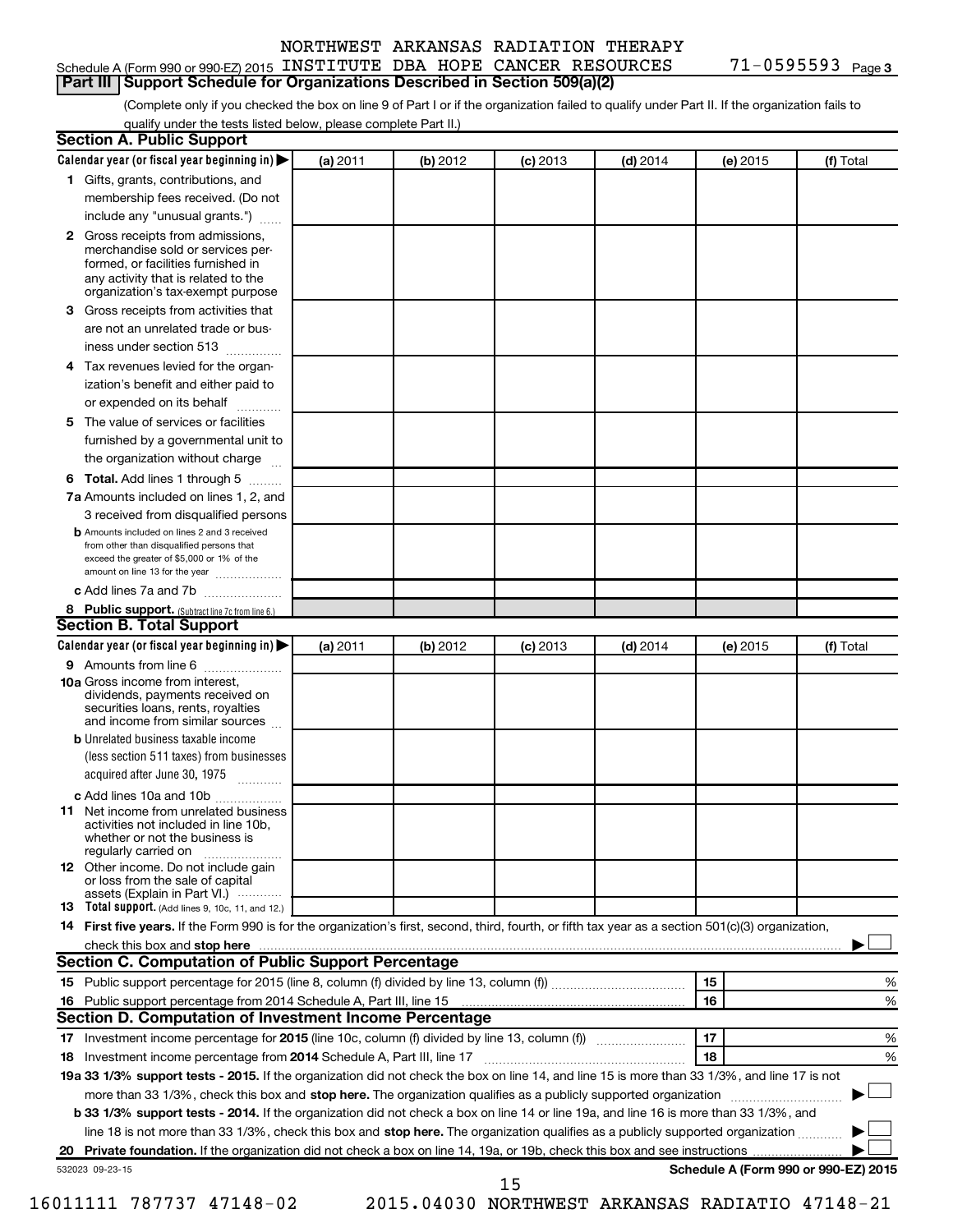NORTHWEST ARKANSAS RADIATION THERAPY INSTITUTE DBA HOPE CANCER RESOURCES 71-0595593

Schedule A (Form 990 or 990-EZ) 2015

## Part III Support Schedule for Organizations Described in Section 509(a)(2)

(Complete only if you checked the box on line 9 of Part I or if the organization failed to qualify under Part II. If the organization fails to qualify under the tests listed below, please complete Part II.)

### Section A. Public Support

| Calendar year (or fiscal year beginning in) | (a) 2011 | (b) 2012 | (c) 2013 | (d) 2014 | (e) 2015 | (f) Total |
|---|---|---|---|---|---|---|
| **1** Gifts, grants, contributions, and membership fees received. (Do not include any "unusual grants.") | | | | | | |
| **2** Gross receipts from admissions, merchandise sold or services performed, or facilities furnished in any activity that is related to the organization's tax-exempt purpose | | | | | | |
| **3** Gross receipts from activities that are not an unrelated trade or business under section 513 | | | | | | |
| **4** Tax revenues levied for the organization's benefit and either paid to or expended on its behalf | | | | | | |
| **5** The value of services or facilities furnished by a governmental unit to the organization without charge | | | | | | |
| **6 Total.** Add lines 1 through 5 | | | | | | |
| **7a** Amounts included on lines 1, 2, and 3 received from disqualified persons | | | | | | |
| **b** Amounts included on lines 2 and 3 received from other than disqualified persons that exceed the greater of $5,000 or 1% of the amount on line 13 for the year | | | | | | |
| **c** Add lines 7a and 7b | | | | | | |
| **8 Public support.** (Subtract line 7c from line 6.) | | | | | | |

### Section B. Total Support

| Calendar year (or fiscal year beginning in) | (a) 2011 | (b) 2012 | (c) 2013 | (d) 2014 | (e) 2015 | (f) Total |
|---|---|---|---|---|---|---|
| **9** Amounts from line 6 | | | | | | |
| **10a** Gross income from interest, dividends, payments received on securities loans, rents, royalties and income from similar sources | | | | | | |
| **b** Unrelated business taxable income (less section 511 taxes) from businesses acquired after June 30, 1975 | | | | | | |
| **c** Add lines 10a and 10b | | | | | | |
| **11** Net income from unrelated business activities not included in line 10b, whether or not the business is regularly carried on | | | | | | |
| **12** Other income. Do not include gain or loss from the sale of capital assets (Explain in Part VI.) | | | | | | |
| **13 Total support.** (Add lines 9, 10c, 11, and 12.) | | | | | | |

**14 First five years.** If the Form 990 is for the organization's first, second, third, fourth, or fifth tax year as a section 501(c)(3) organization, check this box and **stop here** ☐

### Section C. Computation of Public Support Percentage

| | | | |
|---|---|---|---|
| **15** | Public support percentage for 2015 (line 8, column (f) divided by line 13, column (f)) | 15 | % |
| **16** | Public support percentage from 2014 Schedule A, Part III, line 15 | 16 | % |

### Section D. Computation of Investment Income Percentage

| | | | |
|---|---|---|---|
| **17** | Investment income percentage for **2015** (line 10c, column (f) divided by line 13, column (f)) | 17 | % |
| **18** | Investment income percentage from **2014** Schedule A, Part III, line 17 | 18 | % |

**19a 33 1/3% support tests - 2015.** If the organization did not check the box on line 14, and line 15 is more than 33 1/3%, and line 17 is not more than 33 1/3%, check this box and **stop here.** The organization qualifies as a publicly supported organization ☐

**b 33 1/3% support tests - 2014.** If the organization did not check a box on line 14 or line 19a, and line 16 is more than 33 1/3%, and line 18 is not more than 33 1/3%, check this box and **stop here.** The organization qualifies as a publicly supported organization ☐

**20 Private foundation.** If the organization did not check a box on line 14, 19a, or 19b, check this box and see instructions ☐

532023 09-23-15

**Schedule A (Form 990 or 990-EZ) 2015**

16011111 787737 47148-02 2015.04030 NORTHWEST ARKANSAS RADIATIO 47148-21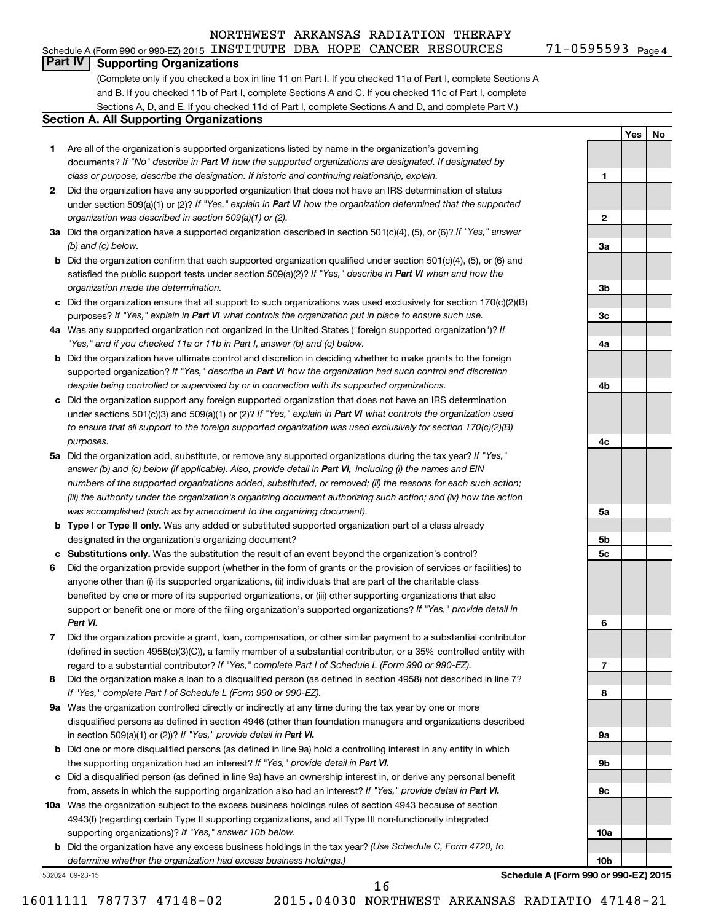NORTHWEST ARKANSAS RADIATION THERAPY

Schedule A (Form 990 or 990-EZ) 2015 INSTITUTE DBA HOPE CANCER RESOURCES 71-0595593 Page 4

## Part IV Supporting Organizations

(Complete only if you checked a box in line 11 on Part I. If you checked 11a of Part I, complete Sections A and B. If you checked 11b of Part I, complete Sections A and C. If you checked 11c of Part I, complete Sections A, D, and E. If you checked 11d of Part I, complete Sections A and D, and complete Part V.)

### Section A. All Supporting Organizations

| | | | Yes | No |
|---|---|---|---|---|
| **1** | Are all of the organization's supported organizations listed by name in the organization's governing documents? *If "No" describe in **Part VI** how the supported organizations are designated. If designated by class or purpose, describe the designation. If historic and continuing relationship, explain.* | **1** | | |
| **2** | Did the organization have any supported organization that does not have an IRS determination of status under section 509(a)(1) or (2)? *If "Yes," explain in **Part VI** how the organization determined that the supported organization was described in section 509(a)(1) or (2).* | **2** | | |
| **3a** | Did the organization have a supported organization described in section 501(c)(4), (5), or (6)? *If "Yes," answer (b) and (c) below.* | **3a** | | |
| **b** | Did the organization confirm that each supported organization qualified under section 501(c)(4), (5), or (6) and satisfied the public support tests under section 509(a)(2)? *If "Yes," describe in **Part VI** when and how the organization made the determination.* | **3b** | | |
| **c** | Did the organization ensure that all support to such organizations was used exclusively for section 170(c)(2)(B) purposes? *If "Yes," explain in **Part VI** what controls the organization put in place to ensure such use.* | **3c** | | |
| **4a** | Was any supported organization not organized in the United States ("foreign supported organization")? *If "Yes," and if you checked 11a or 11b in Part I, answer (b) and (c) below.* | **4a** | | |
| **b** | Did the organization have ultimate control and discretion in deciding whether to make grants to the foreign supported organization? *If "Yes," describe in **Part VI** how the organization had such control and discretion despite being controlled or supervised by or in connection with its supported organizations.* | **4b** | | |
| **c** | Did the organization support any foreign supported organization that does not have an IRS determination under sections 501(c)(3) and 509(a)(1) or (2)? *If "Yes," explain in **Part VI** what controls the organization used to ensure that all support to the foreign supported organization was used exclusively for section 170(c)(2)(B) purposes.* | **4c** | | |
| **5a** | Did the organization add, substitute, or remove any supported organizations during the tax year? *If "Yes," answer (b) and (c) below (if applicable). Also, provide detail in **Part VI,** including (i) the names and EIN numbers of the supported organizations added, substituted, or removed; (ii) the reasons for each such action; (iii) the authority under the organization's organizing document authorizing such action; and (iv) how the action was accomplished (such as by amendment to the organizing document).* | **5a** | | |
| **b** | **Type I or Type II only.** Was any added or substituted supported organization part of a class already designated in the organization's organizing document? | **5b** | | |
| **c** | **Substitutions only.** Was the substitution the result of an event beyond the organization's control? | **5c** | | |
| **6** | Did the organization provide support (whether in the form of grants or the provision of services or facilities) to anyone other than (i) its supported organizations, (ii) individuals that are part of the charitable class benefited by one or more of its supported organizations, or (iii) other supporting organizations that also support or benefit one or more of the filing organization's supported organizations? *If "Yes," provide detail in **Part VI.*** | **6** | | |
| **7** | Did the organization provide a grant, loan, compensation, or other similar payment to a substantial contributor (defined in section 4958(c)(3)(C)), a family member of a substantial contributor, or a 35% controlled entity with regard to a substantial contributor? *If "Yes," complete Part I of Schedule L (Form 990 or 990-EZ).* | **7** | | |
| **8** | Did the organization make a loan to a disqualified person (as defined in section 4958) not described in line 7? *If "Yes," complete Part I of Schedule L (Form 990 or 990-EZ).* | **8** | | |
| **9a** | Was the organization controlled directly or indirectly at any time during the tax year by one or more disqualified persons as defined in section 4946 (other than foundation managers and organizations described in section 509(a)(1) or (2))? *If "Yes," provide detail in **Part VI.*** | **9a** | | |
| **b** | Did one or more disqualified persons (as defined in line 9a) hold a controlling interest in any entity in which the supporting organization had an interest? *If "Yes," provide detail in **Part VI.*** | **9b** | | |
| **c** | Did a disqualified person (as defined in line 9a) have an ownership interest in, or derive any personal benefit from, assets in which the supporting organization also had an interest? *If "Yes," provide detail in **Part VI.*** | **9c** | | |
| **10a** | Was the organization subject to the excess business holdings rules of section 4943 because of section 4943(f) (regarding certain Type II supporting organizations, and all Type III non-functionally integrated supporting organizations)? *If "Yes," answer 10b below.* | **10a** | | |
| **b** | Did the organization have any excess business holdings in the tax year? *(Use Schedule C, Form 4720, to determine whether the organization had excess business holdings.)* | **10b** | | |

532024 09-23-15 **Schedule A (Form 990 or 990-EZ) 2015**

16011111 787737 47148-02 2015.04030 NORTHWEST ARKANSAS RADIATIO 47148-21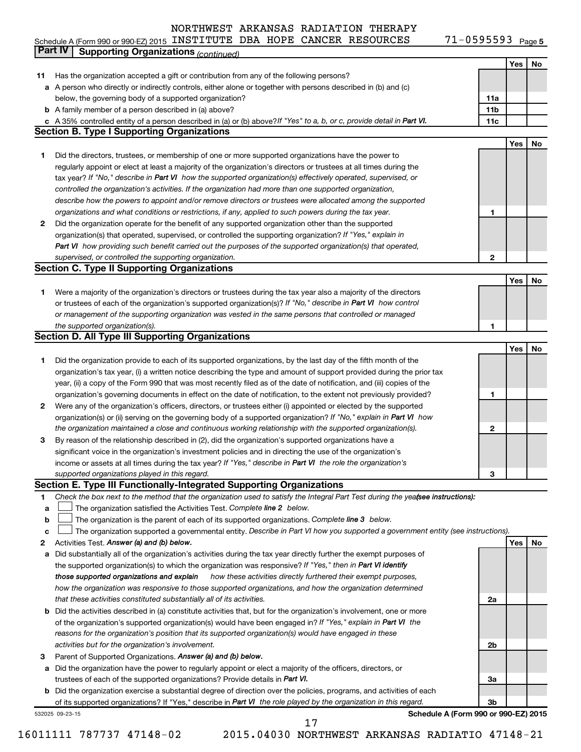NORTHWEST ARKANSAS RADIATION THERAPY

Schedule A (Form 990 or 990-EZ) 2015 INSTITUTE DBA HOPE CANCER RESOURCES 71-0595593 Page 5

## Part IV Supporting Organizations *(continued)*

| | | | Yes | No |
|---|---|---|---|---|
| **11** | Has the organization accepted a gift or contribution from any of the following persons? | | | |
| **a** | A person who directly or indirectly controls, either alone or together with persons described in (b) and (c) below, the governing body of a supported organization? | **11a** | | |
| **b** | A family member of a person described in (a) above? | **11b** | | |
| **c** | A 35% controlled entity of a person described in (a) or (b) above? *If "Yes" to a, b, or c, provide detail in* ***Part VI.*** | **11c** | | |

### Section B. Type I Supporting Organizations

| | | | Yes | No |
|---|---|---|---|---|
| **1** | Did the directors, trustees, or membership of one or more supported organizations have the power to regularly appoint or elect at least a majority of the organization's directors or trustees at all times during the tax year? *If "No," describe in* ***Part VI*** *how the supported organization(s) effectively operated, supervised, or controlled the organization's activities. If the organization had more than one supported organization, describe how the powers to appoint and/or remove directors or trustees were allocated among the supported organizations and what conditions or restrictions, if any, applied to such powers during the tax year.* | **1** | | |
| **2** | Did the organization operate for the benefit of any supported organization other than the supported organization(s) that operated, supervised, or controlled the supporting organization? *If "Yes," explain in* ***Part VI*** *how providing such benefit carried out the purposes of the supported organization(s) that operated, supervised, or controlled the supporting organization.* | **2** | | |

### Section C. Type II Supporting Organizations

| | | | Yes | No |
|---|---|---|---|---|
| **1** | Were a majority of the organization's directors or trustees during the tax year also a majority of the directors or trustees of each of the organization's supported organization(s)? *If "No," describe in* ***Part VI*** *how control or management of the supporting organization was vested in the same persons that controlled or managed the supported organization(s).* | **1** | | |

### Section D. All Type III Supporting Organizations

| | | | Yes | No |
|---|---|---|---|---|
| **1** | Did the organization provide to each of its supported organizations, by the last day of the fifth month of the organization's tax year, (i) a written notice describing the type and amount of support provided during the prior tax year, (ii) a copy of the Form 990 that was most recently filed as of the date of notification, and (iii) copies of the organization's governing documents in effect on the date of notification, to the extent not previously provided? | **1** | | |
| **2** | Were any of the organization's officers, directors, or trustees either (i) appointed or elected by the supported organization(s) or (ii) serving on the governing body of a supported organization? *If "No," explain in* ***Part VI*** *how the organization maintained a close and continuous working relationship with the supported organization(s).* | **2** | | |
| **3** | By reason of the relationship described in (2), did the organization's supported organizations have a significant voice in the organization's investment policies and in directing the use of the organization's income or assets at all times during the tax year? *If "Yes," describe in* ***Part VI*** *the role the organization's supported organizations played in this regard.* | **3** | | |

### Section E. Type III Functionally-Integrated Supporting Organizations

**1** *Check the box next to the method that the organization used to satisfy the Integral Part Test during the year* ***(see instructions):***

- **a** ☐ The organization satisfied the Activities Test. *Complete* ***line 2*** *below.*
- **b** ☐ The organization is the parent of each of its supported organizations. *Complete* ***line 3*** *below.*
- **c** ☐ The organization supported a governmental entity. *Describe in Part VI how you supported a government entity (see instructions).*

| | | | Yes | No |
|---|---|---|---|---|
| **2** | Activities Test. ***Answer (a) and (b) below.*** | | | |
| **a** | Did substantially all of the organization's activities during the tax year directly further the exempt purposes of the supported organization(s) to which the organization was responsive? *If "Yes," then in* ***Part VI identify those supported organizations and explain*** *how these activities directly furthered their exempt purposes, how the organization was responsive to those supported organizations, and how the organization determined that these activities constituted substantially all of its activities.* | **2a** | | |
| **b** | Did the activities described in (a) constitute activities that, but for the organization's involvement, one or more of the organization's supported organization(s) would have been engaged in? *If "Yes," explain in* ***Part VI*** *the reasons for the organization's position that its supported organization(s) would have engaged in these activities but for the organization's involvement.* | **2b** | | |
| **3** | Parent of Supported Organizations. ***Answer (a) and (b) below.*** | | | |
| **a** | Did the organization have the power to regularly appoint or elect a majority of the officers, directors, or trustees of each of the supported organizations? Provide details in ***Part VI.*** | **3a** | | |
| **b** | Did the organization exercise a substantial degree of direction over the policies, programs, and activities of each of its supported organizations? If "Yes," describe in ***Part VI*** *the role played by the organization in this regard.* | **3b** | | |

532025 09-23-15 **Schedule A (Form 990 or 990-EZ) 2015**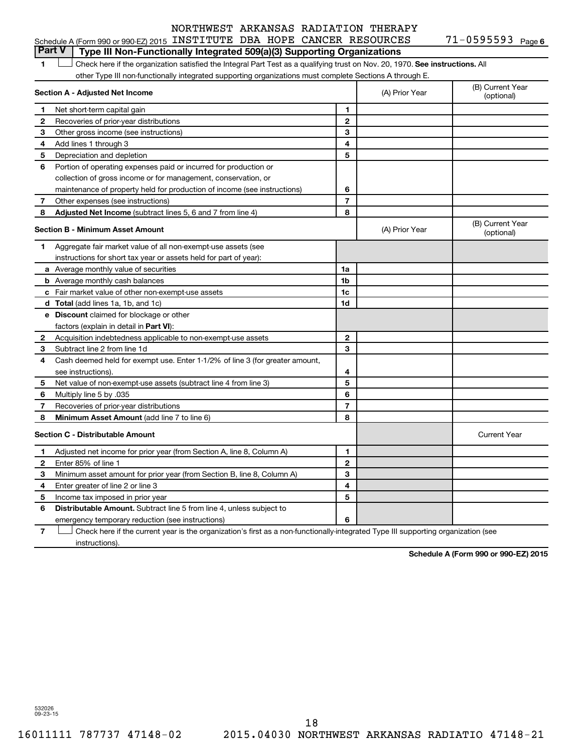NORTHWEST ARKANSAS RADIATION THERAPY
Schedule A (Form 990 or 990-EZ) 2015 INSTITUTE DBA HOPE CANCER RESOURCES 71-0595593 Page 6

## Part V Type III Non-Functionally Integrated 509(a)(3) Supporting Organizations

1 ☐ Check here if the organization satisfied the Integral Part Test as a qualifying trust on Nov. 20, 1970. **See instructions.** All other Type III non-functionally integrated supporting organizations must complete Sections A through E.

| **Section A - Adjusted Net Income** | | (A) Prior Year | (B) Current Year (optional) |
|---|---|---|---|
| 1 Net short-term capital gain | 1 | | |
| 2 Recoveries of prior-year distributions | 2 | | |
| 3 Other gross income (see instructions) | 3 | | |
| 4 Add lines 1 through 3 | 4 | | |
| 5 Depreciation and depletion | 5 | | |
| 6 Portion of operating expenses paid or incurred for production or collection of gross income or for management, conservation, or maintenance of property held for production of income (see instructions) | 6 | | |
| 7 Other expenses (see instructions) | 7 | | |
| 8 **Adjusted Net Income** (subtract lines 5, 6 and 7 from line 4) | 8 | | |

| **Section B - Minimum Asset Amount** | | (A) Prior Year | (B) Current Year (optional) |
|---|---|---|---|
| 1 Aggregate fair market value of all non-exempt-use assets (see instructions for short tax year or assets held for part of year): | | | |
| a Average monthly value of securities | 1a | | |
| b Average monthly cash balances | 1b | | |
| c Fair market value of other non-exempt-use assets | 1c | | |
| d **Total** (add lines 1a, 1b, and 1c) | 1d | | |
| e **Discount** claimed for blockage or other factors (explain in detail in **Part VI**): | | | |
| 2 Acquisition indebtedness applicable to non-exempt-use assets | 2 | | |
| 3 Subtract line 2 from line 1d | 3 | | |
| 4 Cash deemed held for exempt use. Enter 1-1/2% of line 3 (for greater amount, see instructions). | 4 | | |
| 5 Net value of non-exempt-use assets (subtract line 4 from line 3) | 5 | | |
| 6 Multiply line 5 by .035 | 6 | | |
| 7 Recoveries of prior-year distributions | 7 | | |
| 8 **Minimum Asset Amount** (add line 7 to line 6) | 8 | | |

| **Section C - Distributable Amount** | | | Current Year |
|---|---|---|---|
| 1 Adjusted net income for prior year (from Section A, line 8, Column A) | 1 | | |
| 2 Enter 85% of line 1 | 2 | | |
| 3 Minimum asset amount for prior year (from Section B, line 8, Column A) | 3 | | |
| 4 Enter greater of line 2 or line 3 | 4 | | |
| 5 Income tax imposed in prior year | 5 | | |
| 6 **Distributable Amount.** Subtract line 5 from line 4, unless subject to emergency temporary reduction (see instructions) | 6 | | |

7 ☐ Check here if the current year is the organization's first as a non-functionally-integrated Type III supporting organization (see instructions).

**Schedule A (Form 990 or 990-EZ) 2015**

532026 09-23-15

16011111 787737 47148-02 2015.04030 NORTHWEST ARKANSAS RADIATIO 47148-21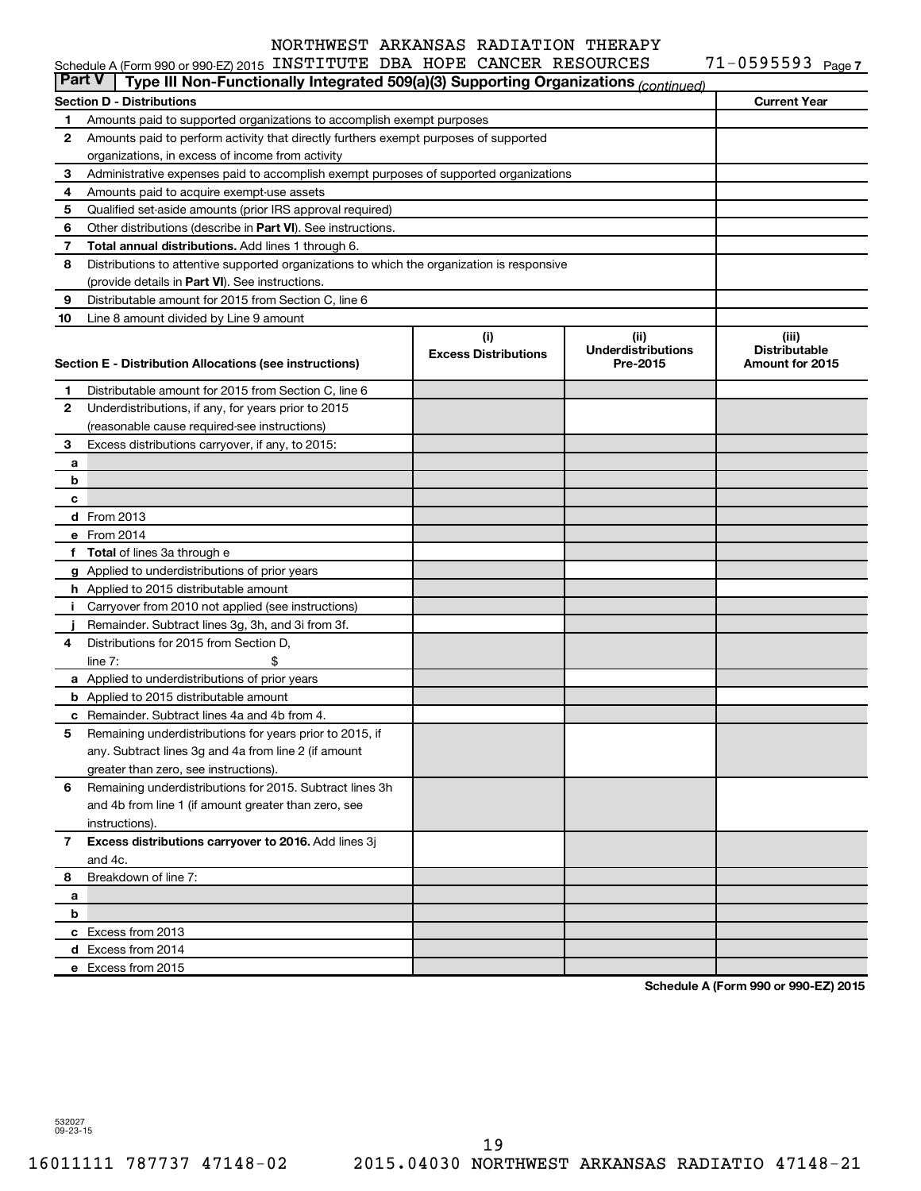NORTHWEST ARKANSAS RADIATION THERAPY

Schedule A (Form 990 or 990-EZ) 2015 INSTITUTE DBA HOPE CANCER RESOURCES 71-0595593 Page 7

**Part V | Type III Non-Functionally Integrated 509(a)(3) Supporting Organizations** *(continued)*

| Section D - Distributions | | Current Year |
|---|---|---|
| 1 | Amounts paid to supported organizations to accomplish exempt purposes | |
| 2 | Amounts paid to perform activity that directly furthers exempt purposes of supported organizations, in excess of income from activity | |
| 3 | Administrative expenses paid to accomplish exempt purposes of supported organizations | |
| 4 | Amounts paid to acquire exempt-use assets | |
| 5 | Qualified set-aside amounts (prior IRS approval required) | |
| 6 | Other distributions (describe in **Part VI**). See instructions. | |
| 7 | **Total annual distributions.** Add lines 1 through 6. | |
| 8 | Distributions to attentive supported organizations to which the organization is responsive (provide details in **Part VI**). See instructions. | |
| 9 | Distributable amount for 2015 from Section C, line 6 | |
| 10 | Line 8 amount divided by Line 9 amount | |

| Section E - Distribution Allocations (see instructions) | | (i) Excess Distributions | (ii) Underdistributions Pre-2015 | (iii) Distributable Amount for 2015 |
|---|---|---|---|---|
| 1 | Distributable amount for 2015 from Section C, line 6 | | | |
| 2 | Underdistributions, if any, for years prior to 2015 (reasonable cause required-see instructions) | | | |
| 3 | Excess distributions carryover, if any, to 2015: | | | |
| a | | | | |
| b | | | | |
| c | | | | |
| d | From 2013 | | | |
| e | From 2014 | | | |
| f | **Total** of lines 3a through e | | | |
| g | Applied to underdistributions of prior years | | | |
| h | Applied to 2015 distributable amount | | | |
| i | Carryover from 2010 not applied (see instructions) | | | |
| j | Remainder. Subtract lines 3g, 3h, and 3i from 3f. | | | |
| 4 | Distributions for 2015 from Section D, line 7: $ | | | |
| a | Applied to underdistributions of prior years | | | |
| b | Applied to 2015 distributable amount | | | |
| c | Remainder. Subtract lines 4a and 4b from 4. | | | |
| 5 | Remaining underdistributions for years prior to 2015, if any. Subtract lines 3g and 4a from line 2 (if amount greater than zero, see instructions). | | | |
| 6 | Remaining underdistributions for 2015. Subtract lines 3h and 4b from line 1 (if amount greater than zero, see instructions). | | | |
| 7 | **Excess distributions carryover to 2016.** Add lines 3j and 4c. | | | |
| 8 | Breakdown of line 7: | | | |
| a | | | | |
| b | | | | |
| c | Excess from 2013 | | | |
| d | Excess from 2014 | | | |
| e | Excess from 2015 | | | |

**Schedule A (Form 990 or 990-EZ) 2015**

532027 09-23-15

16011111 787737 47148-02 2015.04030 NORTHWEST ARKANSAS RADIATIO 47148-21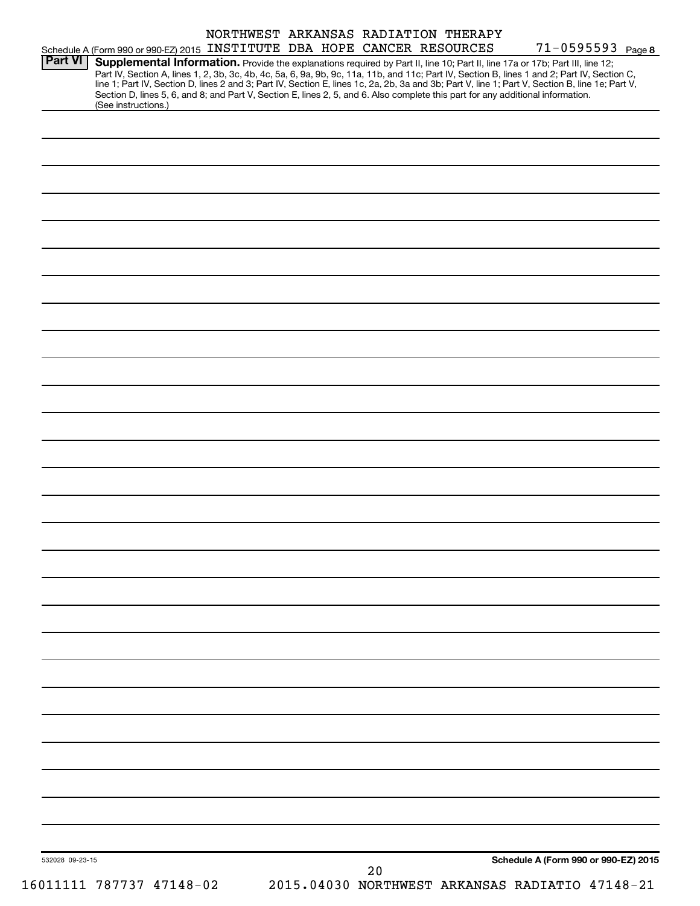Schedule A (Form 990 or 990-EZ) 2015 NORTHWEST ARKANSAS RADIATION THERAPY INSTITUTE DBA HOPE CANCER RESOURCES 71-0595593 Page 8

**Part VI** **Supplemental Information.** Provide the explanations required by Part II, line 10; Part II, line 17a or 17b; Part III, line 12; Part IV, Section A, lines 1, 2, 3b, 3c, 4b, 4c, 5a, 6, 9a, 9b, 9c, 11a, 11b, and 11c; Part IV, Section B, lines 1 and 2; Part IV, Section C, line 1; Part IV, Section D, lines 2 and 3; Part IV, Section E, lines 1c, 2a, 2b, 3a and 3b; Part V, line 1; Part V, Section B, line 1e; Part V, Section D, lines 5, 6, and 8; and Part V, Section E, lines 2, 5, and 6. Also complete this part for any additional information. (See instructions.)

532028 09-23-15

**Schedule A (Form 990 or 990-EZ) 2015**

16011111 787737 47148-02 2015.04030 NORTHWEST ARKANSAS RADIATIO 47148-21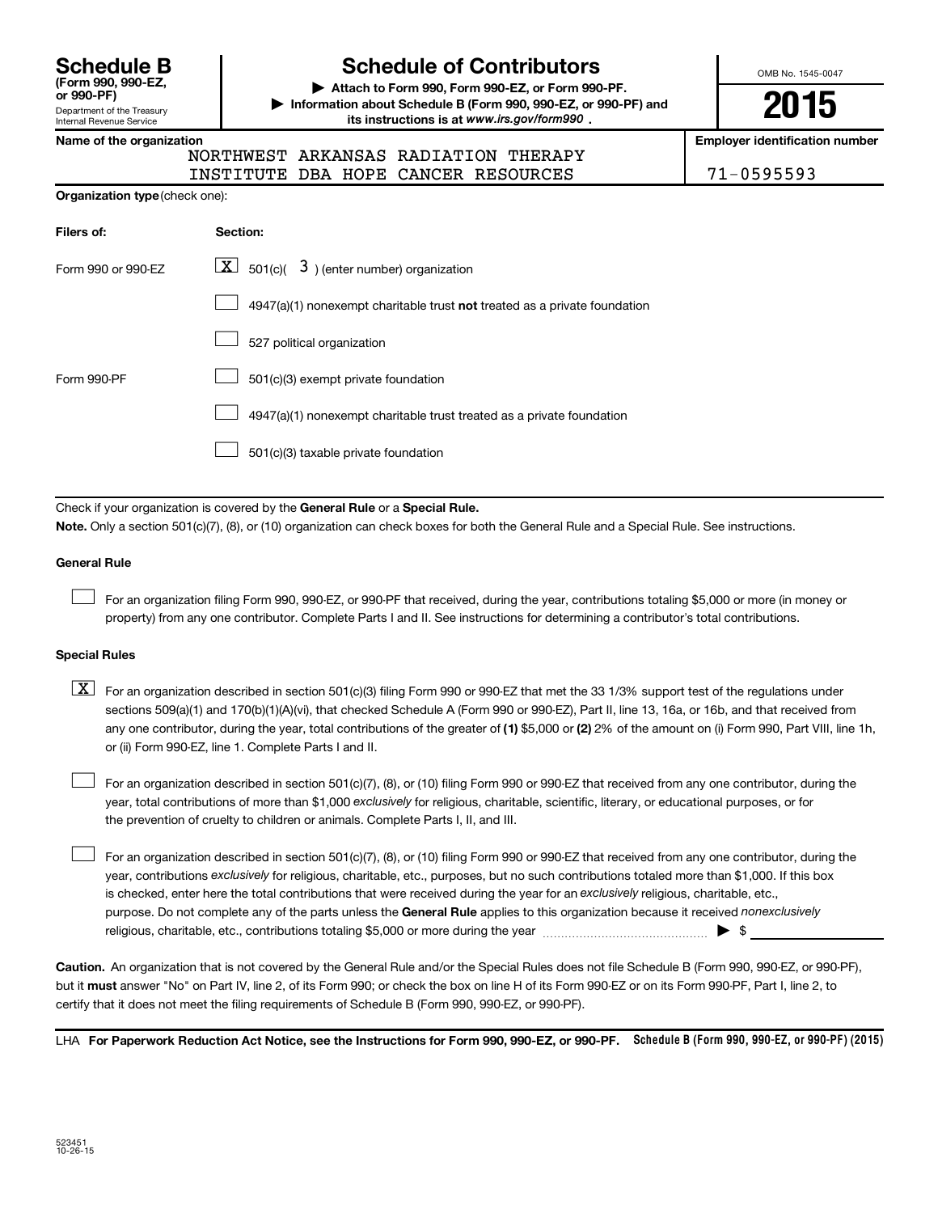**Schedule B**
**(Form 990, 990-EZ, or 990-PF)**
Department of the Treasury
Internal Revenue Service

# Schedule of Contributors

▶ **Attach to Form 990, Form 990-EZ, or Form 990-PF.**
▶ **Information about Schedule B (Form 990, 990-EZ, or 990-PF) and its instructions is at *www.irs.gov/form990*.**

OMB No. 1545-0047

**2015**

| **Name of the organization** | **Employer identification number** |
|---|---|
| NORTHWEST ARKANSAS RADIATION THERAPY INSTITUTE DBA HOPE CANCER RESOURCES | 71-0595593 |

**Organization type** (check one):

| **Filers of:** | **Section:** |
|---|---|
| Form 990 or 990-EZ | [X] 501(c)( 3 ) (enter number) organization |
| | [ ] 4947(a)(1) nonexempt charitable trust **not** treated as a private foundation |
| | [ ] 527 political organization |
| Form 990-PF | [ ] 501(c)(3) exempt private foundation |
| | [ ] 4947(a)(1) nonexempt charitable trust treated as a private foundation |
| | [ ] 501(c)(3) taxable private foundation |

Check if your organization is covered by the **General Rule** or a **Special Rule.**

**Note.** Only a section 501(c)(7), (8), or (10) organization can check boxes for both the General Rule and a Special Rule. See instructions.

**General Rule**

[ ] For an organization filing Form 990, 990-EZ, or 990-PF that received, during the year, contributions totaling $5,000 or more (in money or property) from any one contributor. Complete Parts I and II. See instructions for determining a contributor's total contributions.

**Special Rules**

[X] For an organization described in section 501(c)(3) filing Form 990 or 990-EZ that met the 33 1/3% support test of the regulations under sections 509(a)(1) and 170(b)(1)(A)(vi), that checked Schedule A (Form 990 or 990-EZ), Part II, line 13, 16a, or 16b, and that received from any one contributor, during the year, total contributions of the greater of **(1)** $5,000 or **(2)** 2% of the amount on (i) Form 990, Part VIII, line 1h, or (ii) Form 990-EZ, line 1. Complete Parts I and II.

[ ] For an organization described in section 501(c)(7), (8), or (10) filing Form 990 or 990-EZ that received from any one contributor, during the year, total contributions of more than $1,000 *exclusively* for religious, charitable, scientific, literary, or educational purposes, or for the prevention of cruelty to children or animals. Complete Parts I, II, and III.

[ ] For an organization described in section 501(c)(7), (8), or (10) filing Form 990 or 990-EZ that received from any one contributor, during the year, contributions *exclusively* for religious, charitable, etc., purposes, but no such contributions totaled more than $1,000. If this box is checked, enter here the total contributions that were received during the year for an *exclusively* religious, charitable, etc., purpose. Do not complete any of the parts unless the **General Rule** applies to this organization because it received *nonexclusively* religious, charitable, etc., contributions totaling $5,000 or more during the year ▶ $ ____________

**Caution.** An organization that is not covered by the General Rule and/or the Special Rules does not file Schedule B (Form 990, 990-EZ, or 990-PF), but it **must** answer "No" on Part IV, line 2, of its Form 990; or check the box on line H of its Form 990-EZ or on its Form 990-PF, Part I, line 2, to certify that it does not meet the filing requirements of Schedule B (Form 990, 990-EZ, or 990-PF).

LHA **For Paperwork Reduction Act Notice, see the Instructions for Form 990, 990-EZ, or 990-PF.** **Schedule B (Form 990, 990-EZ, or 990-PF) (2015)**

523451
10-26-15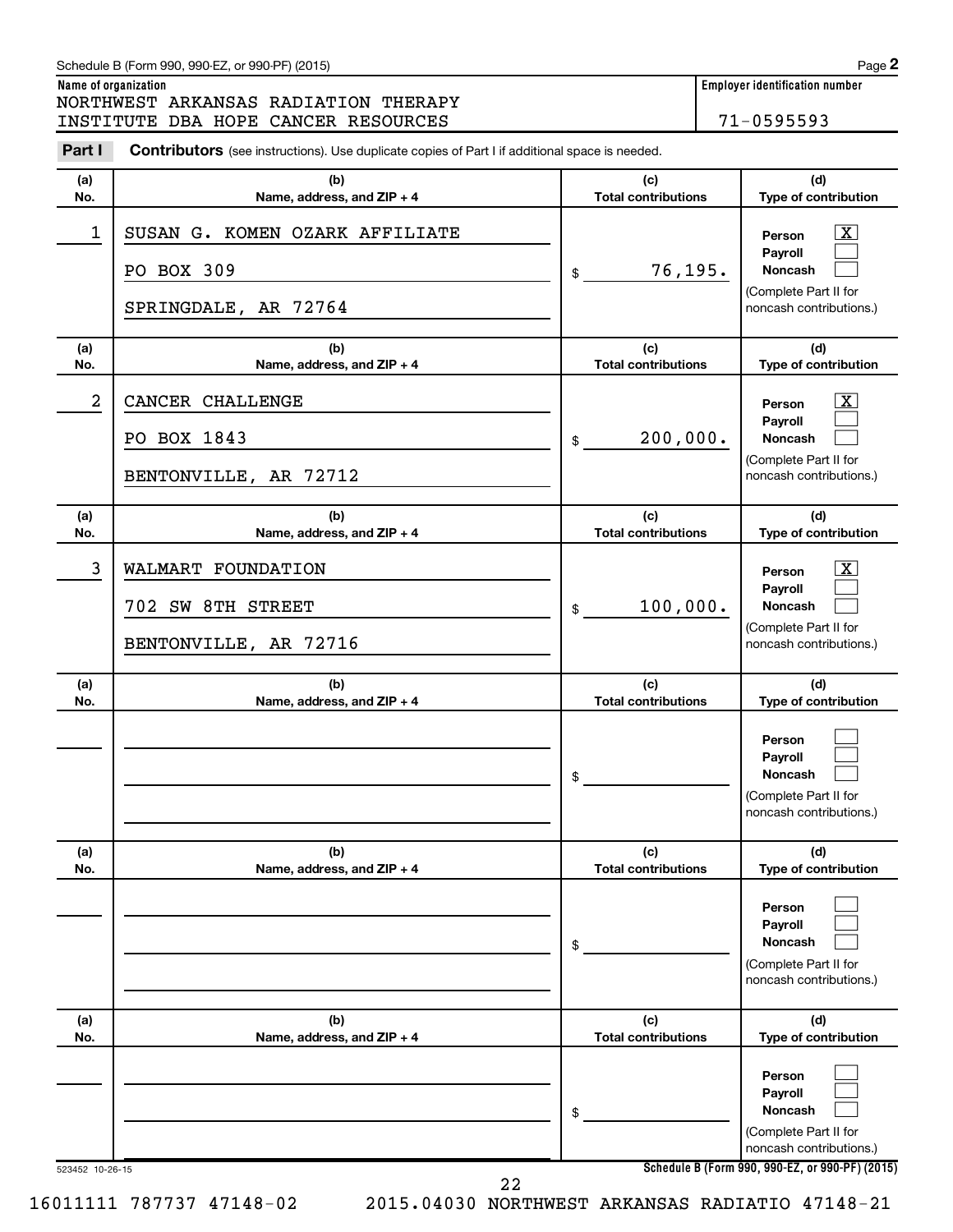Schedule B (Form 990, 990-EZ, or 990-PF) (2015)

**Name of organization**
NORTHWEST ARKANSAS RADIATION THERAPY INSTITUTE DBA HOPE CANCER RESOURCES

**Employer identification number**
71-0595593

**Part I** **Contributors** (see instructions). Use duplicate copies of Part I if additional space is needed.

| (a) No. | (b) Name, address, and ZIP + 4 | (c) Total contributions | (d) Type of contribution |
|---|---|---|---|
| 1 | SUSAN G. KOMEN OZARK AFFILIATE<br>PO BOX 309<br>SPRINGDALE, AR 72764 | $ 76,195. | Person [X]<br>Payroll [ ]<br>Noncash [ ]<br>(Complete Part II for noncash contributions.) |
| 2 | CANCER CHALLENGE<br>PO BOX 1843<br>BENTONVILLE, AR 72712 | $ 200,000. | Person [X]<br>Payroll [ ]<br>Noncash [ ]<br>(Complete Part II for noncash contributions.) |
| 3 | WALMART FOUNDATION<br>702 SW 8TH STREET<br>BENTONVILLE, AR 72716 | $ 100,000. | Person [X]<br>Payroll [ ]<br>Noncash [ ]<br>(Complete Part II for noncash contributions.) |
| | | $ | Person [ ]<br>Payroll [ ]<br>Noncash [ ]<br>(Complete Part II for noncash contributions.) |
| | | $ | Person [ ]<br>Payroll [ ]<br>Noncash [ ]<br>(Complete Part II for noncash contributions.) |
| | | $ | Person [ ]<br>Payroll [ ]<br>Noncash [ ]<br>(Complete Part II for noncash contributions.) |

523452 10-26-15

**Schedule B (Form 990, 990-EZ, or 990-PF) (2015)**

16011111 787737 47148-02 2015.04030 NORTHWEST ARKANSAS RADIATIO 47148-21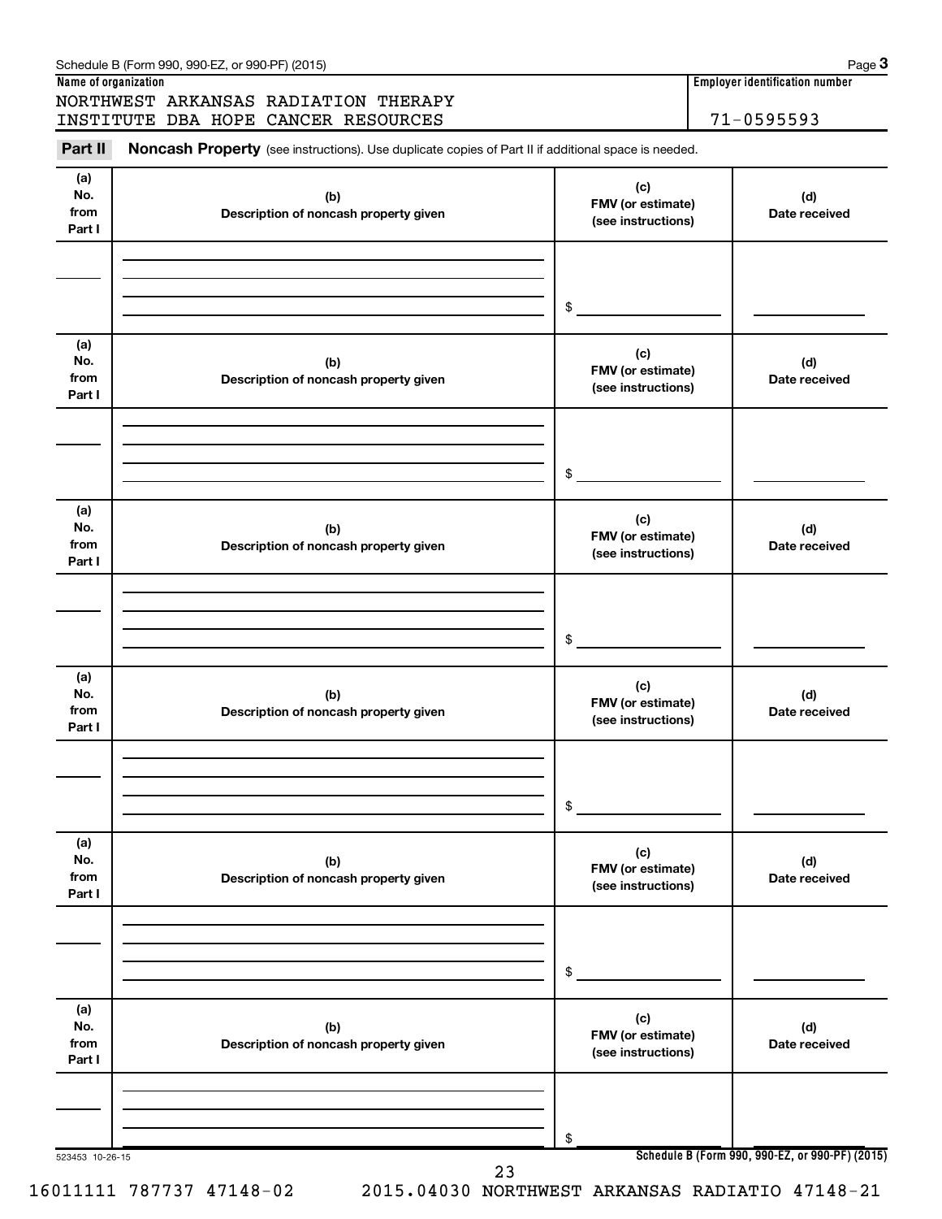Schedule B (Form 990, 990-EZ, or 990-PF) (2015) Page **3**

**Name of organization**

NORTHWEST ARKANSAS RADIATION THERAPY INSTITUTE DBA HOPE CANCER RESOURCES

**Employer identification number**

71-0595593

**Part II** **Noncash Property** (see instructions). Use duplicate copies of Part II if additional space is needed.

| (a) No. from Part I | (b) Description of noncash property given | (c) FMV (or estimate) (see instructions) | (d) Date received |
|---|---|---|---|
| | | $ | |

| (a) No. from Part I | (b) Description of noncash property given | (c) FMV (or estimate) (see instructions) | (d) Date received |
|---|---|---|---|
| | | $ | |

| (a) No. from Part I | (b) Description of noncash property given | (c) FMV (or estimate) (see instructions) | (d) Date received |
|---|---|---|---|
| | | $ | |

| (a) No. from Part I | (b) Description of noncash property given | (c) FMV (or estimate) (see instructions) | (d) Date received |
|---|---|---|---|
| | | $ | |

| (a) No. from Part I | (b) Description of noncash property given | (c) FMV (or estimate) (see instructions) | (d) Date received |
|---|---|---|---|
| | | $ | |

| (a) No. from Part I | (b) Description of noncash property given | (c) FMV (or estimate) (see instructions) | (d) Date received |
|---|---|---|---|
| | | $ | |

523453 10-26-15 **Schedule B (Form 990, 990-EZ, or 990-PF) (2015)**

16011111 787737 47148-02 2015.04030 NORTHWEST ARKANSAS RADIATIO 47148-21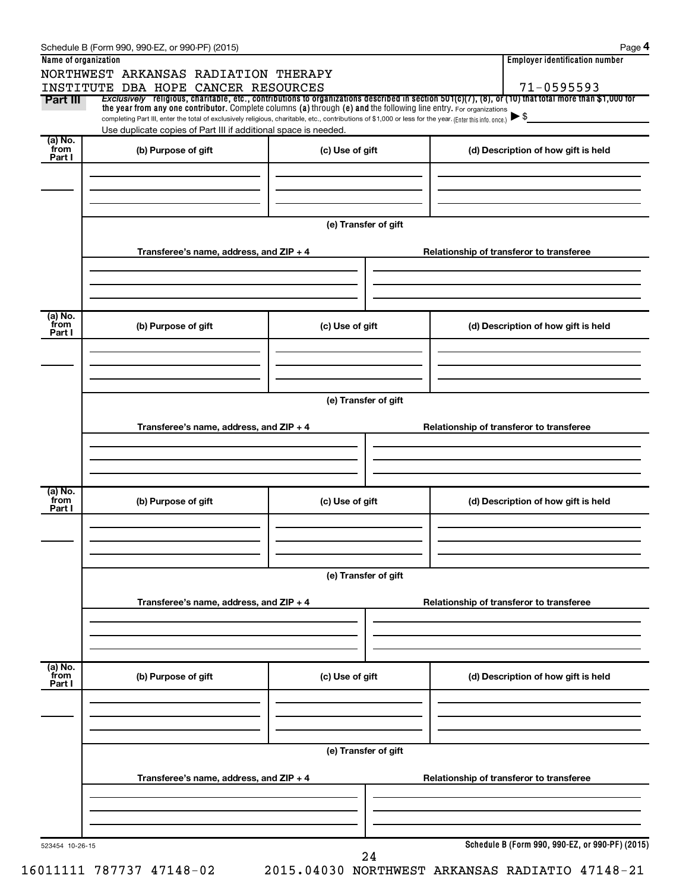Schedule B (Form 990, 990-EZ, or 990-PF) (2015)

**Name of organization**

NORTHWEST ARKANSAS RADIATION THERAPY
INSTITUTE DBA HOPE CANCER RESOURCES

**Employer identification number**

71-0595593

**Part III** *Exclusively* religious, charitable, etc., contributions to organizations described in section 501(c)(7), (8), or (10) that total more than $1,000 for the year from any one contributor. Complete columns **(a)** through **(e)** and the following line entry. For organizations completing Part III, enter the total of exclusively religious, charitable, etc., contributions of $1,000 or less for the year. (Enter this info. once.) ▶ $

Use duplicate copies of Part III if additional space is needed.

| (a) No. from Part I | (b) Purpose of gift | (c) Use of gift | (d) Description of how gift is held |
|---|---|---|---|
| | | | |

(e) Transfer of gift

| Transferee's name, address, and ZIP + 4 | Relationship of transferor to transferee |
|---|---|
| | |

| (a) No. from Part I | (b) Purpose of gift | (c) Use of gift | (d) Description of how gift is held |
|---|---|---|---|
| | | | |

(e) Transfer of gift

| Transferee's name, address, and ZIP + 4 | Relationship of transferor to transferee |
|---|---|
| | |

| (a) No. from Part I | (b) Purpose of gift | (c) Use of gift | (d) Description of how gift is held |
|---|---|---|---|
| | | | |

(e) Transfer of gift

| Transferee's name, address, and ZIP + 4 | Relationship of transferor to transferee |
|---|---|
| | |

| (a) No. from Part I | (b) Purpose of gift | (c) Use of gift | (d) Description of how gift is held |
|---|---|---|---|
| | | | |

(e) Transfer of gift

| Transferee's name, address, and ZIP + 4 | Relationship of transferor to transferee |
|---|---|
| | |

523454 10-26-15

**Schedule B (Form 990, 990-EZ, or 990-PF) (2015)**

16011111 787737 47148-02 2015.04030 NORTHWEST ARKANSAS RADIATIO 47148-21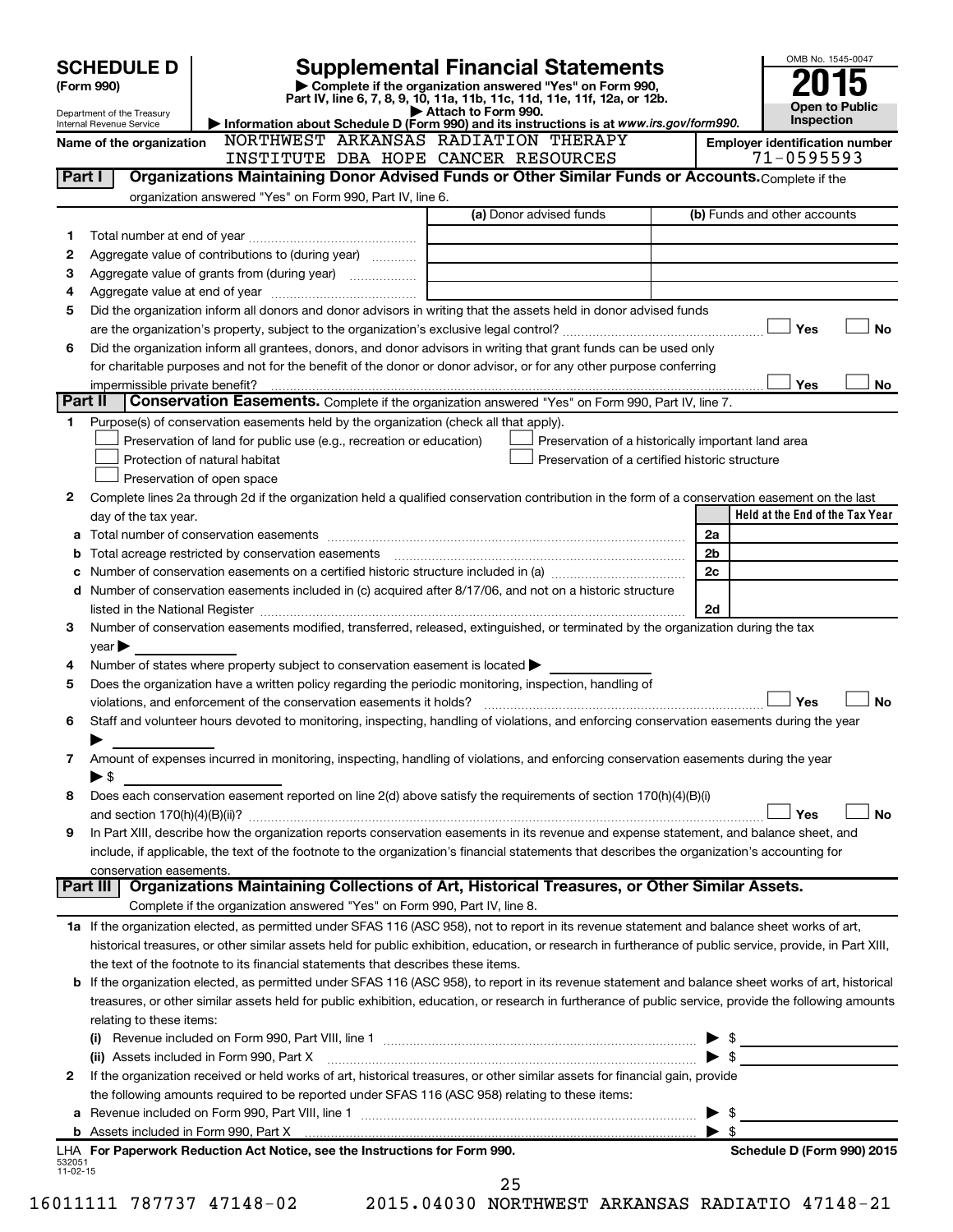# SCHEDULE D (Form 990)

Department of the Treasury
Internal Revenue Service

## Supplemental Financial Statements

▶ Complete if the organization answered "Yes" on Form 990, Part IV, line 6, 7, 8, 9, 10, 11a, 11b, 11c, 11d, 11e, 11f, 12a, or 12b.
▶ Attach to Form 990.
▶ Information about Schedule D (Form 990) and its instructions is at *www.irs.gov/form990.*

OMB No. 1545-0047
**2015**
**Open to Public Inspection**

**Name of the organization:** NORTHWEST ARKANSAS RADIATION THERAPY INSTITUTE DBA HOPE CANCER RESOURCES

**Employer identification number:** 71-0595593

### Part I Organizations Maintaining Donor Advised Funds or Other Similar Funds or Accounts.
Complete if the organization answered "Yes" on Form 990, Part IV, line 6.

| | | (a) Donor advised funds | (b) Funds and other accounts |
|---|---|---|---|
| 1 | Total number at end of year | | |
| 2 | Aggregate value of contributions to (during year) | | |
| 3 | Aggregate value of grants from (during year) | | |
| 4 | Aggregate value at end of year | | |

5 Did the organization inform all donors and donor advisors in writing that the assets held in donor advised funds are the organization's property, subject to the organization's exclusive legal control? ☐ Yes ☐ No

6 Did the organization inform all grantees, donors, and donor advisors in writing that grant funds can be used only for charitable purposes and not for the benefit of the donor or donor advisor, or for any other purpose conferring impermissible private benefit? ☐ Yes ☐ No

### Part II Conservation Easements.
Complete if the organization answered "Yes" on Form 990, Part IV, line 7.

1 Purpose(s) of conservation easements held by the organization (check all that apply).
- ☐ Preservation of land for public use (e.g., recreation or education)
- ☐ Protection of natural habitat
- ☐ Preservation of open space
- ☐ Preservation of a historically important land area
- ☐ Preservation of a certified historic structure

2 Complete lines 2a through 2d if the organization held a qualified conservation contribution in the form of a conservation easement on the last day of the tax year.

| | | | Held at the End of the Tax Year |
|---|---|---|---|
| a | Total number of conservation easements | 2a | |
| b | Total acreage restricted by conservation easements | 2b | |
| c | Number of conservation easements on a certified historic structure included in (a) | 2c | |
| d | Number of conservation easements included in (c) acquired after 8/17/06, and not on a historic structure listed in the National Register | 2d | |

3 Number of conservation easements modified, transferred, released, extinguished, or terminated by the organization during the tax year ▶

4 Number of states where property subject to conservation easement is located ▶

5 Does the organization have a written policy regarding the periodic monitoring, inspection, handling of violations, and enforcement of the conservation easements it holds? ☐ Yes ☐ No

6 Staff and volunteer hours devoted to monitoring, inspecting, handling of violations, and enforcing conservation easements during the year ▶

7 Amount of expenses incurred in monitoring, inspecting, handling of violations, and enforcing conservation easements during the year ▶ $

8 Does each conservation easement reported on line 2(d) above satisfy the requirements of section 170(h)(4)(B)(i) and section 170(h)(4)(B)(ii)? ☐ Yes ☐ No

9 In Part XIII, describe how the organization reports conservation easements in its revenue and expense statement, and balance sheet, and include, if applicable, the text of the footnote to the organization's financial statements that describes the organization's accounting for conservation easements.

### Part III Organizations Maintaining Collections of Art, Historical Treasures, or Other Similar Assets.
Complete if the organization answered "Yes" on Form 990, Part IV, line 8.

1a If the organization elected, as permitted under SFAS 116 (ASC 958), not to report in its revenue statement and balance sheet works of art, historical treasures, or other similar assets held for public exhibition, education, or research in furtherance of public service, provide, in Part XIII, the text of the footnote to its financial statements that describes these items.

b If the organization elected, as permitted under SFAS 116 (ASC 958), to report in its revenue statement and balance sheet works of art, historical treasures, or other similar assets held for public exhibition, education, or research in furtherance of public service, provide the following amounts relating to these items:

(i) Revenue included on Form 990, Part VIII, line 1 ▶ $

(ii) Assets included in Form 990, Part X ▶ $

2 If the organization received or held works of art, historical treasures, or other similar assets for financial gain, provide the following amounts required to be reported under SFAS 116 (ASC 958) relating to these items:

a Revenue included on Form 990, Part VIII, line 1 ▶ $

b Assets included in Form 990, Part X ▶ $

LHA For Paperwork Reduction Act Notice, see the Instructions for Form 990. Schedule D (Form 990) 2015

532051 11-02-15

16011111 787737 47148-02 2015.04030 NORTHWEST ARKANSAS RADIATIO 47148-21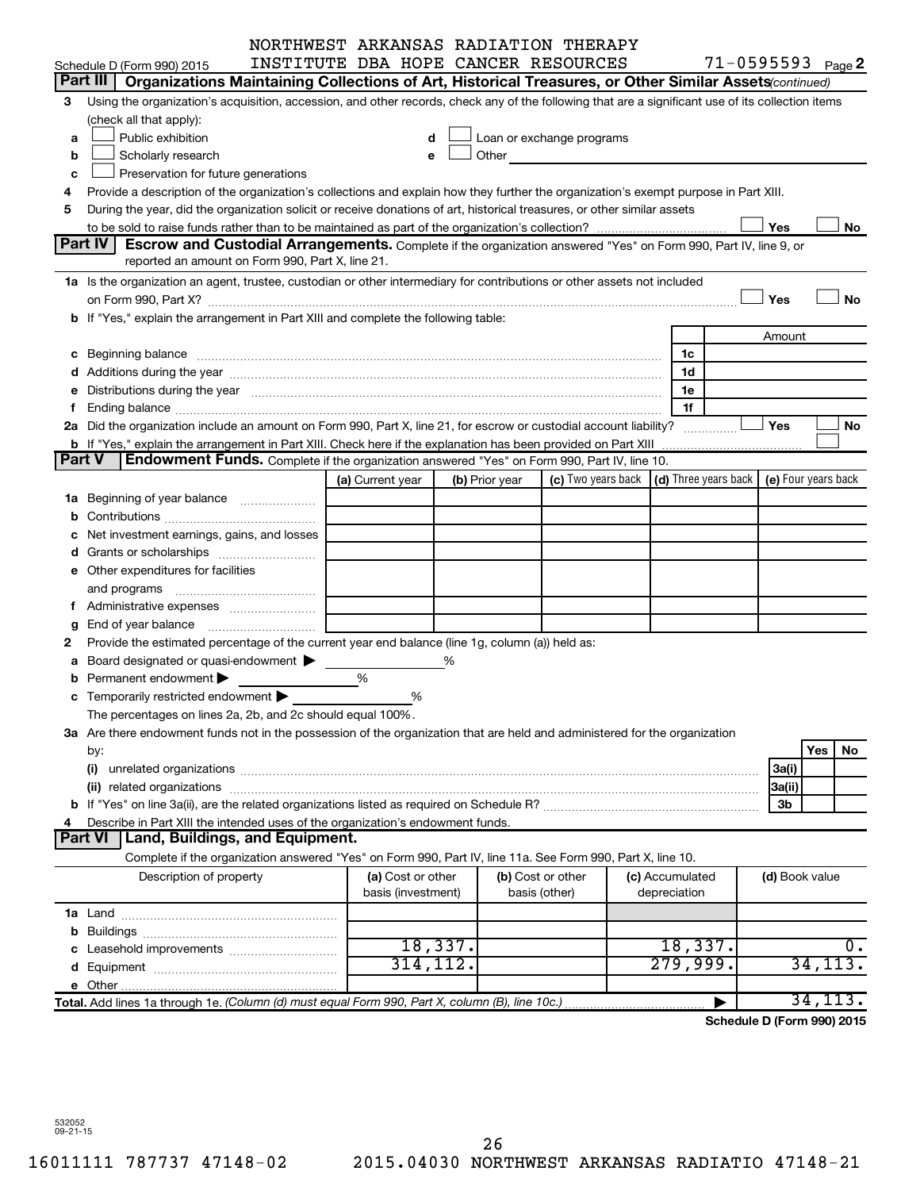NORTHWEST ARKANSAS RADIATION THERAPY INSTITUTE DBA HOPE CANCER RESOURCES 71-0595593

Schedule D (Form 990) 2015 Page 2

## Part III Organizations Maintaining Collections of Art, Historical Treasures, or Other Similar Assets *(continued)*

3 Using the organization's acquisition, accession, and other records, check any of the following that are a significant use of its collection items (check all that apply):

- a ☐ Public exhibition
- b ☐ Scholarly research
- c ☐ Preservation for future generations
- d ☐ Loan or exchange programs
- e ☐ Other

4 Provide a description of the organization's collections and explain how they further the organization's exempt purpose in Part XIII.

5 During the year, did the organization solicit or receive donations of art, historical treasures, or other similar assets to be sold to raise funds rather than to be maintained as part of the organization's collection? ☐ Yes ☐ No

## Part IV Escrow and Custodial Arrangements.

Complete if the organization answered "Yes" on Form 990, Part IV, line 9, or reported an amount on Form 990, Part X, line 21.

1a Is the organization an agent, trustee, custodian or other intermediary for contributions or other assets not included on Form 990, Part X? ☐ Yes ☐ No

b If "Yes," explain the arrangement in Part XIII and complete the following table:

| | | Amount |
|---|---|---|
| c Beginning balance | 1c | |
| d Additions during the year | 1d | |
| e Distributions during the year | 1e | |
| f Ending balance | 1f | |

2a Did the organization include an amount on Form 990, Part X, line 21, for escrow or custodial account liability? ☐ Yes ☐ No

b If "Yes," explain the arrangement in Part XIII. Check here if the explanation has been provided on Part XIII ☐

## Part V Endowment Funds.

Complete if the organization answered "Yes" on Form 990, Part IV, line 10.

| | (a) Current year | (b) Prior year | (c) Two years back | (d) Three years back | (e) Four years back |
|---|---|---|---|---|---|
| 1a Beginning of year balance | | | | | |
| b Contributions | | | | | |
| c Net investment earnings, gains, and losses | | | | | |
| d Grants or scholarships | | | | | |
| e Other expenditures for facilities and programs | | | | | |
| f Administrative expenses | | | | | |
| g End of year balance | | | | | |

2 Provide the estimated percentage of the current year end balance (line 1g, column (a)) held as:

- a Board designated or quasi-endowment ▶ %
- b Permanent endowment ▶ %
- c Temporarily restricted endowment ▶ %

The percentages on lines 2a, 2b, and 2c should equal 100%.

3a Are there endowment funds not in the possession of the organization that are held and administered for the organization by:

| | | Yes | No |
|---|---|---|---|
| (i) unrelated organizations | 3a(i) | | |
| (ii) related organizations | 3a(ii) | | |
| b If "Yes" on line 3a(ii), are the related organizations listed as required on Schedule R? | 3b | | |

4 Describe in Part XIII the intended uses of the organization's endowment funds.

## Part VI Land, Buildings, and Equipment.

Complete if the organization answered "Yes" on Form 990, Part IV, line 11a. See Form 990, Part X, line 10.

| Description of property | (a) Cost or other basis (investment) | (b) Cost or other basis (other) | (c) Accumulated depreciation | (d) Book value |
|---|---|---|---|---|
| 1a Land | | | | |
| b Buildings | | | | |
| c Leasehold improvements | 18,337. | | 18,337. | 0. |
| d Equipment | 314,112. | | 279,999. | 34,113. |
| e Other | | | | |
| **Total.** Add lines 1a through 1e. *(Column (d) must equal Form 990, Part X, column (B), line 10c.)* | | | ▶ | 34,113. |

**Schedule D (Form 990) 2015**

532052 09-21-15

16011111 787737 47148-02 2015.04030 NORTHWEST ARKANSAS RADIATIO 47148-21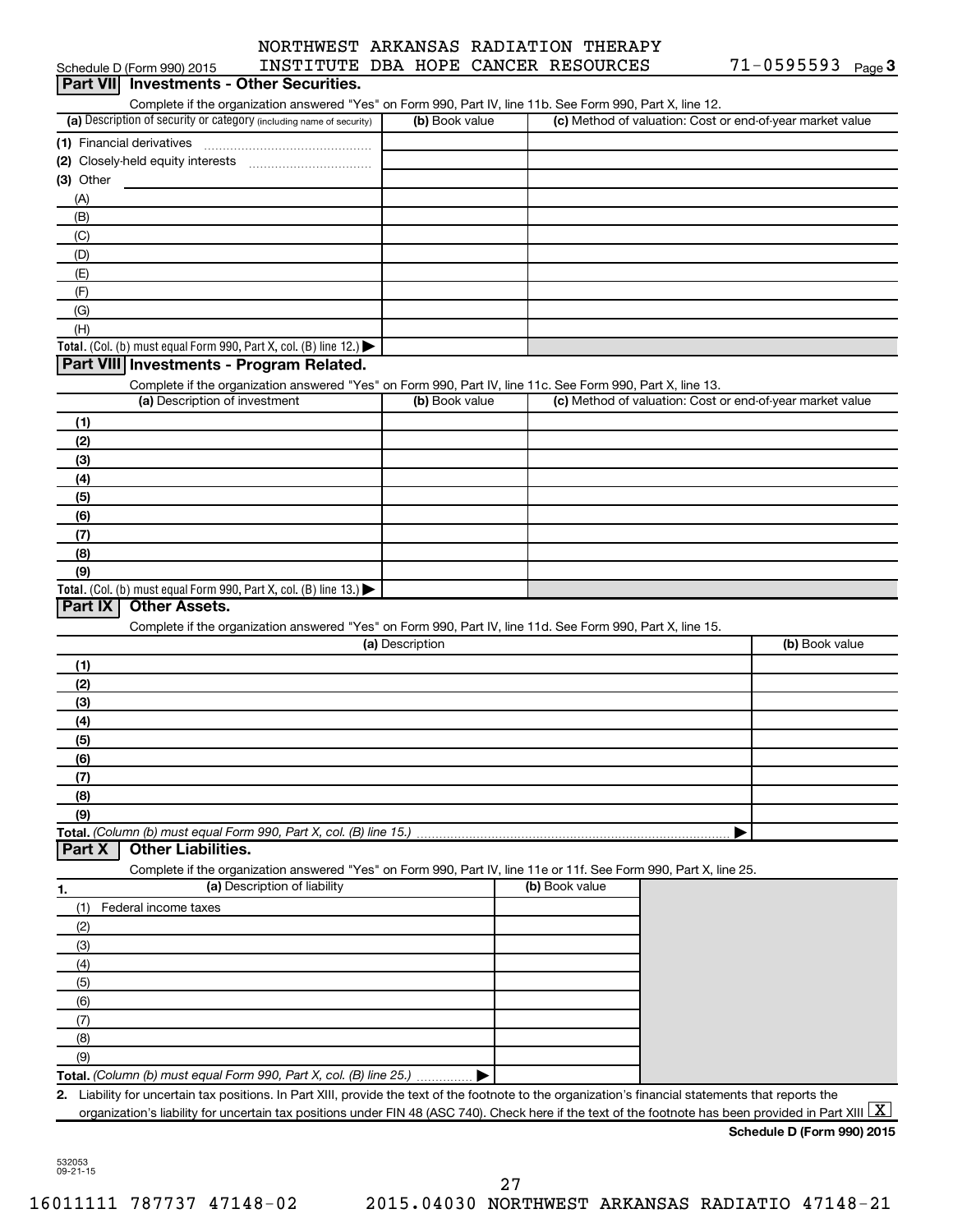Schedule D (Form 990) 2015 NORTHWEST ARKANSAS RADIATION THERAPY INSTITUTE DBA HOPE CANCER RESOURCES 71-0595593 Page 3

## Part VII Investments - Other Securities.

Complete if the organization answered "Yes" on Form 990, Part IV, line 11b. See Form 990, Part X, line 12.

| (a) Description of security or category (including name of security) | (b) Book value | (c) Method of valuation: Cost or end-of-year market value |
|---|---|---|
| (1) Financial derivatives | | |
| (2) Closely-held equity interests | | |
| (3) Other | | |
| (A) | | |
| (B) | | |
| (C) | | |
| (D) | | |
| (E) | | |
| (F) | | |
| (G) | | |
| (H) | | |
| **Total.** (Col. (b) must equal Form 990, Part X, col. (B) line 12.) | | |

## Part VIII Investments - Program Related.

Complete if the organization answered "Yes" on Form 990, Part IV, line 11c. See Form 990, Part X, line 13.

| (a) Description of investment | (b) Book value | (c) Method of valuation: Cost or end-of-year market value |
|---|---|---|
| (1) | | |
| (2) | | |
| (3) | | |
| (4) | | |
| (5) | | |
| (6) | | |
| (7) | | |
| (8) | | |
| (9) | | |
| **Total.** (Col. (b) must equal Form 990, Part X, col. (B) line 13.) | | |

## Part IX Other Assets.

Complete if the organization answered "Yes" on Form 990, Part IV, line 11d. See Form 990, Part X, line 15.

| (a) Description | (b) Book value |
|---|---|
| (1) | |
| (2) | |
| (3) | |
| (4) | |
| (5) | |
| (6) | |
| (7) | |
| (8) | |
| (9) | |
| **Total.** *(Column (b) must equal Form 990, Part X, col. (B) line 15.)* | |

## Part X Other Liabilities.

Complete if the organization answered "Yes" on Form 990, Part IV, line 11e or 11f. See Form 990, Part X, line 25.

| 1. (a) Description of liability | (b) Book value |
|---|---|
| (1) Federal income taxes | |
| (2) | |
| (3) | |
| (4) | |
| (5) | |
| (6) | |
| (7) | |
| (8) | |
| (9) | |
| **Total.** *(Column (b) must equal Form 990, Part X, col. (B) line 25.)* | |

**2.** Liability for uncertain tax positions. In Part XIII, provide the text of the footnote to the organization's financial statements that reports the organization's liability for uncertain tax positions under FIN 48 (ASC 740). Check here if the text of the footnote has been provided in Part XIII [X]

**Schedule D (Form 990) 2015**

532053
09-21-15

16011111 787737 47148-02 2015.04030 NORTHWEST ARKANSAS RADIATIO 47148-21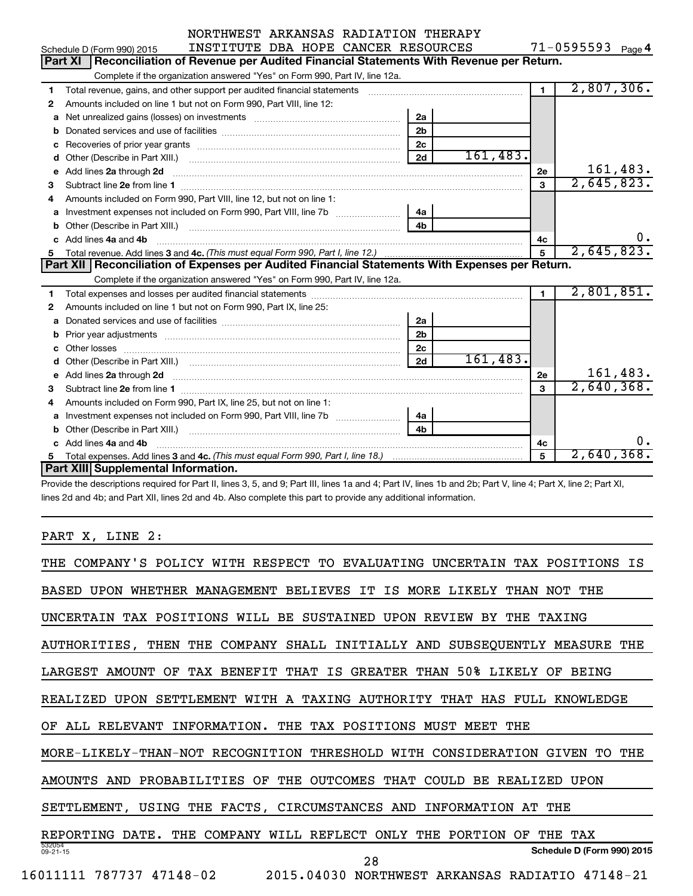NORTHWEST ARKANSAS RADIATION THERAPY INSTITUTE DBA HOPE CANCER RESOURCES 71-0595593

Schedule D (Form 990) 2015 Page 4

## Part XI Reconciliation of Revenue per Audited Financial Statements With Revenue per Return.

Complete if the organization answered "Yes" on Form 990, Part IV, line 12a.

| | | | | | |
|---|---|---|---|---|---|
| 1 | Total revenue, gains, and other support per audited financial statements | | | 1 | 2,807,306. |
| 2 | Amounts included on line 1 but not on Form 990, Part VIII, line 12: | | | | |
| a | Net unrealized gains (losses) on investments | 2a | | | |
| b | Donated services and use of facilities | 2b | | | |
| c | Recoveries of prior year grants | 2c | | | |
| d | Other (Describe in Part XIII.) | 2d | 161,483. | | |
| e | Add lines 2a through 2d | | | 2e | 161,483. |
| 3 | Subtract line 2e from line 1 | | | 3 | 2,645,823. |
| 4 | Amounts included on Form 990, Part VIII, line 12, but not on line 1: | | | | |
| a | Investment expenses not included on Form 990, Part VIII, line 7b | 4a | | | |
| b | Other (Describe in Part XIII.) | 4b | | | |
| c | Add lines 4a and 4b | | | 4c | 0. |
| 5 | Total revenue. Add lines 3 and 4c. *(This must equal Form 990, Part I, line 12.)* | | | 5 | 2,645,823. |

## Part XII Reconciliation of Expenses per Audited Financial Statements With Expenses per Return.

Complete if the organization answered "Yes" on Form 990, Part IV, line 12a.

| | | | | | |
|---|---|---|---|---|---|
| 1 | Total expenses and losses per audited financial statements | | | 1 | 2,801,851. |
| 2 | Amounts included on line 1 but not on Form 990, Part IX, line 25: | | | | |
| a | Donated services and use of facilities | 2a | | | |
| b | Prior year adjustments | 2b | | | |
| c | Other losses | 2c | | | |
| d | Other (Describe in Part XIII.) | 2d | 161,483. | | |
| e | Add lines 2a through 2d | | | 2e | 161,483. |
| 3 | Subtract line 2e from line 1 | | | 3 | 2,640,368. |
| 4 | Amounts included on Form 990, Part IX, line 25, but not on line 1: | | | | |
| a | Investment expenses not included on Form 990, Part VIII, line 7b | 4a | | | |
| b | Other (Describe in Part XIII.) | 4b | | | |
| c | Add lines 4a and 4b | | | 4c | 0. |
| 5 | Total expenses. Add lines 3 and 4c. *(This must equal Form 990, Part I, line 18.)* | | | 5 | 2,640,368. |

## Part XIII Supplemental Information.

Provide the descriptions required for Part II, lines 3, 5, and 9; Part III, lines 1a and 4; Part IV, lines 1b and 2b; Part V, line 4; Part X, line 2; Part XI, lines 2d and 4b; and Part XII, lines 2d and 4b. Also complete this part to provide any additional information.

PART X, LINE 2:

THE COMPANY'S POLICY WITH RESPECT TO EVALUATING UNCERTAIN TAX POSITIONS IS BASED UPON WHETHER MANAGEMENT BELIEVES IT IS MORE LIKELY THAN NOT THE UNCERTAIN TAX POSITIONS WILL BE SUSTAINED UPON REVIEW BY THE TAXING AUTHORITIES, THEN THE COMPANY SHALL INITIALLY AND SUBSEQUENTLY MEASURE THE LARGEST AMOUNT OF TAX BENEFIT THAT IS GREATER THAN 50% LIKELY OF BEING REALIZED UPON SETTLEMENT WITH A TAXING AUTHORITY THAT HAS FULL KNOWLEDGE OF ALL RELEVANT INFORMATION. THE TAX POSITIONS MUST MEET THE MORE-LIKELY-THAN-NOT RECOGNITION THRESHOLD WITH CONSIDERATION GIVEN TO THE AMOUNTS AND PROBABILITIES OF THE OUTCOMES THAT COULD BE REALIZED UPON SETTLEMENT, USING THE FACTS, CIRCUMSTANCES AND INFORMATION AT THE REPORTING DATE. THE COMPANY WILL REFLECT ONLY THE PORTION OF THE TAX

Schedule D (Form 990) 2015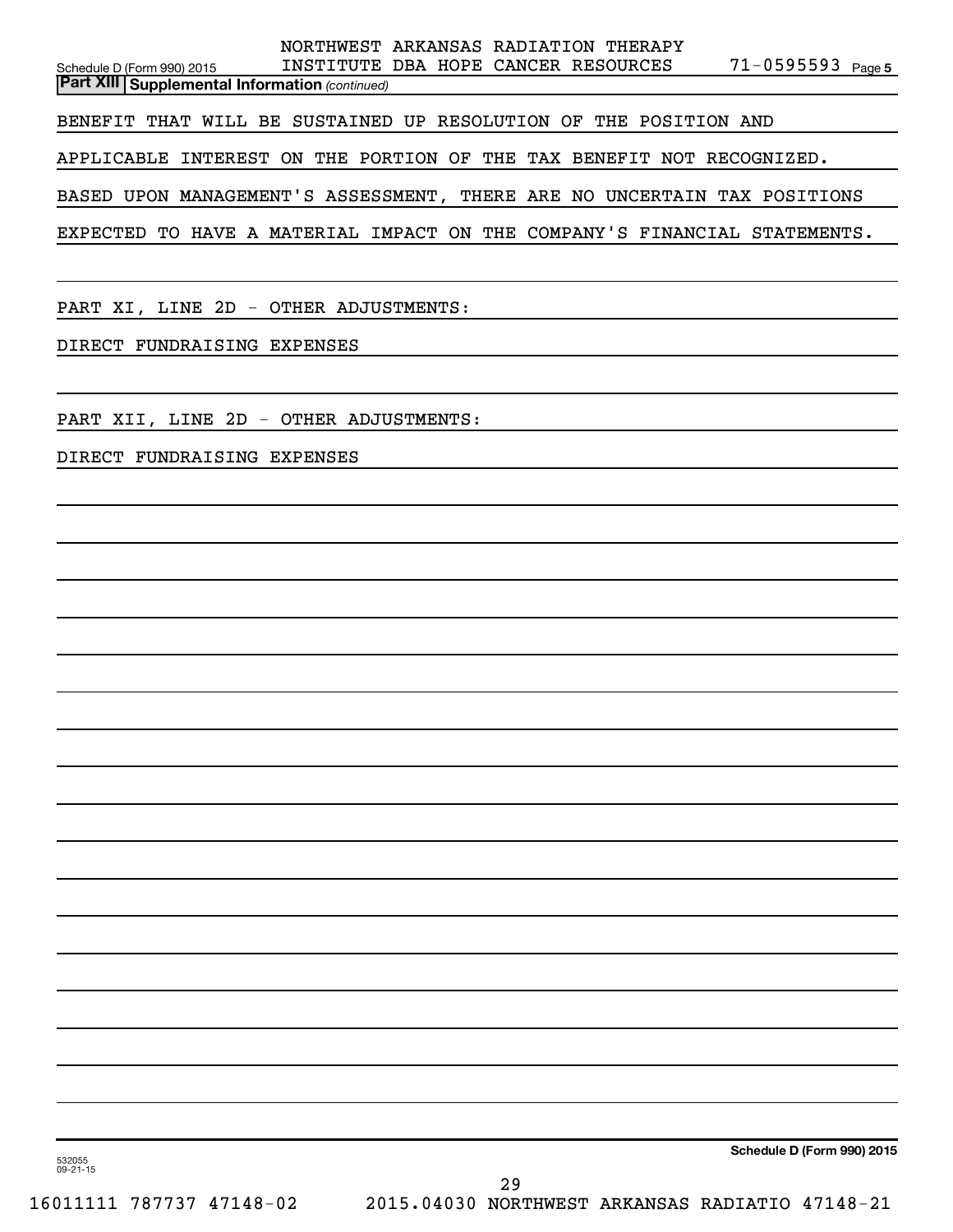NORTHWEST ARKANSAS RADIATION THERAPY INSTITUTE DBA HOPE CANCER RESOURCES 71-0595593

**Part XIII Supplemental Information** *(continued)*

BENEFIT THAT WILL BE SUSTAINED UP RESOLUTION OF THE POSITION AND APPLICABLE INTEREST ON THE PORTION OF THE TAX BENEFIT NOT RECOGNIZED. BASED UPON MANAGEMENT'S ASSESSMENT, THERE ARE NO UNCERTAIN TAX POSITIONS EXPECTED TO HAVE A MATERIAL IMPACT ON THE COMPANY'S FINANCIAL STATEMENTS.

PART XI, LINE 2D - OTHER ADJUSTMENTS:

DIRECT FUNDRAISING EXPENSES

PART XII, LINE 2D - OTHER ADJUSTMENTS:

DIRECT FUNDRAISING EXPENSES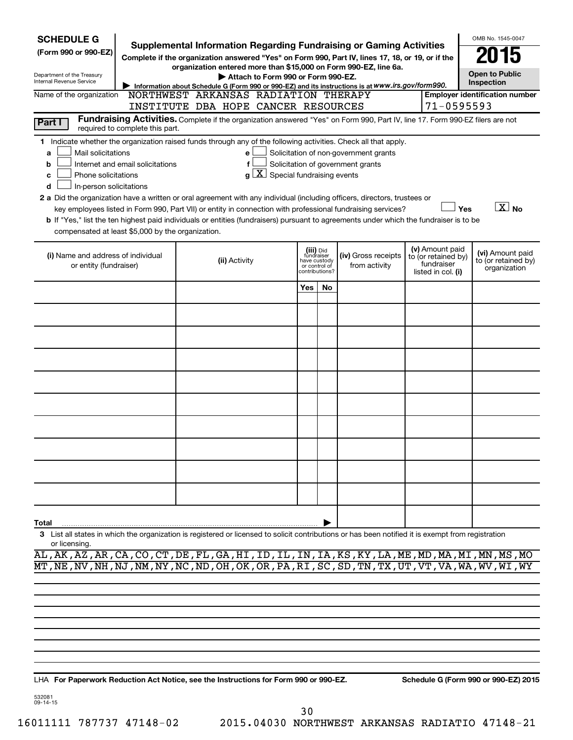**SCHEDULE G**
**(Form 990 or 990-EZ)**

Department of the Treasury
Internal Revenue Service

# Supplemental Information Regarding Fundraising or Gaming Activities

**Complete if the organization answered "Yes" on Form 990, Part IV, lines 17, 18, or 19, or if the organization entered more than $15,000 on Form 990-EZ, line 6a.**

▶ **Attach to Form 990 or Form 990-EZ.**

▶ Information about Schedule G (Form 990 or 990-EZ) and its instructions is at *www.irs.gov/form990.*

OMB No. 1545-0047

**2015**

**Open to Public Inspection**

Name of the organization: NORTHWEST ARKANSAS RADIATION THERAPY INSTITUTE DBA HOPE CANCER RESOURCES

**Employer identification number:** 71-0595593

**Part I** **Fundraising Activities.** Complete if the organization answered "Yes" on Form 990, Part IV, line 17. Form 990-EZ filers are not required to complete this part.

**1** Indicate whether the organization raised funds through any of the following activities. Check all that apply.

- **a** ☐ Mail solicitations
- **b** ☐ Internet and email solicitations
- **c** ☐ Phone solicitations
- **d** ☐ In-person solicitations
- **e** ☐ Solicitation of non-government grants
- **f** ☐ Solicitation of government grants
- **g** ☒ Special fundraising events

**2 a** Did the organization have a written or oral agreement with any individual (including officers, directors, trustees or key employees listed in Form 990, Part VII) or entity in connection with professional fundraising services? ☐ Yes ☒ No

**b** If "Yes," list the ten highest paid individuals or entities (fundraisers) pursuant to agreements under which the fundraiser is to be compensated at least $5,000 by the organization.

| (i) Name and address of individual or entity (fundraiser) | (ii) Activity | (iii) Did fundraiser have custody or control of contributions? Yes | No | (iv) Gross receipts from activity | (v) Amount paid to (or retained by) fundraiser listed in col. (i) | (vi) Amount paid to (or retained by) organization |
|---|---|---|---|---|---|---|
| | | | | | | |
| | | | | | | |
| | | | | | | |
| | | | | | | |
| | | | | | | |
| | | | | | | |
| | | | | | | |
| | | | | | | |
| | | | | | | |
| | | | | | | |
| **Total** ▶ | | | | | | |

**3** List all states in which the organization is registered or licensed to solicit contributions or has been notified it is exempt from registration or licensing.

AL,AK,AZ,AR,CA,CO,CT,DE,FL,GA,HI,ID,IL,IN,IA,KS,KY,LA,ME,MD,MA,MI,MN,MS,MO
MT,NE,NV,NH,NJ,NM,NY,NC,ND,OH,OK,OR,PA,RI,SC,SD,TN,TX,UT,VT,VA,WA,WV,WI,WY

LHA **For Paperwork Reduction Act Notice, see the Instructions for Form 990 or 990-EZ.** **Schedule G (Form 990 or 990-EZ) 2015**

532081
09-14-15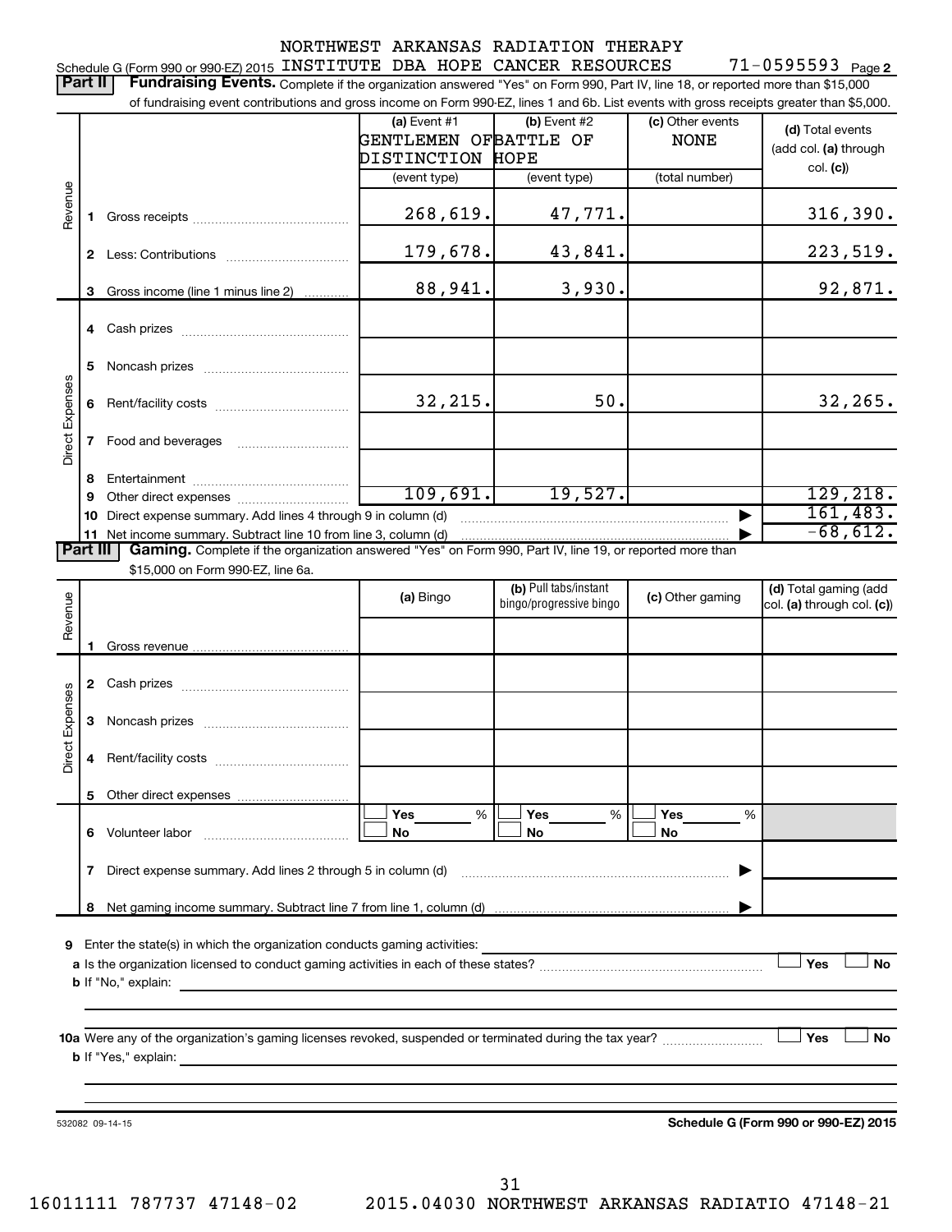NORTHWEST ARKANSAS RADIATION THERAPY

Schedule G (Form 990 or 990-EZ) 2015 INSTITUTE DBA HOPE CANCER RESOURCES 71-0595593 Page 2

**Part II** **Fundraising Events.** Complete if the organization answered "Yes" on Form 990, Part IV, line 18, or reported more than $15,000 of fundraising event contributions and gross income on Form 990-EZ, lines 1 and 6b. List events with gross receipts greater than $5,000.

| | | (a) Event #1 GENTLEMEN OF DISTINCTION (event type) | (b) Event #2 BATTLE OF HOPE (event type) | (c) Other events NONE (total number) | (d) Total events (add col. (a) through col. (c)) |
|---|---|---|---|---|---|
| Revenue | 1 Gross receipts | 268,619. | 47,771. | | 316,390. |
| | 2 Less: Contributions | 179,678. | 43,841. | | 223,519. |
| | 3 Gross income (line 1 minus line 2) | 88,941. | 3,930. | | 92,871. |
| Direct Expenses | 4 Cash prizes | | | | |
| | 5 Noncash prizes | | | | |
| | 6 Rent/facility costs | 32,215. | 50. | | 32,265. |
| | 7 Food and beverages | | | | |
| | 8 Entertainment | | | | |
| | 9 Other direct expenses | 109,691. | 19,527. | | 129,218. |
| | 10 Direct expense summary. Add lines 4 through 9 in column (d) | | | | 161,483. |
| | 11 Net income summary. Subtract line 10 from line 3, column (d) | | | | -68,612. |

**Part III** **Gaming.** Complete if the organization answered "Yes" on Form 990, Part IV, line 19, or reported more than $15,000 on Form 990-EZ, line 6a.

| | | (a) Bingo | (b) Pull tabs/instant bingo/progressive bingo | (c) Other gaming | (d) Total gaming (add col. (a) through col. (c)) |
|---|---|---|---|---|---|
| Revenue | 1 Gross revenue | | | | |
| Direct Expenses | 2 Cash prizes | | | | |
| | 3 Noncash prizes | | | | |
| | 4 Rent/facility costs | | | | |
| | 5 Other direct expenses | | | | |
| | 6 Volunteer labor | Yes ___ % No | Yes ___ % No | Yes ___ % No | |
| | 7 Direct expense summary. Add lines 2 through 5 in column (d) | | | | |
| | 8 Net gaming income summary. Subtract line 7 from line 1, column (d) | | | | |

**9** Enter the state(s) in which the organization conducts gaming activities: ______

**a** Is the organization licensed to conduct gaming activities in each of these states? ☐ Yes ☐ No

**b** If "No," explain:

**10a** Were any of the organization's gaming licenses revoked, suspended or terminated during the tax year? ☐ Yes ☐ No

**b** If "Yes," explain:

532082 09-14-15

**Schedule G (Form 990 or 990-EZ) 2015**

16011111 787737 47148-02 2015.04030 NORTHWEST ARKANSAS RADIATIO 47148-21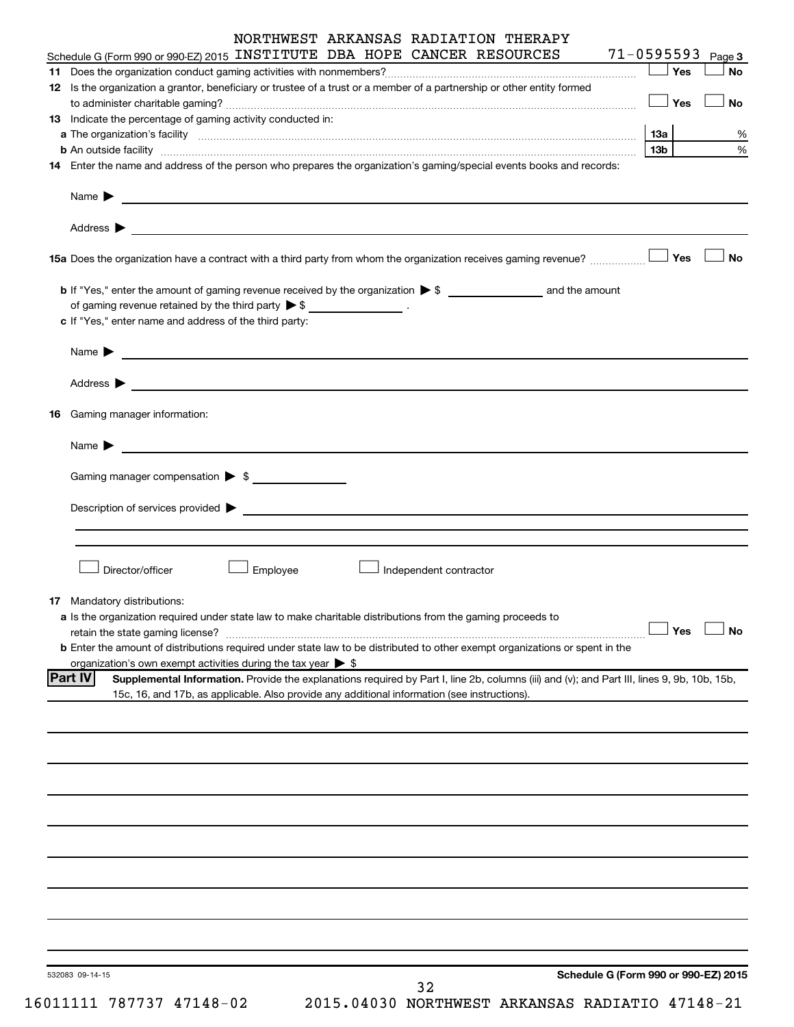NORTHWEST ARKANSAS RADIATION THERAPY INSTITUTE DBA HOPE CANCER RESOURCES 71-0595593

Schedule G (Form 990 or 990-EZ) 2015 Page 3

**11** Does the organization conduct gaming activities with nonmembers? ☐ Yes ☐ No

**12** Is the organization a grantor, beneficiary or trustee of a trust or a member of a partnership or other entity formed to administer charitable gaming? ☐ Yes ☐ No

**13** Indicate the percentage of gaming activity conducted in:

**a** The organization's facility **13a** %

**b** An outside facility **13b** %

**14** Enter the name and address of the person who prepares the organization's gaming/special events books and records:

Name ▶

Address ▶

**15a** Does the organization have a contract with a third party from whom the organization receives gaming revenue? ☐ Yes ☐ No

**b** If "Yes," enter the amount of gaming revenue received by the organization ▶ $ \_\_\_\_\_\_ and the amount of gaming revenue retained by the third party ▶ $ \_\_\_\_\_\_ .

**c** If "Yes," enter name and address of the third party:

Name ▶

Address ▶

**16** Gaming manager information:

Name ▶

Gaming manager compensation ▶ $

Description of services provided ▶

☐ Director/officer ☐ Employee ☐ Independent contractor

**17** Mandatory distributions:

**a** Is the organization required under state law to make charitable distributions from the gaming proceeds to retain the state gaming license? ☐ Yes ☐ No

**b** Enter the amount of distributions required under state law to be distributed to other exempt organizations or spent in the organization's own exempt activities during the tax year ▶ $

**Part IV** **Supplemental Information.** Provide the explanations required by Part I, line 2b, columns (iii) and (v); and Part III, lines 9, 9b, 10b, 15b, 15c, 16, and 17b, as applicable. Also provide any additional information (see instructions).

532083 09-14-15

**Schedule G (Form 990 or 990-EZ) 2015**

16011111 787737 47148-02 2015.04030 NORTHWEST ARKANSAS RADIATIO 47148-21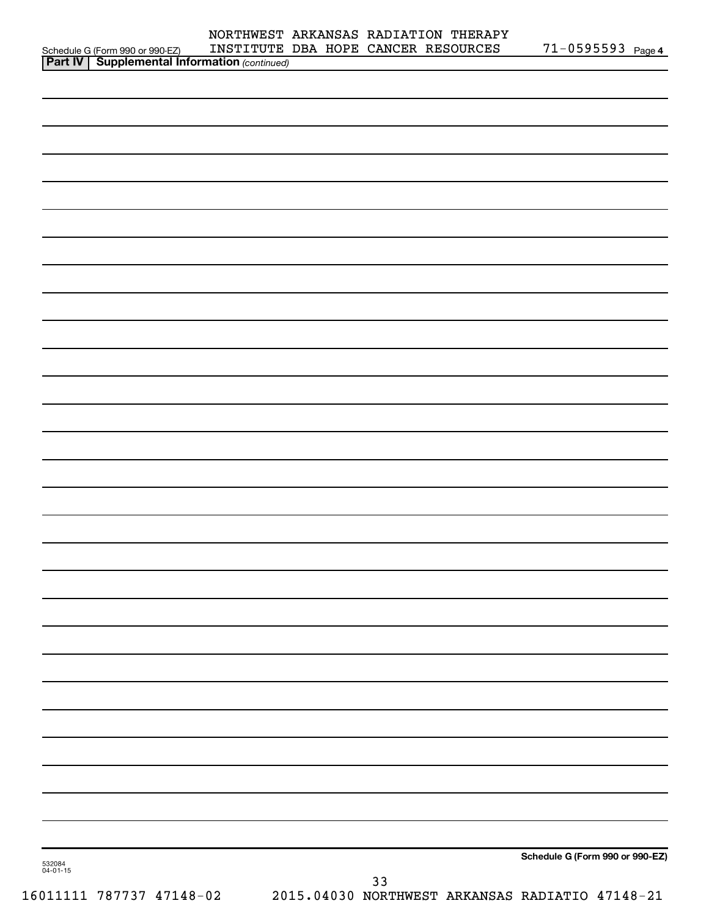Schedule G (Form 990 or 990-EZ) NORTHWEST ARKANSAS RADIATION THERAPY INSTITUTE DBA HOPE CANCER RESOURCES 71-0595593 Page 4

**Part IV | Supplemental Information** *(continued)*

**Schedule G (Form 990 or 990-EZ)**

532084 04-01-15

16011111 787737 47148-02 2015.04030 NORTHWEST ARKANSAS RADIATIO 47148-21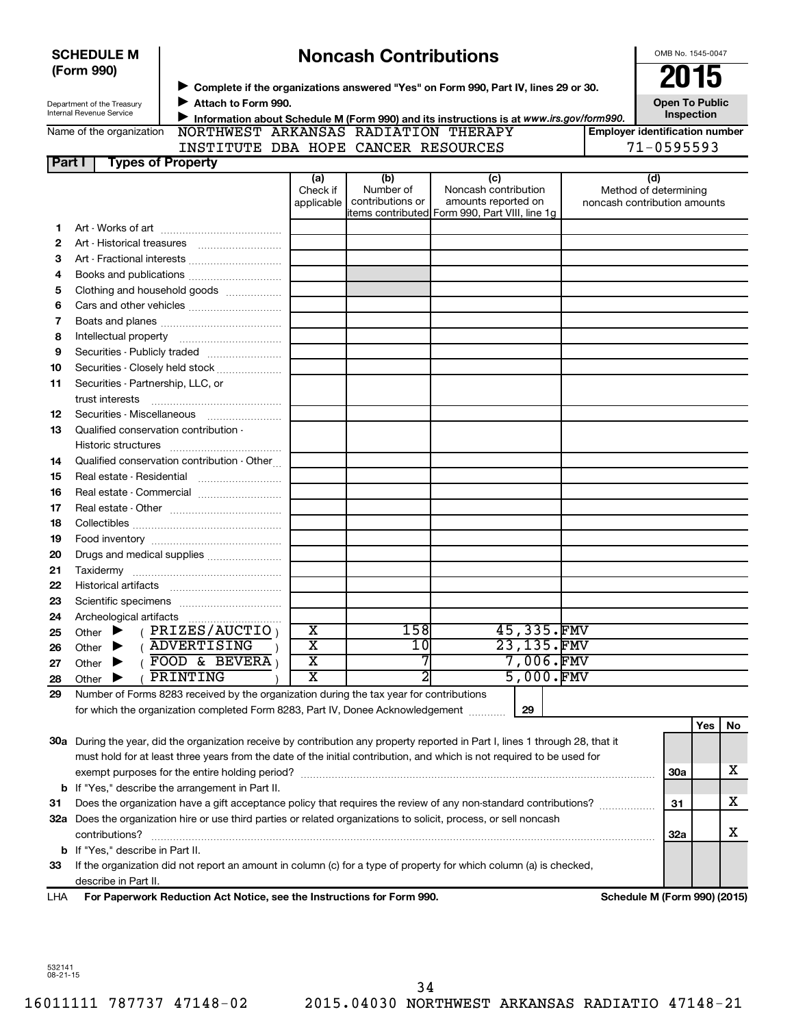**SCHEDULE M (Form 990)**

# Noncash Contributions

▶ Complete if the organizations answered "Yes" on Form 990, Part IV, lines 29 or 30.
▶ Attach to Form 990.
▶ Information about Schedule M (Form 990) and its instructions is at *www.irs.gov/form990.*

OMB No. 1545-0047

**2015**

**Open To Public Inspection**

Department of the Treasury
Internal Revenue Service

Name of the organization: NORTHWEST ARKANSAS RADIATION THERAPY INSTITUTE DBA HOPE CANCER RESOURCES

Employer identification number: 71-0595593

## Part I Types of Property

| | | (a) Check if applicable | (b) Number of contributions or items contributed | (c) Noncash contribution amounts reported on Form 990, Part VIII, line 1g | (d) Method of determining noncash contribution amounts |
|---|---|---|---|---|---|
| 1 | Art - Works of art | | | | |
| 2 | Art - Historical treasures | | | | |
| 3 | Art - Fractional interests | | | | |
| 4 | Books and publications | | | | |
| 5 | Clothing and household goods | | | | |
| 6 | Cars and other vehicles | | | | |
| 7 | Boats and planes | | | | |
| 8 | Intellectual property | | | | |
| 9 | Securities - Publicly traded | | | | |
| 10 | Securities - Closely held stock | | | | |
| 11 | Securities - Partnership, LLC, or trust interests | | | | |
| 12 | Securities - Miscellaneous | | | | |
| 13 | Qualified conservation contribution - Historic structures | | | | |
| 14 | Qualified conservation contribution - Other | | | | |
| 15 | Real estate - Residential | | | | |
| 16 | Real estate - Commercial | | | | |
| 17 | Real estate - Other | | | | |
| 18 | Collectibles | | | | |
| 19 | Food inventory | | | | |
| 20 | Drugs and medical supplies | | | | |
| 21 | Taxidermy | | | | |
| 22 | Historical artifacts | | | | |
| 23 | Scientific specimens | | | | |
| 24 | Archeological artifacts | | | | |
| 25 | Other ▶ ( PRIZES/AUCTIO ) | X | 158 | 45,335. | FMV |
| 26 | Other ▶ ( ADVERTISING ) | X | 10 | 23,135. | FMV |
| 27 | Other ▶ ( FOOD & BEVERA ) | X | 7 | 7,006. | FMV |
| 28 | Other ▶ ( PRINTING ) | X | 2 | 5,000. | FMV |

29 Number of Forms 8283 received by the organization during the tax year for contributions for which the organization completed Form 8283, Part IV, Donee Acknowledgement ...... **29**

| | | | Yes | No |
|---|---|---|---|---|
| 30a | During the year, did the organization receive by contribution any property reported in Part I, lines 1 through 28, that it must hold for at least three years from the date of the initial contribution, and which is not required to be used for exempt purposes for the entire holding period? | 30a | | X |
| b | If "Yes," describe the arrangement in Part II. | | | |
| 31 | Does the organization have a gift acceptance policy that requires the review of any non-standard contributions? | 31 | | X |
| 32a | Does the organization hire or use third parties or related organizations to solicit, process, or sell noncash contributions? | 32a | | X |
| b | If "Yes," describe in Part II. | | | |
| 33 | If the organization did not report an amount in column (c) for a type of property for which column (a) is checked, describe in Part II. | | | |

LHA **For Paperwork Reduction Act Notice, see the Instructions for Form 990.** **Schedule M (Form 990) (2015)**

532141
08-21-15

16011111 787737 47148-02 2015.04030 NORTHWEST ARKANSAS RADIATIO 47148-21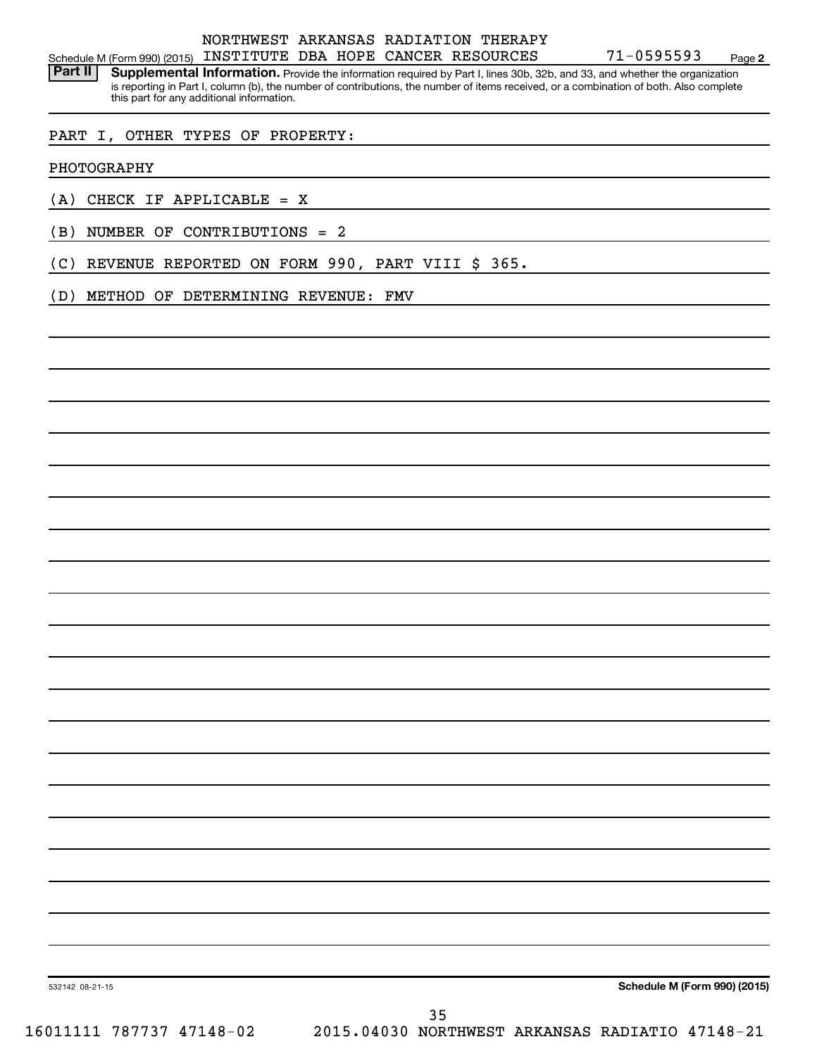NORTHWEST ARKANSAS RADIATION THERAPY

Schedule M (Form 990) (2015) INSTITUTE DBA HOPE CANCER RESOURCES 71-0595593 Page 2

**Part II** **Supplemental Information.** Provide the information required by Part I, lines 30b, 32b, and 33, and whether the organization is reporting in Part I, column (b), the number of contributions, the number of items received, or a combination of both. Also complete this part for any additional information.

PART I, OTHER TYPES OF PROPERTY:

PHOTOGRAPHY

(A) CHECK IF APPLICABLE = X

(B) NUMBER OF CONTRIBUTIONS = 2

(C) REVENUE REPORTED ON FORM 990, PART VIII $ 365.

(D) METHOD OF DETERMINING REVENUE: FMV

532142 08-21-15

**Schedule M (Form 990) (2015)**

16011111 787737 47148-02 2015.04030 NORTHWEST ARKANSAS RADIATIO 47148-21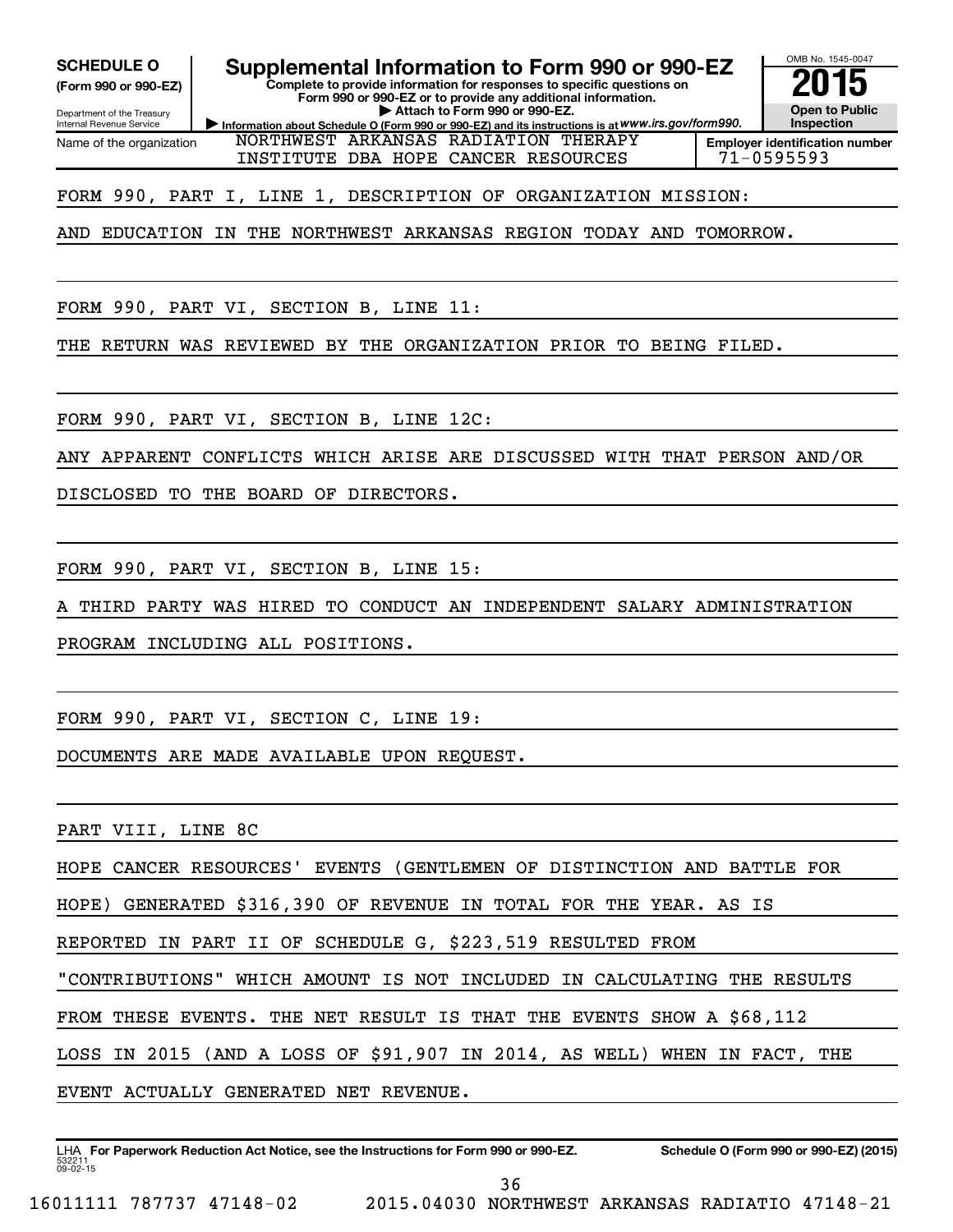**SCHEDULE O**
**(Form 990 or 990-EZ)**

Department of the Treasury
Internal Revenue Service

# Supplemental Information to Form 990 or 990-EZ

**Complete to provide information for responses to specific questions on Form 990 or 990-EZ or to provide any additional information.**
**▶ Attach to Form 990 or 990-EZ.**
**▶ Information about Schedule O (Form 990 or 990-EZ) and its instructions is at *www.irs.gov/form990.***

OMB No. 1545-0047
**2015**
**Open to Public Inspection**

| Name of the organization | Employer identification number |
|---|---|
| NORTHWEST ARKANSAS RADIATION THERAPY INSTITUTE DBA HOPE CANCER RESOURCES | 71-0595593 |

FORM 990, PART I, LINE 1, DESCRIPTION OF ORGANIZATION MISSION:

AND EDUCATION IN THE NORTHWEST ARKANSAS REGION TODAY AND TOMORROW.

FORM 990, PART VI, SECTION B, LINE 11:

THE RETURN WAS REVIEWED BY THE ORGANIZATION PRIOR TO BEING FILED.

FORM 990, PART VI, SECTION B, LINE 12C:

ANY APPARENT CONFLICTS WHICH ARISE ARE DISCUSSED WITH THAT PERSON AND/OR DISCLOSED TO THE BOARD OF DIRECTORS.

FORM 990, PART VI, SECTION B, LINE 15:

A THIRD PARTY WAS HIRED TO CONDUCT AN INDEPENDENT SALARY ADMINISTRATION PROGRAM INCLUDING ALL POSITIONS.

FORM 990, PART VI, SECTION C, LINE 19:

DOCUMENTS ARE MADE AVAILABLE UPON REQUEST.

PART VIII, LINE 8C

HOPE CANCER RESOURCES' EVENTS (GENTLEMEN OF DISTINCTION AND BATTLE FOR HOPE) GENERATED $316,390 OF REVENUE IN TOTAL FOR THE YEAR. AS IS REPORTED IN PART II OF SCHEDULE G, $223,519 RESULTED FROM "CONTRIBUTIONS" WHICH AMOUNT IS NOT INCLUDED IN CALCULATING THE RESULTS FROM THESE EVENTS. THE NET RESULT IS THAT THE EVENTS SHOW A $68,112 LOSS IN 2015 (AND A LOSS OF $91,907 IN 2014, AS WELL) WHEN IN FACT, THE EVENT ACTUALLY GENERATED NET REVENUE.

LHA **For Paperwork Reduction Act Notice, see the Instructions for Form 990 or 990-EZ.** **Schedule O (Form 990 or 990-EZ) (2015)**
532211
09-02-15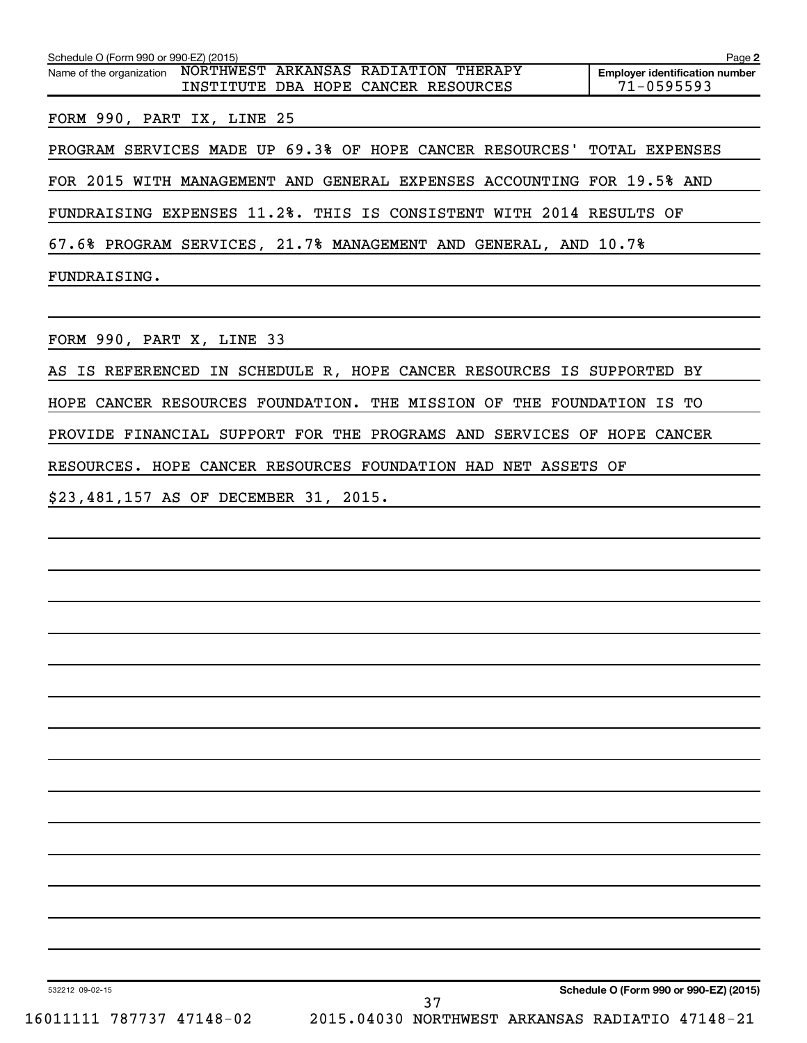Schedule O (Form 990 or 990-EZ) (2015) Page **2**

Name of the organization NORTHWEST ARKANSAS RADIATION THERAPY INSTITUTE DBA HOPE CANCER RESOURCES

**Employer identification number** 71-0595593

FORM 990, PART IX, LINE 25

PROGRAM SERVICES MADE UP 69.3% OF HOPE CANCER RESOURCES' TOTAL EXPENSES FOR 2015 WITH MANAGEMENT AND GENERAL EXPENSES ACCOUNTING FOR 19.5% AND FUNDRAISING EXPENSES 11.2%. THIS IS CONSISTENT WITH 2014 RESULTS OF 67.6% PROGRAM SERVICES, 21.7% MANAGEMENT AND GENERAL, AND 10.7% FUNDRAISING.

FORM 990, PART X, LINE 33

AS IS REFERENCED IN SCHEDULE R, HOPE CANCER RESOURCES IS SUPPORTED BY HOPE CANCER RESOURCES FOUNDATION. THE MISSION OF THE FOUNDATION IS TO PROVIDE FINANCIAL SUPPORT FOR THE PROGRAMS AND SERVICES OF HOPE CANCER RESOURCES. HOPE CANCER RESOURCES FOUNDATION HAD NET ASSETS OF $23,481,157 AS OF DECEMBER 31, 2015.

532212 09-02-15 **Schedule O (Form 990 or 990-EZ) (2015)**

16011111 787737 47148-02 2015.04030 NORTHWEST ARKANSAS RADIATIO 47148-21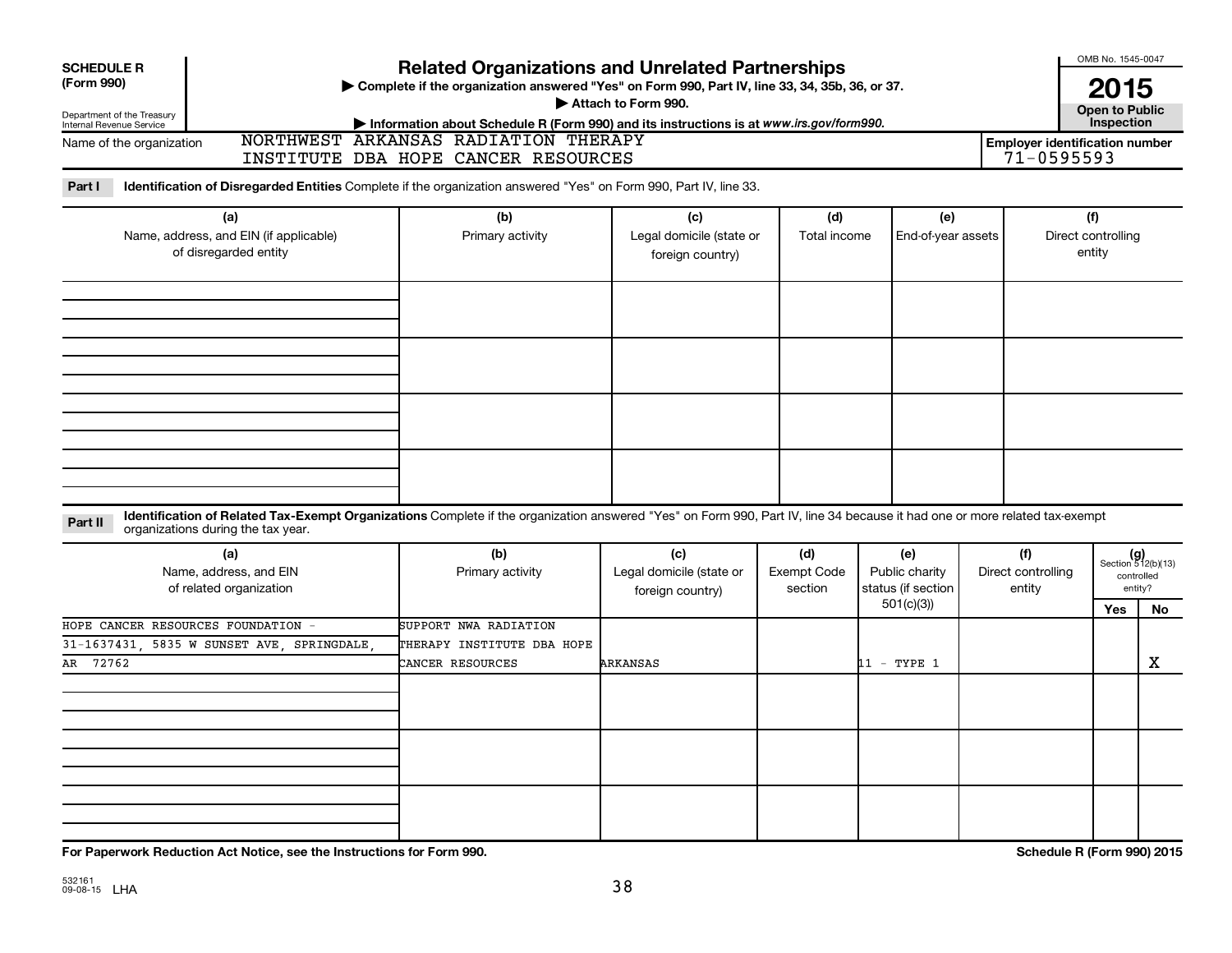**SCHEDULE R (Form 990)**

Department of the Treasury
Internal Revenue Service

# Related Organizations and Unrelated Partnerships

▶ Complete if the organization answered "Yes" on Form 990, Part IV, line 33, 34, 35b, 36, or 37.
▶ Attach to Form 990.
▶ Information about Schedule R (Form 990) and its instructions is at www.irs.gov/form990.

OMB No. 1545-0047
**2015**
**Open to Public Inspection**

Name of the organization: NORTHWEST ARKANSAS RADIATION THERAPY INSTITUTE DBA HOPE CANCER RESOURCES

**Employer identification number** 71-0595593

**Part I** **Identification of Disregarded Entities** Complete if the organization answered "Yes" on Form 990, Part IV, line 33.

| (a) Name, address, and EIN (if applicable) of disregarded entity | (b) Primary activity | (c) Legal domicile (state or foreign country) | (d) Total income | (e) End-of-year assets | (f) Direct controlling entity |
|---|---|---|---|---|---|
| | | | | | |
| | | | | | |
| | | | | | |
| | | | | | |

**Part II** **Identification of Related Tax-Exempt Organizations** Complete if the organization answered "Yes" on Form 990, Part IV, line 34 because it had one or more related tax-exempt organizations during the tax year.

| (a) Name, address, and EIN of related organization | (b) Primary activity | (c) Legal domicile (state or foreign country) | (d) Exempt Code section | (e) Public charity status (if section 501(c)(3)) | (f) Direct controlling entity | (g) Section 512(b)(13) controlled entity? Yes | No |
|---|---|---|---|---|---|---|---|
| HOPE CANCER RESOURCES FOUNDATION - 31-1637431, 5835 W SUNSET AVE, SPRINGDALE, AR 72762 | SUPPORT NWA RADIATION THERAPY INSTITUTE DBA HOPE CANCER RESOURCES | ARKANSAS | | 11 - TYPE 1 | | | X |
| | | | | | | | |
| | | | | | | | |
| | | | | | | | |

**For Paperwork Reduction Act Notice, see the Instructions for Form 990.** **Schedule R (Form 990) 2015**

532161 09-08-15 LHA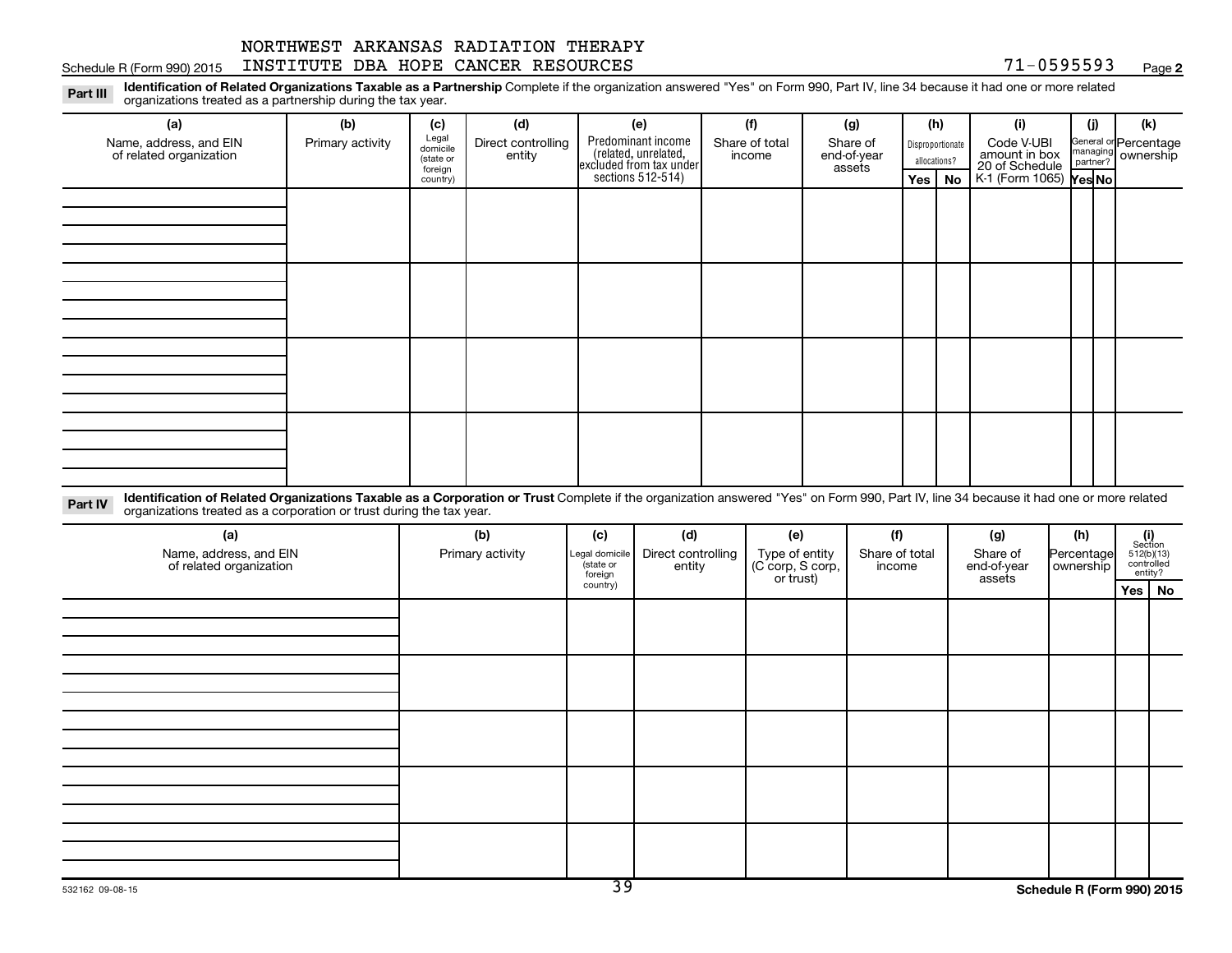NORTHWEST ARKANSAS RADIATION THERAPY INSTITUTE DBA HOPE CANCER RESOURCES

Schedule R (Form 990) 2015 — 71-0595593 — Page 2

**Part III** **Identification of Related Organizations Taxable as a Partnership** Complete if the organization answered "Yes" on Form 990, Part IV, line 34 because it had one or more related organizations treated as a partnership during the tax year.

| (a) Name, address, and EIN of related organization | (b) Primary activity | (c) Legal domicile (state or foreign country) | (d) Direct controlling entity | (e) Predominant income (related, unrelated, excluded from tax under sections 512-514) | (f) Share of total income | (g) Share of end-of-year assets | (h) Disproportionate allocations? Yes | No | (i) Code V-UBI amount in box 20 of Schedule K-1 (Form 1065) | (j) General or managing partner? Yes | No | (k) Percentage ownership |
|---|---|---|---|---|---|---|---|---|---|---|---|---|
| | | | | | | | | | | | | |
| | | | | | | | | | | | | |
| | | | | | | | | | | | | |
| | | | | | | | | | | | | |

**Part IV** **Identification of Related Organizations Taxable as a Corporation or Trust** Complete if the organization answered "Yes" on Form 990, Part IV, line 34 because it had one or more related organizations treated as a corporation or trust during the tax year.

| (a) Name, address, and EIN of related organization | (b) Primary activity | (c) Legal domicile (state or foreign country) | (d) Direct controlling entity | (e) Type of entity (C corp, S corp, or trust) | (f) Share of total income | (g) Share of end-of-year assets | (h) Percentage ownership | (i) Section 512(b)(13) controlled entity? Yes | No |
|---|---|---|---|---|---|---|---|---|---|
| | | | | | | | | | |
| | | | | | | | | | |
| | | | | | | | | | |
| | | | | | | | | | |
| | | | | | | | | | |

532162 09-08-15

Schedule R (Form 990) 2015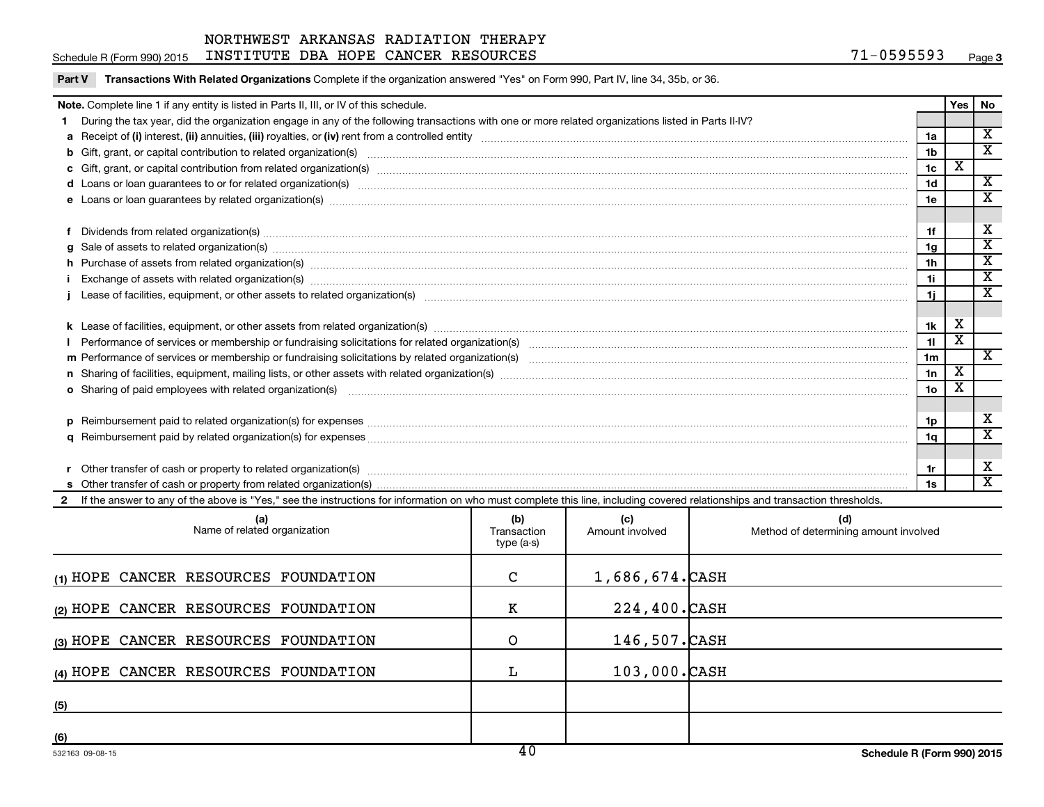NORTHWEST ARKANSAS RADIATION THERAPY INSTITUTE DBA HOPE CANCER RESOURCES

Schedule R (Form 990) 2015 — 71-0595593 — Page 3

**Part V Transactions With Related Organizations** Complete if the organization answered "Yes" on Form 990, Part IV, line 34, 35b, or 36.

| **Note.** Complete line 1 if any entity is listed in Parts II, III, or IV of this schedule. | | Yes | No |
|---|---|---|---|
| **1** During the tax year, did the organization engage in any of the following transactions with one or more related organizations listed in Parts II-IV? | | | |
| **a** Receipt of **(i)** interest, **(ii)** annuities, **(iii)** royalties, or **(iv)** rent from a controlled entity | 1a | | X |
| **b** Gift, grant, or capital contribution to related organization(s) | 1b | | X |
| **c** Gift, grant, or capital contribution from related organization(s) | 1c | X | |
| **d** Loans or loan guarantees to or for related organization(s) | 1d | | X |
| **e** Loans or loan guarantees by related organization(s) | 1e | | X |
| **f** Dividends from related organization(s) | 1f | | X |
| **g** Sale of assets to related organization(s) | 1g | | X |
| **h** Purchase of assets from related organization(s) | 1h | | X |
| **i** Exchange of assets with related organization(s) | 1i | | X |
| **j** Lease of facilities, equipment, or other assets to related organization(s) | 1j | | X |
| **k** Lease of facilities, equipment, or other assets from related organization(s) | 1k | X | |
| **l** Performance of services or membership or fundraising solicitations for related organization(s) | 1l | X | |
| **m** Performance of services or membership or fundraising solicitations by related organization(s) | 1m | | X |
| **n** Sharing of facilities, equipment, mailing lists, or other assets with related organization(s) | 1n | X | |
| **o** Sharing of paid employees with related organization(s) | 1o | X | |
| **p** Reimbursement paid to related organization(s) for expenses | 1p | | X |
| **q** Reimbursement paid by related organization(s) for expenses | 1q | | X |
| **r** Other transfer of cash or property to related organization(s) | 1r | | X |
| **s** Other transfer of cash or property from related organization(s) | 1s | | X |

**2** If the answer to any of the above is "Yes," see the instructions for information on who must complete this line, including covered relationships and transaction thresholds.

| | (a) Name of related organization | (b) Transaction type (a-s) | (c) Amount involved | (d) Method of determining amount involved |
|---|---|---|---|---|
| (1) | HOPE CANCER RESOURCES FOUNDATION | C | 1,686,674. | CASH |
| (2) | HOPE CANCER RESOURCES FOUNDATION | K | 224,400. | CASH |
| (3) | HOPE CANCER RESOURCES FOUNDATION | O | 146,507. | CASH |
| (4) | HOPE CANCER RESOURCES FOUNDATION | L | 103,000. | CASH |
| (5) | | | | |
| (6) | | | | |

532163 09-08-15

Schedule R (Form 990) 2015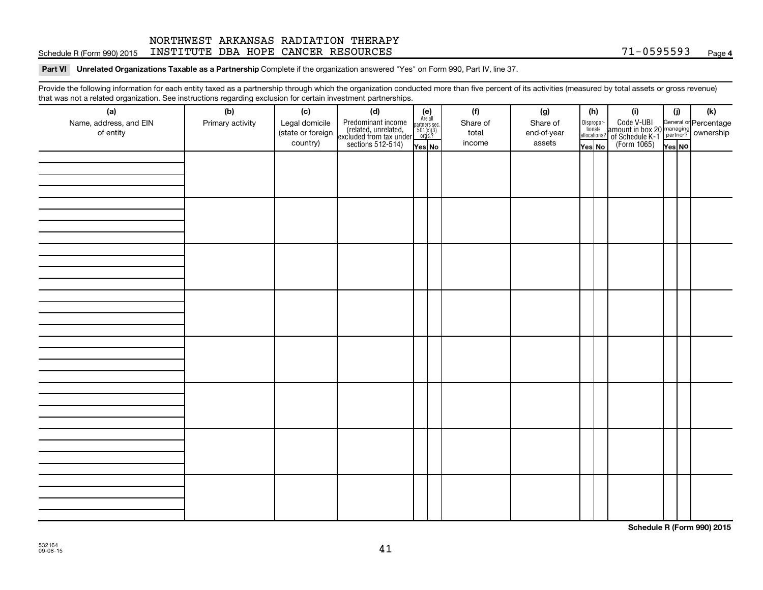NORTHWEST ARKANSAS RADIATION THERAPY
Schedule R (Form 990) 2015 INSTITUTE DBA HOPE CANCER RESOURCES 71-0595593 Page 4

**Part VI Unrelated Organizations Taxable as a Partnership** Complete if the organization answered "Yes" on Form 990, Part IV, line 37.

Provide the following information for each entity taxed as a partnership through which the organization conducted more than five percent of its activities (measured by total assets or gross revenue) that was not a related organization. See instructions regarding exclusion for certain investment partnerships.

| (a) Name, address, and EIN of entity | (b) Primary activity | (c) Legal domicile (state or foreign country) | (d) Predominant income (related, unrelated, excluded from tax under sections 512-514) | (e) Are all partners sec. 501(c)(3) orgs.? Yes | (e) No | (f) Share of total income | (g) Share of end-of-year assets | (h) Disproportionate allocations? Yes | (h) No | (i) Code V-UBI amount in box 20 of Schedule K-1 (Form 1065) | (j) General or managing partner? Yes | (j) No | (k) Percentage ownership |
|---|---|---|---|---|---|---|---|---|---|---|---|---|---|
| | | | | | | | | | | | | | |
| | | | | | | | | | | | | | |
| | | | | | | | | | | | | | |
| | | | | | | | | | | | | | |
| | | | | | | | | | | | | | |
| | | | | | | | | | | | | | |
| | | | | | | | | | | | | | |
| | | | | | | | | | | | | | |

Schedule R (Form 990) 2015

532164
09-08-15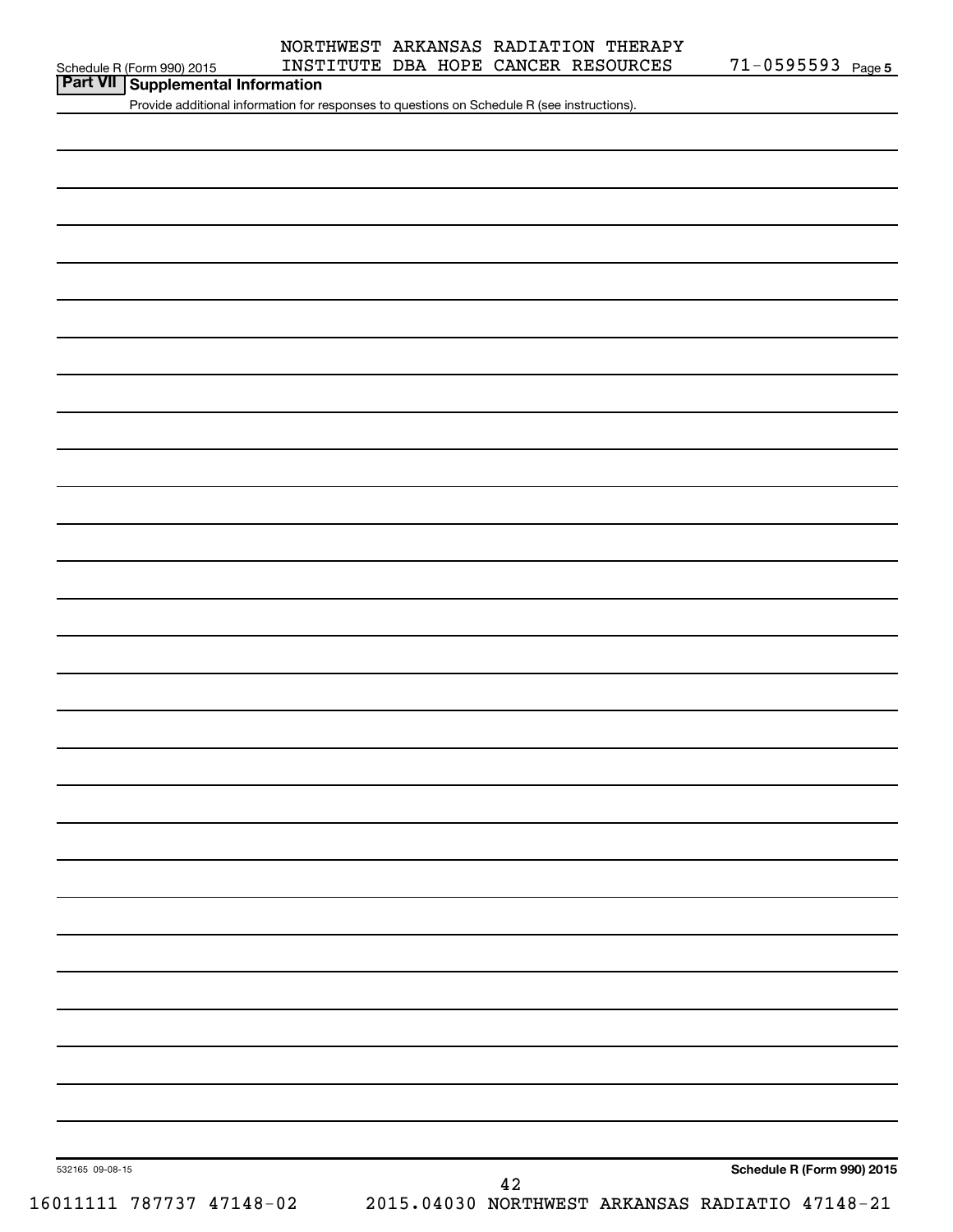NORTHWEST ARKANSAS RADIATION THERAPY INSTITUTE DBA HOPE CANCER RESOURCES 71-0595593

## Part VII Supplemental Information

Provide additional information for responses to questions on Schedule R (see instructions).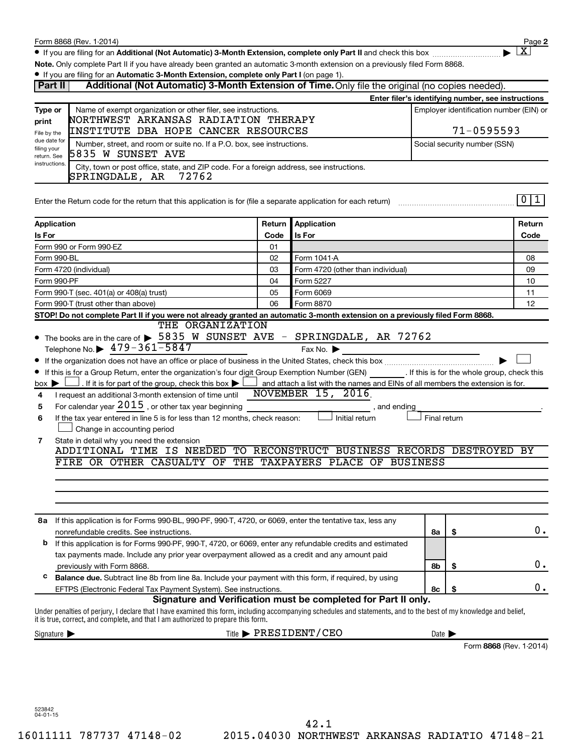Form 8868 (Rev. 1-2014)

- If you are filing for an **Additional (Not Automatic) 3-Month Extension, complete only Part II** and check this box ▶ X

**Note.** Only complete Part II if you have already been granted an automatic 3-month extension on a previously filed Form 8868.

- If you are filing for an **Automatic 3-Month Extension, complete only Part I** (on page 1).

## Part II — Additional (Not Automatic) 3-Month Extension of Time. Only file the original (no copies needed).

**Enter filer's identifying number, see instructions**

| | | |
|---|---|---|
| **Type or print** File by the due date for filing your return. See instructions. | Name of exempt organization or other filer, see instructions. NORTHWEST ARKANSAS RADIATION THERAPY INSTITUTE DBA HOPE CANCER RESOURCES | Employer identification number (EIN) or 71-0595593 |
| | Number, street, and room or suite no. If a P.O. box, see instructions. 5835 W SUNSET AVE | Social security number (SSN) |
| | City, town or post office, state, and ZIP code. For a foreign address, see instructions. SPRINGDALE, AR 72762 | |

Enter the Return code for the return that this application is for (file a separate application for each return) 0 1

| Application Is For | Return Code | Application Is For | Return Code |
|---|---|---|---|
| Form 990 or Form 990-EZ | 01 | | |
| Form 990-BL | 02 | Form 1041-A | 08 |
| Form 4720 (individual) | 03 | Form 4720 (other than individual) | 09 |
| Form 990-PF | 04 | Form 5227 | 10 |
| Form 990-T (sec. 401(a) or 408(a) trust) | 05 | Form 6069 | 11 |
| Form 990-T (trust other than above) | 06 | Form 8870 | 12 |

**STOP! Do not complete Part II if you were not already granted an automatic 3-month extension on a previously filed Form 8868.**

- The books are in the care of ▶ THE ORGANIZATION 5835 W SUNSET AVE - SPRINGDALE, AR 72762
  Telephone No. ▶ 479-361-5847 Fax No. ▶
- If the organization does not have an office or place of business in the United States, check this box ▶ ☐
- If this is for a Group Return, enter the organization's four digit Group Exemption Number (GEN) ______. If this is for the whole group, check this box ▶ ☐. If it is for part of the group, check this box ▶ ☐ and attach a list with the names and EINs of all members the extension is for.

**4** I request an additional 3-month extension of time until NOVEMBER 15, 2016.

**5** For calendar year 2015 , or other tax year beginning ______, and ending ______.

**6** If the tax year entered in line 5 is for less than 12 months, check reason: ☐ Initial return ☐ Final return ☐ Change in accounting period

**7** State in detail why you need the extension
ADDITIONAL TIME IS NEEDED TO RECONSTRUCT BUSINESS RECORDS DESTROYED BY FIRE OR OTHER CASUALTY OF THE TAXPAYERS PLACE OF BUSINESS

| | | | |
|---|---|---|---|
| **8a** If this application is for Forms 990-BL, 990-PF, 990-T, 4720, or 6069, enter the tentative tax, less any nonrefundable credits. See instructions. | 8a | $ | 0. |
| **b** If this application is for Forms 990-PF, 990-T, 4720, or 6069, enter any refundable credits and estimated tax payments made. Include any prior year overpayment allowed as a credit and any amount paid previously with Form 8868. | 8b | $ | 0. |
| **c** **Balance due.** Subtract line 8b from line 8a. Include your payment with this form, if required, by using EFTPS (Electronic Federal Tax Payment System). See instructions. | 8c | $ | 0. |

**Signature and Verification must be completed for Part II only.**

Under penalties of perjury, I declare that I have examined this form, including accompanying schedules and statements, and to the best of my knowledge and belief, it is true, correct, and complete, and that I am authorized to prepare this form.

Signature ▶ Title ▶ PRESIDENT/CEO Date ▶

Form **8868** (Rev. 1-2014)

523842 04-01-15

42.1

16011111 787737 47148-02 2015.04030 NORTHWEST ARKANSAS RADIATIO 47148-21